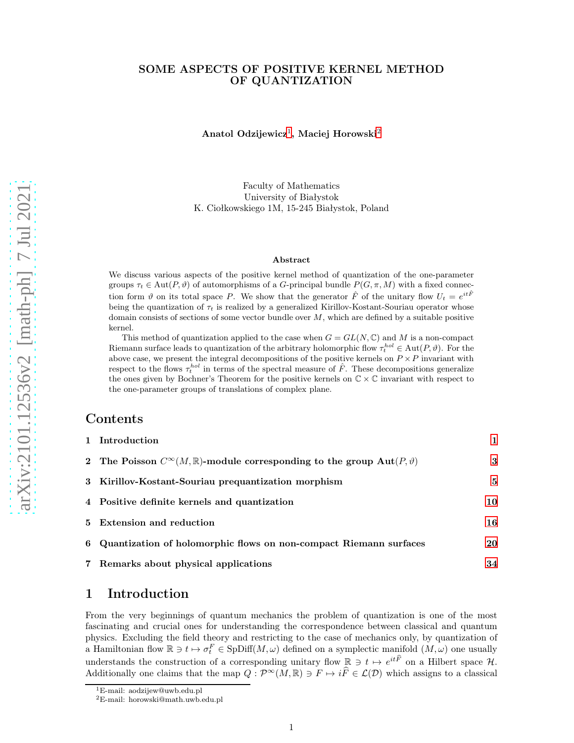# SOME ASPECTS OF POSITIVE KERNEL METHOD OF QUANTIZATION

**Anatol Odzijewicz**[1], **Maciej Horowski**[2]

Faculty of Mathematics
University of Białystok
K. Ciołkowskiego 1M, 15-245 Białystok, Poland

### Abstract

We discuss various aspects of the positive kernel method of quantization of the one-parameter groups $\tau_t \in \mathrm{Aut}(P, \vartheta)$ of automorphisms of a $G$-principal bundle $P(G, \pi, M)$ with a fixed connection form $\vartheta$ on its total space $P$. We show that the generator $\hat{F}$ of the unitary flow $U_t = e^{it\hat{F}}$ being the quantization of $\tau_t$ is realized by a generalized Kirillov-Kostant-Souriau operator whose domain consists of sections of some vector bundle over $M$, which are defined by a suitable positive kernel.

This method of quantization applied to the case when $G = GL(N, \mathbb{C})$ and $M$ is a non-compact Riemann surface leads to quantization of the arbitrary holomorphic flow $\tau_t^{hol} \in \mathrm{Aut}(P, \vartheta)$. For the above case, we present the integral decompositions of the positive kernels on $P \times P$ invariant with respect to the flows $\tau_t^{hol}$ in terms of the spectral measure of $\hat{F}$. These decompositions generalize the ones given by Bochner's Theorem for the positive kernels on $\mathbb{C} \times \mathbb{C}$ invariant with respect to the one-parameter groups of translations of complex plane.

## Contents

1 Introduction 1

2 The Poisson $C^\infty(M, \mathbb{R})$-module corresponding to the group $\mathrm{Aut}(P, \vartheta)$ 3

3 Kirillov-Kostant-Souriau prequantization morphism 5

4 Positive definite kernels and quantization 10

5 Extension and reduction 16

6 Quantization of holomorphic flows on non-compact Riemann surfaces 20

7 Remarks about physical applications 34

## 1 Introduction

From the very beginnings of quantum mechanics the problem of quantization is one of the most fascinating and crucial ones for understanding the correspondence between classical and quantum physics. Excluding the field theory and restricting to the case of mechanics only, by quantization of a Hamiltonian flow $\mathbb{R} \ni t \mapsto \sigma_t^F \in \mathrm{SpDiff}(M, \omega)$ defined on a symplectic manifold $(M, \omega)$ one usually understands the construction of a corresponding unitary flow $\mathbb{R} \ni t \mapsto e^{it\widehat{F}}$ on a Hilbert space $\mathcal{H}$. Additionally one claims that the map $Q : \mathcal{P}^\infty(M, \mathbb{R}) \ni F \mapsto i\widehat{F} \in \mathcal{L}(\mathcal{D})$ which assigns to a classical

[1] E-mail: aodzijew@uwb.edu.pl
[2] E-mail: horowski@math.uwb.edu.pl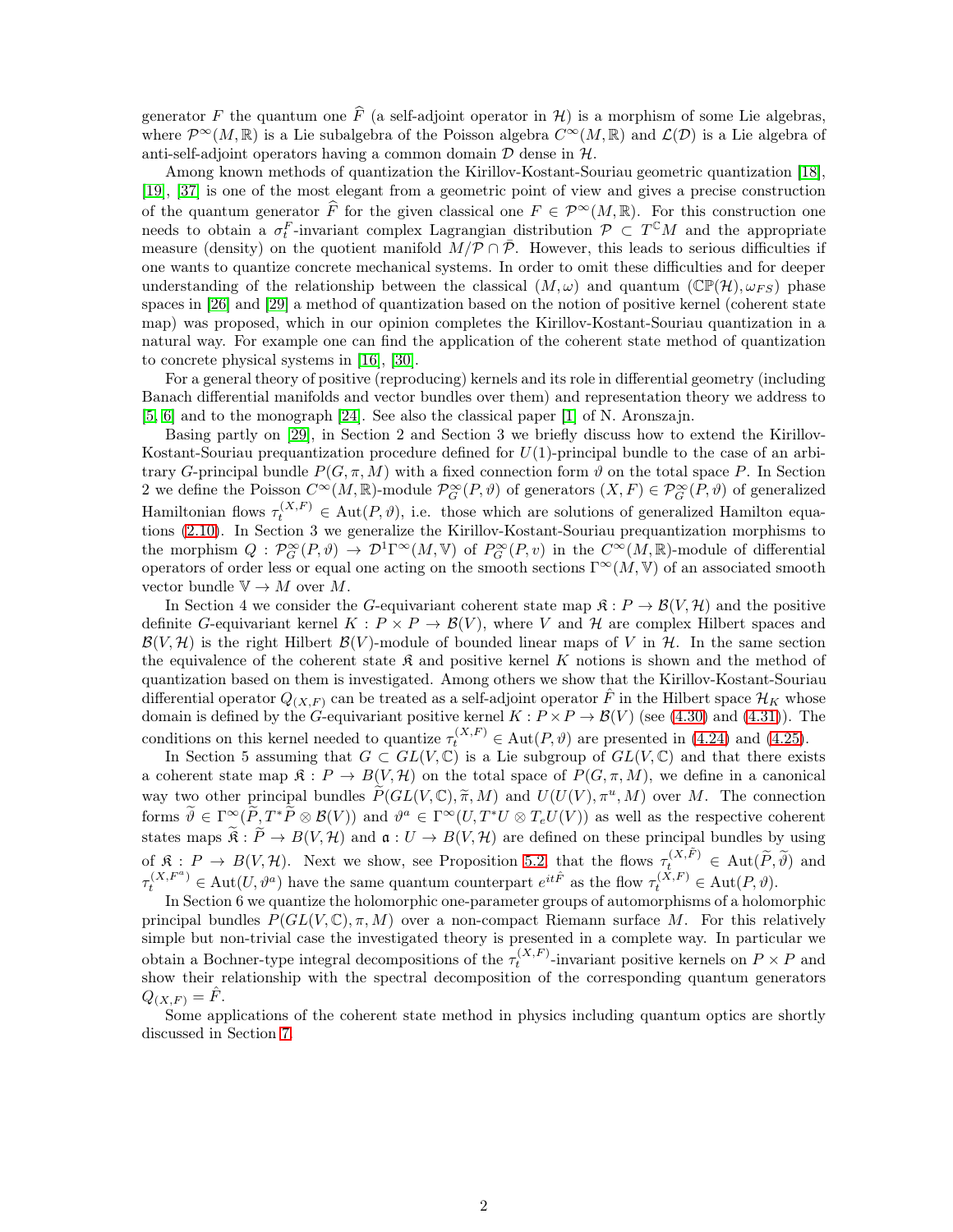generator $F$ the quantum one $\widehat{F}$ (a self-adjoint operator in $\mathcal{H}$) is a morphism of some Lie algebras, where $\mathcal{P}^\infty(M,\mathbb{R})$ is a Lie subalgebra of the Poisson algebra $C^\infty(M,\mathbb{R})$ and $\mathcal{L}(\mathcal{D})$ is a Lie algebra of anti-self-adjoint operators having a common domain $\mathcal{D}$ dense in $\mathcal{H}$.

Among known methods of quantization the Kirillov-Kostant-Souriau geometric quantization [18], [19], [37] is one of the most elegant from a geometric point of view and gives a precise construction of the quantum generator $\widehat{F}$ for the given classical one $F \in \mathcal{P}^\infty(M,\mathbb{R})$. For this construction one needs to obtain a $\sigma_t^F$-invariant complex Lagrangian distribution $\mathcal{P} \subset T^{\mathbb{C}}M$ and the appropriate measure (density) on the quotient manifold $M/\mathcal{P}\cap\bar{\mathcal{P}}$. However, this leads to serious difficulties if one wants to quantize concrete mechanical systems. In order to omit these difficulties and for deeper understanding of the relationship between the classical $(M,\omega)$ and quantum $(\mathbb{CP}(\mathcal{H}),\omega_{FS})$ phase spaces in [26] and [29] a method of quantization based on the notion of positive kernel (coherent state map) was proposed, which in our opinion completes the Kirillov-Kostant-Souriau quantization in a natural way. For example one can find the application of the coherent state method of quantization to concrete physical systems in [16], [30].

For a general theory of positive (reproducing) kernels and its role in differential geometry (including Banach differential manifolds and vector bundles over them) and representation theory we address to [5, 6] and to the monograph [24]. See also the classical paper [1] of N. Aronszajn.

Basing partly on [29], in Section 2 and Section 3 we briefly discuss how to extend the Kirillov-Kostant-Souriau prequantization procedure defined for $U(1)$-principal bundle to the case of an arbitrary $G$-principal bundle $P(G,\pi,M)$ with a fixed connection form $\vartheta$ on the total space $P$. In Section 2 we define the Poisson $C^\infty(M,\mathbb{R})$-module $\mathcal{P}^\infty_G(P,\vartheta)$ of generators $(X,F) \in \mathcal{P}^\infty_G(P,\vartheta)$ of generalized Hamiltonian flows $\tau_t^{(X,F)} \in \mathrm{Aut}(P,\vartheta)$, i.e. those which are solutions of generalized Hamilton equations (2.10). In Section 3 we generalize the Kirillov-Kostant-Souriau prequantization morphisms to the morphism $Q : \mathcal{P}^\infty_G(P,\vartheta) \to \mathcal{D}^1\Gamma^\infty(M,\mathbb{V})$ of $P^\infty_G(P,v)$ in the $C^\infty(M,\mathbb{R})$-module of differential operators of order less or equal one acting on the smooth sections $\Gamma^\infty(M,\mathbb{V})$ of an associated smooth vector bundle $\mathbb{V} \to M$ over $M$.

In Section 4 we consider the $G$-equivariant coherent state map $\mathfrak{K} : P \to \mathcal{B}(V,\mathcal{H})$ and the positive definite $G$-equivariant kernel $K : P\times P \to \mathcal{B}(V)$, where $V$ and $\mathcal{H}$ are complex Hilbert spaces and $\mathcal{B}(V,\mathcal{H})$ is the right Hilbert $\mathcal{B}(V)$-module of bounded linear maps of $V$ in $\mathcal{H}$. In the same section the equivalence of the coherent state $\mathfrak{K}$ and positive kernel $K$ notions is shown and the method of quantization based on them is investigated. Among others we show that the Kirillov-Kostant-Souriau differential operator $Q_{(X,F)}$ can be treated as a self-adjoint operator $\hat{F}$ in the Hilbert space $\mathcal{H}_K$ whose domain is defined by the $G$-equivariant positive kernel $K : P\times P \to \mathcal{B}(V)$ (see (4.30) and (4.31)). The conditions on this kernel needed to quantize $\tau_t^{(X,F)} \in \mathrm{Aut}(P,\vartheta)$ are presented in (4.24) and (4.25).

In Section 5 assuming that $G \subset GL(V,\mathbb{C})$ is a Lie subgroup of $GL(V,\mathbb{C})$ and that there exists a coherent state map $\mathfrak{K} : P \to B(V,\mathcal{H})$ on the total space of $P(G,\pi,M)$, we define in a canonical way two other principal bundles $\widetilde{P}(GL(V,\mathbb{C}),\widetilde{\pi},M)$ and $U(U(V),\pi^u,M)$ over $M$. The connection forms $\widetilde{\vartheta} \in \Gamma^\infty(\widetilde{P},T^*\widetilde{P}\otimes\mathcal{B}(V))$ and $\vartheta^a \in \Gamma^\infty(U,T^*U\otimes T_eU(V))$ as well as the respective coherent states maps $\widetilde{\mathfrak{K}} : \widetilde{P} \to B(V,\mathcal{H})$ and $\mathfrak{a} : U \to B(V,\mathcal{H})$ are defined on these principal bundles by using of $\mathfrak{K} : P \to B(V,\mathcal{H})$. Next we show, see Proposition 5.2, that the flows $\tau_t^{(X,\tilde{F})} \in \mathrm{Aut}(\widetilde{P},\widetilde{\vartheta})$ and $\tau_t^{(X,F^a)} \in \mathrm{Aut}(U,\vartheta^a)$ have the same quantum counterpart $e^{it\hat{F}}$ as the flow $\tau_t^{(X,F)} \in \mathrm{Aut}(P,\vartheta)$.

In Section 6 we quantize the holomorphic one-parameter groups of automorphisms of a holomorphic principal bundles $P(GL(V,\mathbb{C}),\pi,M)$ over a non-compact Riemann surface $M$. For this relatively simple but non-trivial case the investigated theory is presented in a complete way. In particular we obtain a Bochner-type integral decompositions of the $\tau_t^{(X,F)}$-invariant positive kernels on $P\times P$ and show their relationship with the spectral decomposition of the corresponding quantum generators $Q_{(X,F)} = \hat{F}$.

Some applications of the coherent state method in physics including quantum optics are shortly discussed in Section 7.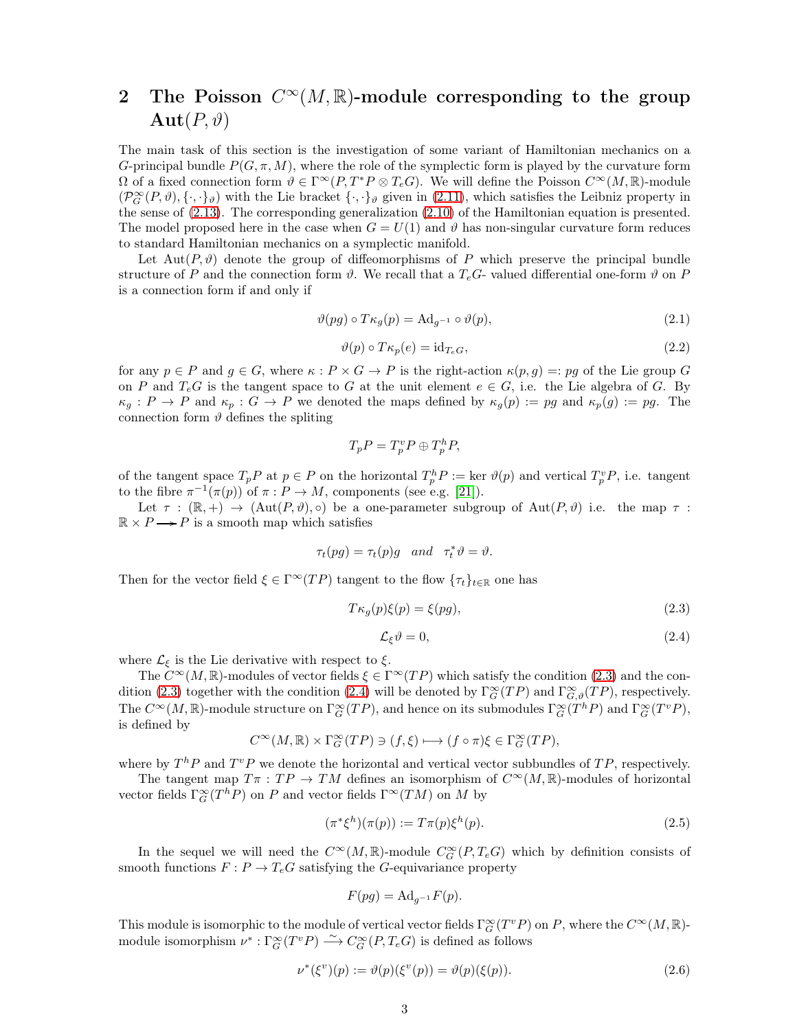## 2 The Poisson $C^\infty(M,\mathbb{R})$-module corresponding to the group $\mathbf{Aut}(P,\vartheta)$

The main task of this section is the investigation of some variant of Hamiltonian mechanics on a $G$-principal bundle $P(G,\pi,M)$, where the role of the symplectic form is played by the curvature form $\Omega$ of a fixed connection form $\vartheta \in \Gamma^\infty(P, T^*P \otimes T_eG)$. We will define the Poisson $C^\infty(M,\mathbb{R})$-module $(\mathcal{P}^\infty_G(P,\vartheta), \{\cdot,\cdot\}_\vartheta)$ with the Lie bracket $\{\cdot,\cdot\}_\vartheta$ given in (2.11), which satisfies the Leibniz property in the sense of (2.13). The corresponding generalization (2.10) of the Hamiltonian equation is presented. The model proposed here in the case when $G = U(1)$ and $\vartheta$ has non-singular curvature form reduces to standard Hamiltonian mechanics on a symplectic manifold.

Let $\mathrm{Aut}(P,\vartheta)$ denote the group of diffeomorphisms of $P$ which preserve the principal bundle structure of $P$ and the connection form $\vartheta$. We recall that a $T_eG$- valued differential one-form $\vartheta$ on $P$ is a connection form if and only if

$$\vartheta(pg) \circ T\kappa_g(p) = \mathrm{Ad}_{g^{-1}} \circ \vartheta(p), \tag{2.1}$$

$$\vartheta(p) \circ T\kappa_p(e) = \mathrm{id}_{T_eG}, \tag{2.2}$$

for any $p \in P$ and $g \in G$, where $\kappa : P \times G \to P$ is the right-action $\kappa(p,g) =: pg$ of the Lie group $G$ on $P$ and $T_eG$ is the tangent space to $G$ at the unit element $e \in G$, i.e. the Lie algebra of $G$. By $\kappa_g : P \to P$ and $\kappa_p : G \to P$ we denoted the maps defined by $\kappa_g(p) := pg$ and $\kappa_p(g) := pg$. The connection form $\vartheta$ defines the spliting

$$T_pP = T^v_pP \oplus T^h_pP,$$

of the tangent space $T_pP$ at $p \in P$ on the horizontal $T^h_pP := \ker \vartheta(p)$ and vertical $T^v_pP$, i.e. tangent to the fibre $\pi^{-1}(\pi(p))$ of $\pi : P \to M$, components (see e.g. [21]).

Let $\tau : (\mathbb{R},+) \to (\mathrm{Aut}(P,\vartheta),\circ)$ be a one-parameter subgroup of $\mathrm{Aut}(P,\vartheta)$ i.e. the map $\tau : \mathbb{R} \times P \longrightarrow P$ is a smooth map which satisfies

$$\tau_t(pg) = \tau_t(p)g \quad and \quad \tau_t^*\vartheta = \vartheta.$$

Then for the vector field $\xi \in \Gamma^\infty(TP)$ tangent to the flow $\{\tau_t\}_{t\in\mathbb{R}}$ one has

$$T\kappa_g(p)\xi(p) = \xi(pg), \tag{2.3}$$

$$\mathcal{L}_\xi \vartheta = 0, \tag{2.4}$$

where $\mathcal{L}_\xi$ is the Lie derivative with respect to $\xi$.

The $C^\infty(M,\mathbb{R})$-modules of vector fields $\xi \in \Gamma^\infty(TP)$ which satisfy the condition (2.3) and the condition (2.3) together with the condition (2.4) will be denoted by $\Gamma^\infty_G(TP)$ and $\Gamma^\infty_{G,\vartheta}(TP)$, respectively. The $C^\infty(M,\mathbb{R})$-module structure on $\Gamma^\infty_G(TP)$, and hence on its submodules $\Gamma^\infty_G(T^hP)$ and $\Gamma^\infty_G(T^vP)$, is defined by

$$C^\infty(M,\mathbb{R}) \times \Gamma^\infty_G(TP) \ni (f,\xi) \longmapsto (f \circ \pi)\xi \in \Gamma^\infty_G(TP),$$

where by $T^hP$ and $T^vP$ we denote the horizontal and vertical vector subbundles of $TP$, respectively.

The tangent map $T\pi : TP \to TM$ defines an isomorphism of $C^\infty(M,\mathbb{R})$-modules of horizontal vector fields $\Gamma^\infty_G(T^hP)$ on $P$ and vector fields $\Gamma^\infty(TM)$ on $M$ by

$$(\pi^*\xi^h)(\pi(p)) := T\pi(p)\xi^h(p). \tag{2.5}$$

In the sequel we will need the $C^\infty(M,\mathbb{R})$-module $C^\infty_G(P, T_eG)$ which by definition consists of smooth functions $F : P \to T_eG$ satisfying the $G$-equivariance property

$$F(pg) = \mathrm{Ad}_{g^{-1}}F(p).$$

This module is isomorphic to the module of vertical vector fields $\Gamma^\infty_G(T^vP)$ on $P$, where the $C^\infty(M,\mathbb{R})$-module isomorphism $\nu^* : \Gamma^\infty_G(T^vP) \xrightarrow{\sim} C^\infty_G(P,T_eG)$ is defined as follows

$$\nu^*(\xi^v)(p) := \vartheta(p)(\xi^v(p)) = \vartheta(p)(\xi(p)). \tag{2.6}$$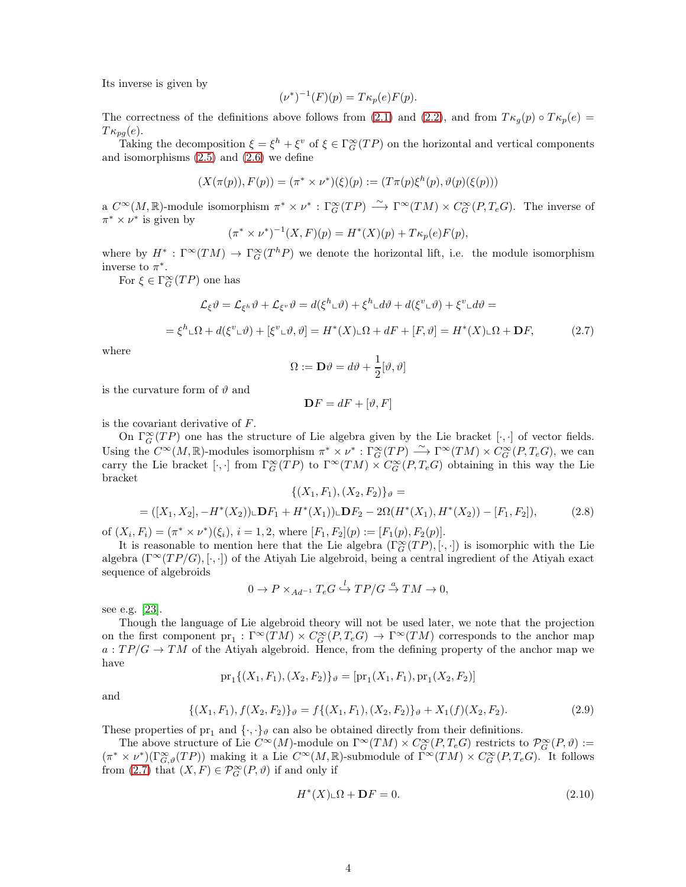Its inverse is given by

$$(\nu^*)^{-1}(F)(p) = T\kappa_p(e)F(p).$$

The correctness of the definitions above follows from (2.1) and (2.2), and from $T\kappa_g(p) \circ T\kappa_p(e) = T\kappa_{pg}(e)$.

Taking the decomposition $\xi = \xi^h + \xi^v$ of $\xi \in \Gamma^\infty_G(TP)$ on the horizontal and vertical components and isomorphisms (2.5) and (2.6) we define

$$(X(\pi(p)), F(p)) = (\pi^* \times \nu^*)(\xi)(p) := (T\pi(p)\xi^h(p), \vartheta(p)(\xi(p)))$$

a $C^\infty(M, \mathbb{R})$-module isomorphism $\pi^* \times \nu^* : \Gamma^\infty_G(TP) \xrightarrow{\sim} \Gamma^\infty(TM) \times C^\infty_G(P, T_eG)$. The inverse of $\pi^* \times \nu^*$ is given by

$$(\pi^* \times \nu^*)^{-1}(X, F)(p) = H^*(X)(p) + T\kappa_p(e)F(p),$$

where by $H^* : \Gamma^\infty(TM) \to \Gamma^\infty_G(T^hP)$ we denote the horizontal lift, i.e. the module isomorphism inverse to $\pi^*$.

For $\xi \in \Gamma^\infty_G(TP)$ one has

$$\mathcal{L}_\xi \vartheta = \mathcal{L}_{\xi^h}\vartheta + \mathcal{L}_{\xi^v}\vartheta = d(\xi^h \llcorner \vartheta) + \xi^h \llcorner d\vartheta + d(\xi^v \llcorner \vartheta) + \xi^v \llcorner d\vartheta =$$

$$= \xi^h \llcorner \Omega + d(\xi^v \llcorner \vartheta) + [\xi^v \llcorner \vartheta, \vartheta] = H^*(X) \llcorner \Omega + dF + [F, \vartheta] = H^*(X) \llcorner \Omega + \mathbf{D}F, \tag{2.7}$$

where

$$\Omega := \mathbf{D}\vartheta = d\vartheta + \frac{1}{2}[\vartheta, \vartheta]$$

is the curvature form of $\vartheta$ and

$$\mathbf{D}F = dF + [\vartheta, F]$$

is the covariant derivative of $F$.

On $\Gamma^\infty_G(TP)$ one has the structure of Lie algebra given by the Lie bracket $[\cdot, \cdot]$ of vector fields. Using the $C^\infty(M, \mathbb{R})$-modules isomorphism $\pi^* \times \nu^* : \Gamma^\infty_G(TP) \xrightarrow{\sim} \Gamma^\infty(TM) \times C^\infty_G(P, T_eG)$, we can carry the Lie bracket $[\cdot, \cdot]$ from $\Gamma^\infty_G(TP)$ to $\Gamma^\infty(TM) \times C^\infty_G(P, T_eG)$ obtaining in this way the Lie bracket

$$\{(X_1, F_1), (X_2, F_2)\}_\vartheta =$$
$$= ([X_1, X_2], -H^*(X_2) \llcorner \mathbf{D}F_1 + H^*(X_1) \llcorner \mathbf{D}F_2 - 2\Omega(H^*(X_1), H^*(X_2)) - [F_1, F_2]), \tag{2.8}$$

of $(X_i, F_i) = (\pi^* \times \nu^*)(\xi_i)$, $i = 1, 2$, where $[F_1, F_2](p) := [F_1(p), F_2(p)]$.

It is reasonable to mention here that the Lie algebra $(\Gamma^\infty_G(TP), [\cdot, \cdot])$ is isomorphic with the Lie algebra $(\Gamma^\infty(TP/G), [\cdot, \cdot])$ of the Atiyah Lie algebroid, being a central ingredient of the Atiyah exact sequence of algebroids

$$0 \to P \times_{Ad^{-1}} T_eG \overset{l}{\hookrightarrow} TP/G \overset{a}{\to} TM \to 0,$$

see e.g. [23].

Though the language of Lie algebroid theory will not be used later, we note that the projection on the first component $\mathrm{pr}_1 : \Gamma^\infty(TM) \times C^\infty_G(P, T_eG) \to \Gamma^\infty(TM)$ corresponds to the anchor map $a : TP/G \to TM$ of the Atiyah algebroid. Hence, from the defining property of the anchor map we have

$$\mathrm{pr}_1\{(X_1, F_1), (X_2, F_2)\}_\vartheta = [\mathrm{pr}_1(X_1, F_1), \mathrm{pr}_1(X_2, F_2)]$$

and

$$\{(X_1, F_1), f(X_2, F_2)\}_\vartheta = f\{(X_1, F_1), (X_2, F_2)\}_\vartheta + X_1(f)(X_2, F_2). \tag{2.9}$$

These properties of $\mathrm{pr}_1$ and $\{\cdot, \cdot\}_\vartheta$ can also be obtained directly from their definitions.

The above structure of Lie $C^\infty(M)$-module on $\Gamma^\infty(TM) \times C^\infty_G(P, T_eG)$ restricts to $\mathcal{P}^\infty_G(P, \vartheta) := (\pi^* \times \nu^*)(\Gamma^\infty_{G,\vartheta}(TP))$ making it a Lie $C^\infty(M, \mathbb{R})$-submodule of $\Gamma^\infty(TM) \times C^\infty_G(P, T_eG)$. It follows from (2.7) that $(X, F) \in \mathcal{P}^\infty_G(P, \vartheta)$ if and only if

$$H^*(X) \llcorner \Omega + \mathbf{D}F = 0. \tag{2.10}$$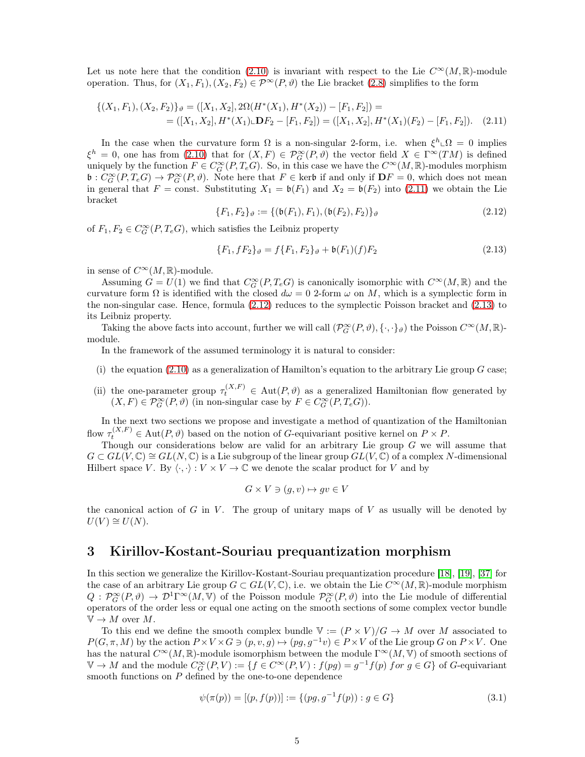Let us note here that the condition (2.10) is invariant with respect to the Lie $C^\infty(M,\mathbb{R})$-module operation. Thus, for $(X_1,F_1),(X_2,F_2) \in \mathcal{P}^\infty(P,\vartheta)$ the Lie bracket (2.8) simplifies to the form

$$
\begin{aligned}
\{(X_1,F_1),(X_2,F_2)\}_\vartheta &= ([X_1,X_2], 2\Omega(H^*(X_1),H^*(X_2)) - [F_1,F_2]) = \\
&= ([X_1,X_2], H^*(X_1) \lrcorner \mathbf{D}F_2 - [F_1,F_2]) = ([X_1,X_2], H^*(X_1)(F_2) - [F_1,F_2]).
\end{aligned} \tag{2.11}
$$

In the case when the curvature form $\Omega$ is a non-singular 2-form, i.e. when $\xi^h \lrcorner \Omega = 0$ implies $\xi^h = 0$, one has from (2.10) that for $(X,F) \in \mathcal{P}^\infty_G(P,\vartheta)$ the vector field $X \in \Gamma^\infty(TM)$ is defined uniquely by the function $F \in C^\infty_G(P,T_eG)$. So, in this case we have the $C^\infty(M,\mathbb{R})$-modules morphism $\mathfrak{b} : C^\infty_G(P,T_eG) \to \mathcal{P}^\infty_G(P,\vartheta)$. Note here that $F \in \ker\mathfrak{b}$ if and only if $\mathbf{D}F = 0$, which does not mean in general that $F = const$. Substituting $X_1 = \mathfrak{b}(F_1)$ and $X_2 = \mathfrak{b}(F_2)$ into (2.11) we obtain the Lie bracket

$$
\{F_1,F_2\}_\vartheta := \{(\mathfrak{b}(F_1),F_1),(\mathfrak{b}(F_2),F_2)\}_\vartheta \tag{2.12}
$$

of $F_1,F_2 \in C^\infty_G(P,T_eG)$, which satisfies the Leibniz property

$$
\{F_1, fF_2\}_\vartheta = f\{F_1,F_2\}_\vartheta + \mathfrak{b}(F_1)(f)F_2 \tag{2.13}
$$

in sense of $C^\infty(M,\mathbb{R})$-module.

Assuming $G = U(1)$ we find that $C^\infty_G(P,T_eG)$ is canonically isomorphic with $C^\infty(M,\mathbb{R})$ and the curvature form $\Omega$ is identified with the closed $d\omega = 0$ 2-form $\omega$ on $M$, which is a symplectic form in the non-singular case. Hence, formula (2.12) reduces to the symplectic Poisson bracket and (2.13) to its Leibniz property.

Taking the above facts into account, further we will call $(\mathcal{P}^\infty_G(P,\vartheta),\{\cdot,\cdot\}_\vartheta)$ the Poisson $C^\infty(M,\mathbb{R})$-module.

In the framework of the assumed terminology it is natural to consider:

(i) the equation (2.10) as a generalization of Hamilton's equation to the arbitrary Lie group $G$ case;

(ii) the one-parameter group $\tau_t^{(X,F)} \in \mathrm{Aut}(P,\vartheta)$ as a generalized Hamiltonian flow generated by $(X,F) \in \mathcal{P}^\infty_G(P,\vartheta)$ (in non-singular case by $F \in C^\infty_G(P,T_eG)$).

In the next two sections we propose and investigate a method of quantization of the Hamiltonian flow $\tau_t^{(X,F)} \in \mathrm{Aut}(P,\vartheta)$ based on the notion of $G$-equivariant positive kernel on $P \times P$.

Though our considerations below are valid for an arbitrary Lie group $G$ we will assume that $G \subset GL(V,\mathbb{C}) \cong GL(N,\mathbb{C})$ is a Lie subgroup of the linear group $GL(V,\mathbb{C})$ of a complex $N$-dimensional Hilbert space $V$. By $\langle\cdot,\cdot\rangle : V \times V \to \mathbb{C}$ we denote the scalar product for $V$ and by

$$
G \times V \ni (g,v) \mapsto gv \in V
$$

the canonical action of $G$ in $V$. The group of unitary maps of $V$ as usually will be denoted by $U(V) \cong U(N)$.

# 3 Kirillov-Kostant-Souriau prequantization morphism

In this section we generalize the Kirillov-Kostant-Souriau prequantization procedure [18], [19], [37] for the case of an arbitrary Lie group $G \subset GL(V,\mathbb{C})$, i.e. we obtain the Lie $C^\infty(M,\mathbb{R})$-module morphism $Q : \mathcal{P}^\infty_G(P,\vartheta) \to \mathcal{D}^1\Gamma^\infty(M,\mathbb{V})$ of the Poisson module $\mathcal{P}^\infty_G(P,\vartheta)$ into the Lie module of differential operators of the order less or equal one acting on the smooth sections of some complex vector bundle $\mathbb{V} \to M$ over $M$.

To this end we define the smooth complex bundle $\mathbb{V} := (P \times V)/G \to M$ over $M$ associated to $P(G,\pi,M)$ by the action $P \times V \times G \ni (p,v,g) \mapsto (pg, g^{-1}v) \in P \times V$ of the Lie group $G$ on $P \times V$. One has the natural $C^\infty(M,\mathbb{R})$-module isomorphism between the module $\Gamma^\infty(M,\mathbb{V})$ of smooth sections of $\mathbb{V} \to M$ and the module $C^\infty_G(P,V) := \{f \in C^\infty(P,V) : f(pg) = g^{-1}f(p) \ for\ g \in G\}$ of $G$-equivariant smooth functions on $P$ defined by the one-to-one dependence

$$
\psi(\pi(p)) = [(p,f(p))] := \{(pg, g^{-1}f(p)) : g \in G\} \tag{3.1}
$$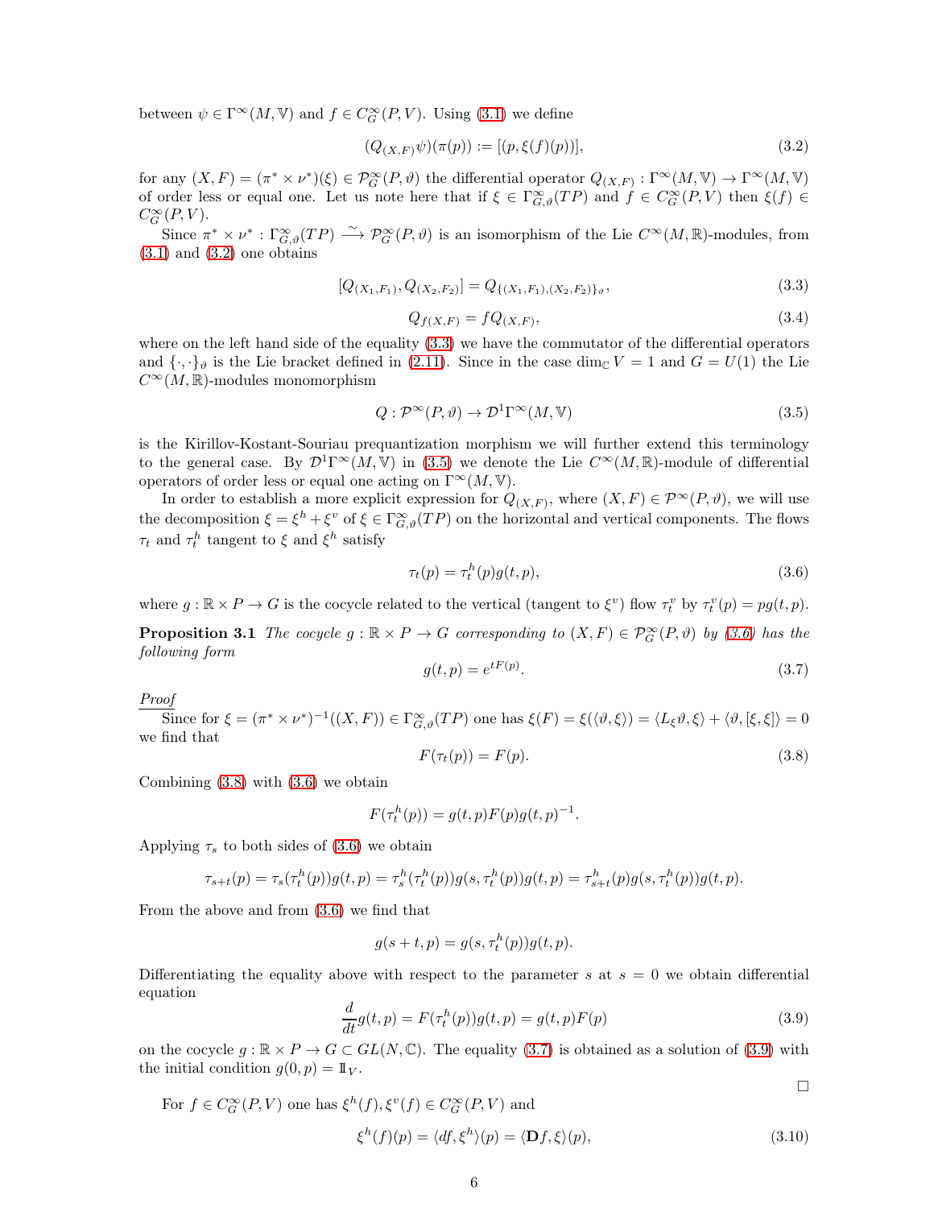between $\psi \in \Gamma^\infty(M, \mathbb{V})$ and $f \in C^\infty_G(P, V)$. Using (3.1) we define

$$(Q_{(X,F)}\psi)(\pi(p)) := [(p, \xi(f)(p))], \tag{3.2}$$

for any $(X, F) = (\pi^* \times \nu^*)(\xi) \in \mathcal{P}^\infty_G(P, \vartheta)$ the differential operator $Q_{(X,F)} : \Gamma^\infty(M, \mathbb{V}) \to \Gamma^\infty(M, \mathbb{V})$ of order less or equal one. Let us note here that if $\xi \in \Gamma^\infty_{G,\vartheta}(TP)$ and $f \in C^\infty_G(P, V)$ then $\xi(f) \in C^\infty_G(P, V)$.

Since $\pi^* \times \nu^* : \Gamma^\infty_{G,\vartheta}(TP) \xrightarrow{\sim} \mathcal{P}^\infty_G(P, \vartheta)$ is an isomorphism of the Lie $C^\infty(M, \mathbb{R})$-modules, from (3.1) and (3.2) one obtains

$$[Q_{(X_1,F_1)}, Q_{(X_2,F_2)}] = Q_{\{(X_1,F_1),(X_2,F_2)\}_\vartheta}, \tag{3.3}$$

$$Q_{f(X,F)} = f Q_{(X,F)}, \tag{3.4}$$

where on the left hand side of the equality (3.3) we have the commutator of the differential operators and $\{\cdot, \cdot\}_\vartheta$ is the Lie bracket defined in (2.11). Since in the case $\dim_{\mathbb{C}} V = 1$ and $G = U(1)$ the Lie $C^\infty(M, \mathbb{R})$-modules monomorphism

$$Q : \mathcal{P}^\infty(P, \vartheta) \to \mathcal{D}^1\Gamma^\infty(M, \mathbb{V}) \tag{3.5}$$

is the Kirillov-Kostant-Souriau prequantization morphism we will further extend this terminology to the general case. By $\mathcal{D}^1\Gamma^\infty(M, \mathbb{V})$ in (3.5) we denote the Lie $C^\infty(M, \mathbb{R})$-module of differential operators of order less or equal one acting on $\Gamma^\infty(M, \mathbb{V})$.

In order to establish a more explicit expression for $Q_{(X,F)}$, where $(X, F) \in \mathcal{P}^\infty(P, \vartheta)$, we will use the decomposition $\xi = \xi^h + \xi^v$ of $\xi \in \Gamma^\infty_{G,\vartheta}(TP)$ on the horizontal and vertical components. The flows $\tau_t$ and $\tau^h_t$ tangent to $\xi$ and $\xi^h$ satisfy

$$\tau_t(p) = \tau^h_t(p) g(t, p), \tag{3.6}$$

where $g : \mathbb{R} \times P \to G$ is the cocycle related to the vertical (tangent to $\xi^v$) flow $\tau^v_t$ by $\tau^v_t(p) = pg(t, p)$.

**Proposition 3.1** *The cocycle $g : \mathbb{R} \times P \to G$ corresponding to $(X, F) \in \mathcal{P}^\infty_G(P, \vartheta)$ by (3.6) has the following form*

$$g(t, p) = e^{tF(p)}. \tag{3.7}$$

<u>*Proof*</u>

Since for $\xi = (\pi^* \times \nu^*)^{-1}((X, F)) \in \Gamma^\infty_{G,\vartheta}(TP)$ one has $\xi(F) = \xi(\langle \vartheta, \xi \rangle) = \langle L_\xi \vartheta, \xi \rangle + \langle \vartheta, [\xi, \xi] \rangle = 0$ we find that

$$F(\tau_t(p)) = F(p). \tag{3.8}$$

Combining (3.8) with (3.6) we obtain

$$F(\tau^h_t(p)) = g(t, p) F(p) g(t, p)^{-1}.$$

Applying $\tau_s$ to both sides of (3.6) we obtain

$$\tau_{s+t}(p) = \tau_s(\tau^h_t(p)) g(t, p) = \tau^h_s(\tau^h_t(p)) g(s, \tau^h_t(p)) g(t, p) = \tau^h_{s+t}(p) g(s, \tau^h_t(p)) g(t, p).$$

From the above and from (3.6) we find that

$$g(s + t, p) = g(s, \tau^h_t(p)) g(t, p).$$

Differentiating the equality above with respect to the parameter $s$ at $s = 0$ we obtain differential equation

$$\frac{d}{dt} g(t, p) = F(\tau^h_t(p)) g(t, p) = g(t, p) F(p) \tag{3.9}$$

on the cocycle $g : \mathbb{R} \times P \to G \subset GL(N, \mathbb{C})$. The equality (3.7) is obtained as a solution of (3.9) with the initial condition $g(0, p) = \mathbb{1}_V$.

$\square$

For $f \in C^\infty_G(P, V)$ one has $\xi^h(f), \xi^v(f) \in C^\infty_G(P, V)$ and

$$\xi^h(f)(p) = \langle df, \xi^h \rangle(p) = \langle \mathbf{D}f, \xi \rangle(p), \tag{3.10}$$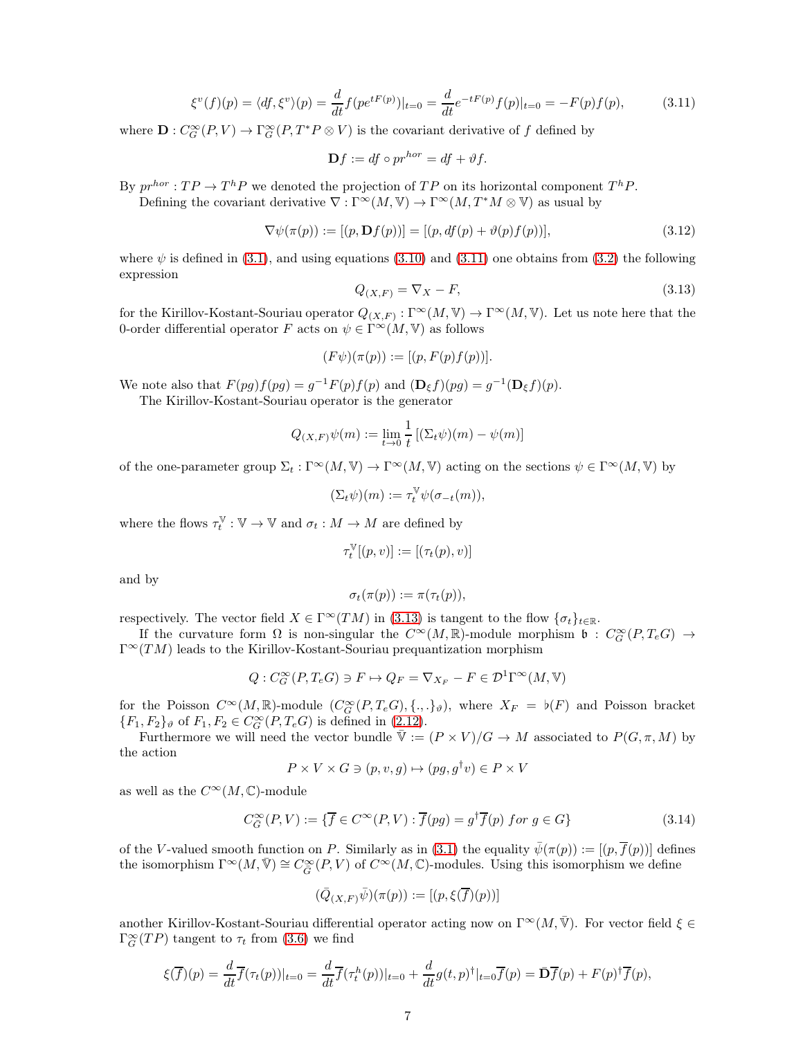$$\xi^v(f)(p) = \langle df, \xi^v\rangle(p) = \frac{d}{dt} f(pe^{tF(p)})|_{t=0} = \frac{d}{dt} e^{-tF(p)} f(p)|_{t=0} = -F(p)f(p), \tag{3.11}$$

where $\mathbf{D} : C^\infty_G(P, V) \to \Gamma^\infty_G(P, T^*P \otimes V)$ is the covariant derivative of $f$ defined by

$$\mathbf{D}f := df \circ pr^{hor} = df + \vartheta f.$$

By $pr^{hor} : TP \to T^hP$ we denoted the projection of $TP$ on its horizontal component $T^hP$.

Defining the covariant derivative $\nabla : \Gamma^\infty(M, \mathbb{V}) \to \Gamma^\infty(M, T^*M \otimes \mathbb{V})$ as usual by

$$\nabla\psi(\pi(p)) := [(p, \mathbf{D}f(p))] = [(p, df(p) + \vartheta(p)f(p))], \tag{3.12}$$

where $\psi$ is defined in (3.1), and using equations (3.10) and (3.11) one obtains from (3.2) the following expression

$$Q_{(X,F)} = \nabla_X - F, \tag{3.13}$$

for the Kirillov-Kostant-Souriau operator $Q_{(X,F)} : \Gamma^\infty(M, \mathbb{V}) \to \Gamma^\infty(M, \mathbb{V})$. Let us note here that the 0-order differential operator $F$ acts on $\psi \in \Gamma^\infty(M, \mathbb{V})$ as follows

$$(F\psi)(\pi(p)) := [(p, F(p)f(p))].$$

We note also that $F(pg)f(pg) = g^{-1}F(p)f(p)$ and $(\mathbf{D}_\xi f)(pg) = g^{-1}(\mathbf{D}_\xi f)(p)$.

The Kirillov-Kostant-Souriau operator is the generator

$$Q_{(X,F)}\psi(m) := \lim_{t\to 0} \frac{1}{t}\left[(\Sigma_t\psi)(m) - \psi(m)\right]$$

of the one-parameter group $\Sigma_t : \Gamma^\infty(M, \mathbb{V}) \to \Gamma^\infty(M, \mathbb{V})$ acting on the sections $\psi \in \Gamma^\infty(M, \mathbb{V})$ by

$$(\Sigma_t\psi)(m) := \tau_t^{\mathbb{V}}\psi(\sigma_{-t}(m)),$$

where the flows $\tau_t^{\mathbb{V}} : \mathbb{V} \to \mathbb{V}$ and $\sigma_t : M \to M$ are defined by

$$\tau_t^{\mathbb{V}}[(p, v)] := [(\tau_t(p), v)]$$

and by

$$\sigma_t(\pi(p)) := \pi(\tau_t(p)),$$

respectively. The vector field $X \in \Gamma^\infty(TM)$ in (3.13) is tangent to the flow $\{\sigma_t\}_{t\in\mathbb{R}}$.

If the curvature form $\Omega$ is non-singular the $C^\infty(M,\mathbb{R})$-module morphism $\flat : C^\infty_G(P, T_eG) \to \Gamma^\infty(TM)$ leads to the Kirillov-Kostant-Souriau prequantization morphism

$$Q : C^\infty_G(P, T_eG) \ni F \mapsto Q_F = \nabla_{X_F} - F \in \mathcal{D}^1\Gamma^\infty(M, \mathbb{V})$$

for the Poisson $C^\infty(M,\mathbb{R})$-module $(C^\infty_G(P, T_eG), \{.,.\}_\vartheta)$, where $X_F = \flat(F)$ and Poisson bracket $\{F_1, F_2\}_\vartheta$ of $F_1, F_2 \in C^\infty_G(P, T_eG)$ is defined in (2.12).

Furthermore we will need the vector bundle $\bar{\mathbb{V}} := (P \times V)/G \to M$ associated to $P(G, \pi, M)$ by the action

$$P \times V \times G \ni (p, v, g) \mapsto (pg, g^\dagger v) \in P \times V$$

as well as the $C^\infty(M,\mathbb{C})$-module

$$C^\infty_{\bar{G}}(P, V) := \{\overline{f} \in C^\infty(P, V) : \overline{f}(pg) = g^\dagger \overline{f}(p) \ for \ g \in G\} \tag{3.14}$$

of the $V$-valued smooth function on $P$. Similarly as in (3.1) the equality $\bar{\psi}(\pi(p)) := [(p, \overline{f}(p))]$ defines the isomorphism $\Gamma^\infty(M, \bar{\mathbb{V}}) \cong C^\infty_{\bar{G}}(P, V)$ of $C^\infty(M,\mathbb{C})$-modules. Using this isomorphism we define

$$(\bar{Q}_{(X,F)}\bar{\psi})(\pi(p)) := [(p, \xi(\overline{f})(p))]$$

another Kirillov-Kostant-Souriau differential operator acting now on $\Gamma^\infty(M, \bar{\mathbb{V}})$. For vector field $\xi \in \Gamma^\infty_G(TP)$ tangent to $\tau_t$ from (3.6) we find

$$\xi(\overline{f})(p) = \frac{d}{dt}\overline{f}(\tau_t(p))|_{t=0} = \frac{d}{dt}\overline{f}(\tau_t^h(p))|_{t=0} + \frac{d}{dt}g(t,p)^\dagger|_{t=0}\overline{f}(p) = \bar{\mathbf{D}}\overline{f}(p) + F(p)^\dagger\overline{f}(p),$$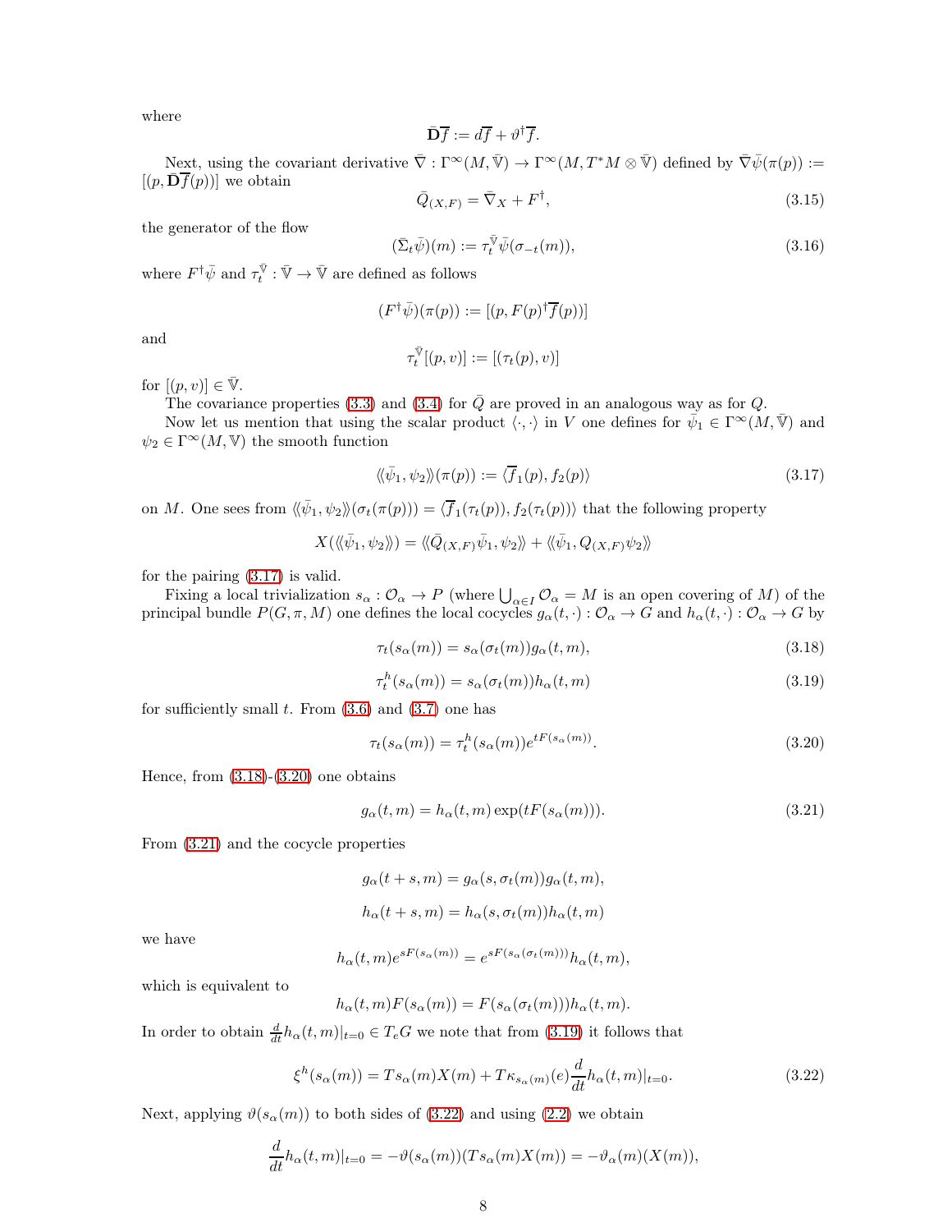where

$$\bar{\mathbf{D}}\overline{f} := d\overline{f} + \vartheta^\dagger \overline{f}.$$

Next, using the covariant derivative $\bar{\nabla} : \Gamma^\infty(M, \bar{\mathbb{V}}) \to \Gamma^\infty(M, T^*M \otimes \bar{\mathbb{V}})$ defined by $\bar{\nabla}\bar{\psi}(\pi(p)) := [(p, \bar{\mathbf{D}}\overline{f}(p))]$ we obtain

$$\bar{Q}_{(X,F)} = \bar{\nabla}_X + F^\dagger, \tag{3.15}$$

the generator of the flow

$$(\bar{\Sigma}_t \bar{\psi})(m) := \tau_t^{\bar{\mathbb{V}}} \bar{\psi}(\sigma_{-t}(m)), \tag{3.16}$$

where $F^\dagger \bar{\psi}$ and $\tau_t^{\bar{\mathbb{V}}} : \bar{\mathbb{V}} \to \bar{\mathbb{V}}$ are defined as follows

$$(F^\dagger \bar{\psi})(\pi(p)) := [(p, F(p)^\dagger \overline{f}(p))]$$

and

$$\tau_t^{\bar{\mathbb{V}}}[(p, v)] := [(\tau_t(p), v)]$$

for $[(p, v)] \in \bar{\mathbb{V}}$.

The covariance properties (3.3) and (3.4) for $\bar{Q}$ are proved in an analogous way as for $Q$.

Now let us mention that using the scalar product $\langle \cdot, \cdot \rangle$ in $V$ one defines for $\bar{\psi}_1 \in \Gamma^\infty(M, \bar{\mathbb{V}})$ and $\psi_2 \in \Gamma^\infty(M, \mathbb{V})$ the smooth function

$$\langle\!\langle \bar{\psi}_1, \psi_2 \rangle\!\rangle(\pi(p)) := \langle \overline{f}_1(p), f_2(p) \rangle \tag{3.17}$$

on $M$. One sees from $\langle\!\langle \bar{\psi}_1, \psi_2 \rangle\!\rangle(\sigma_t(\pi(p))) = \langle \overline{f}_1(\tau_t(p)), f_2(\tau_t(p)) \rangle$ that the following property

$$X(\langle\!\langle \bar{\psi}_1, \psi_2 \rangle\!\rangle) = \langle\!\langle \bar{Q}_{(X,F)} \bar{\psi}_1, \psi_2 \rangle\!\rangle + \langle\!\langle \bar{\psi}_1, Q_{(X,F)} \psi_2 \rangle\!\rangle$$

for the pairing (3.17) is valid.

Fixing a local trivialization $s_\alpha : \mathcal{O}_\alpha \to P$ (where $\bigcup_{\alpha \in I} \mathcal{O}_\alpha = M$ is an open covering of $M$) of the principal bundle $P(G, \pi, M)$ one defines the local cocycles $g_\alpha(t, \cdot) : \mathcal{O}_\alpha \to G$ and $h_\alpha(t, \cdot) : \mathcal{O}_\alpha \to G$ by

$$\tau_t(s_\alpha(m)) = s_\alpha(\sigma_t(m)) g_\alpha(t, m), \tag{3.18}$$

$$\tau_t^h(s_\alpha(m)) = s_\alpha(\sigma_t(m)) h_\alpha(t, m) \tag{3.19}$$

for sufficiently small $t$. From (3.6) and (3.7) one has

$$\tau_t(s_\alpha(m)) = \tau_t^h(s_\alpha(m)) e^{tF(s_\alpha(m))}. \tag{3.20}$$

Hence, from (3.18)-(3.20) one obtains

$$g_\alpha(t, m) = h_\alpha(t, m) \exp(tF(s_\alpha(m))). \tag{3.21}$$

From (3.21) and the cocycle properties

$$g_\alpha(t + s, m) = g_\alpha(s, \sigma_t(m)) g_\alpha(t, m),$$

$$h_\alpha(t + s, m) = h_\alpha(s, \sigma_t(m)) h_\alpha(t, m)$$

we have

$$h_\alpha(t, m) e^{sF(s_\alpha(m))} = e^{sF(s_\alpha(\sigma_t(m)))} h_\alpha(t, m),$$

which is equivalent to

$$h_\alpha(t, m) F(s_\alpha(m)) = F(s_\alpha(\sigma_t(m))) h_\alpha(t, m).$$

In order to obtain $\frac{d}{dt} h_\alpha(t, m)|_{t=0} \in T_e G$ we note that from (3.19) it follows that

$$\xi^h(s_\alpha(m)) = T s_\alpha(m) X(m) + T\kappa_{s_\alpha(m)}(e) \frac{d}{dt} h_\alpha(t, m)|_{t=0}. \tag{3.22}$$

Next, applying $\vartheta(s_\alpha(m))$ to both sides of (3.22) and using (2.2) we obtain

$$\frac{d}{dt} h_\alpha(t, m)|_{t=0} = -\vartheta(s_\alpha(m))(T s_\alpha(m) X(m)) = -\vartheta_\alpha(m)(X(m)),$$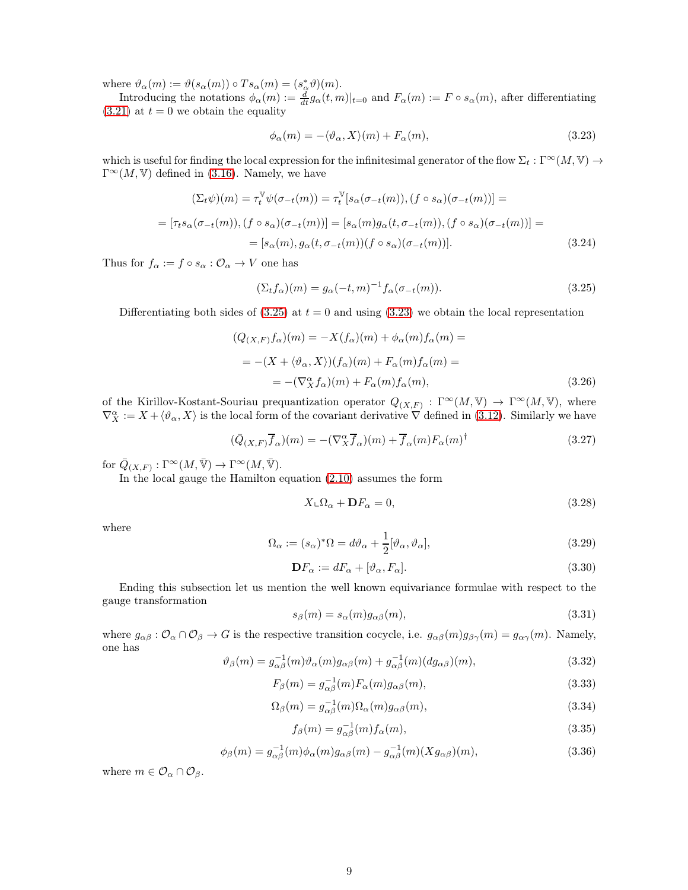where $\vartheta_\alpha(m) := \vartheta(s_\alpha(m)) \circ Ts_\alpha(m) = (s_\alpha^* \vartheta)(m)$.

Introducing the notations $\phi_\alpha(m) := \frac{d}{dt} g_\alpha(t, m)|_{t=0}$ and $F_\alpha(m) := F \circ s_\alpha(m)$, after differentiating (3.21) at $t = 0$ we obtain the equality

$$\phi_\alpha(m) = -\langle \vartheta_\alpha, X \rangle(m) + F_\alpha(m), \tag{3.23}$$

which is useful for finding the local expression for the infinitesimal generator of the flow $\Sigma_t : \Gamma^\infty(M, \mathbb{V}) \to \Gamma^\infty(M, \mathbb{V})$ defined in (3.16). Namely, we have

$$\begin{aligned}
(\Sigma_t \psi)(m) &= \tau_t^{\mathbb{V}} \psi(\sigma_{-t}(m)) = \tau_t^{\mathbb{V}} [s_\alpha(\sigma_{-t}(m)), (f \circ s_\alpha)(\sigma_{-t}(m))] = \\
&= [\tau_t s_\alpha(\sigma_{-t}(m)), (f \circ s_\alpha)(\sigma_{-t}(m))] = [s_\alpha(m) g_\alpha(t, \sigma_{-t}(m)), (f \circ s_\alpha)(\sigma_{-t}(m))] = \\
&= [s_\alpha(m), g_\alpha(t, \sigma_{-t}(m))(f \circ s_\alpha)(\sigma_{-t}(m))].
\end{aligned} \tag{3.24}$$

Thus for $f_\alpha := f \circ s_\alpha : \mathcal{O}_\alpha \to V$ one has

$$(\Sigma_t f_\alpha)(m) = g_\alpha(-t, m)^{-1} f_\alpha(\sigma_{-t}(m)). \tag{3.25}$$

Differentiating both sides of (3.25) at $t = 0$ and using (3.23) we obtain the local representation

$$\begin{aligned}
(Q_{(X,F)} f_\alpha)(m) &= -X(f_\alpha)(m) + \phi_\alpha(m) f_\alpha(m) = \\
&= -(X + \langle \vartheta_\alpha, X \rangle)(f_\alpha)(m) + F_\alpha(m) f_\alpha(m) = \\
&= -(\nabla_X^\alpha f_\alpha)(m) + F_\alpha(m) f_\alpha(m),
\end{aligned} \tag{3.26}$$

of the Kirillov-Kostant-Souriau prequantization operator $Q_{(X,F)} : \Gamma^\infty(M, \mathbb{V}) \to \Gamma^\infty(M, \mathbb{V})$, where $\nabla_X^\alpha := X + \langle \vartheta_\alpha, X \rangle$ is the local form of the covariant derivative $\nabla$ defined in (3.12). Similarly we have

$$(\bar{Q}_{(X,F)} \overline{f}_\alpha)(m) = -(\nabla_X^\alpha \overline{f}_\alpha)(m) + \overline{f}_\alpha(m) F_\alpha(m)^\dagger \tag{3.27}$$

for $\bar{Q}_{(X,F)} : \Gamma^\infty(M, \bar{\mathbb{V}}) \to \Gamma^\infty(M, \bar{\mathbb{V}})$.

In the local gauge the Hamilton equation (2.10) assumes the form

$$X \llcorner \Omega_\alpha + \mathbf{D} F_\alpha = 0, \tag{3.28}$$

where

$$\Omega_\alpha := (s_\alpha)^* \Omega = d\vartheta_\alpha + \frac{1}{2} [\vartheta_\alpha, \vartheta_\alpha], \tag{3.29}$$

$$\mathbf{D} F_\alpha := dF_\alpha + [\vartheta_\alpha, F_\alpha]. \tag{3.30}$$

Ending this subsection let us mention the well known equivariance formulae with respect to the gauge transformation

$$s_\beta(m) = s_\alpha(m) g_{\alpha\beta}(m), \tag{3.31}$$

where $g_{\alpha\beta} : \mathcal{O}_\alpha \cap \mathcal{O}_\beta \to G$ is the respective transition cocycle, i.e. $g_{\alpha\beta}(m) g_{\beta\gamma}(m) = g_{\alpha\gamma}(m)$. Namely, one has

$$\vartheta_\beta(m) = g_{\alpha\beta}^{-1}(m) \vartheta_\alpha(m) g_{\alpha\beta}(m) + g_{\alpha\beta}^{-1}(m)(dg_{\alpha\beta})(m), \tag{3.32}$$

$$F_\beta(m) = g_{\alpha\beta}^{-1}(m) F_\alpha(m) g_{\alpha\beta}(m), \tag{3.33}$$

$$\Omega_\beta(m) = g_{\alpha\beta}^{-1}(m) \Omega_\alpha(m) g_{\alpha\beta}(m), \tag{3.34}$$

$$f_\beta(m) = g_{\alpha\beta}^{-1}(m) f_\alpha(m), \tag{3.35}$$

$$\phi_\beta(m) = g_{\alpha\beta}^{-1}(m) \phi_\alpha(m) g_{\alpha\beta}(m) - g_{\alpha\beta}^{-1}(m)(X g_{\alpha\beta})(m), \tag{3.36}$$

where $m \in \mathcal{O}_\alpha \cap \mathcal{O}_\beta$.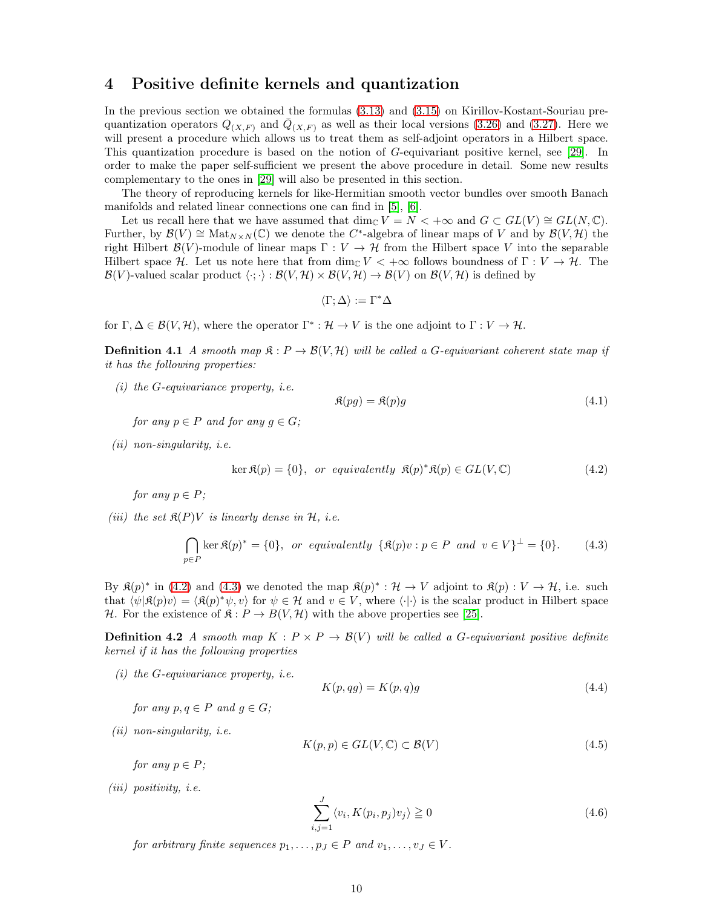# 4 Positive definite kernels and quantization

In the previous section we obtained the formulas (3.13) and (3.15) on Kirillov-Kostant-Souriau pre-quantization operators $Q_{(X,F)}$ and $\tilde{Q}_{(X,F)}$ as well as their local versions (3.26) and (3.27). Here we will present a procedure which allows us to treat them as self-adjoint operators in a Hilbert space. This quantization procedure is based on the notion of $G$-equivariant positive kernel, see [29]. In order to make the paper self-sufficient we present the above procedure in detail. Some new results complementary to the ones in [29] will also be presented in this section.

The theory of reproducing kernels for like-Hermitian smooth vector bundles over smooth Banach manifolds and related linear connections one can find in [5], [6].

Let us recall here that we have assumed that $\dim_{\mathbb{C}} V = N < +\infty$ and $G \subset GL(V) \cong GL(N, \mathbb{C})$. Further, by $\mathcal{B}(V) \cong \mathrm{Mat}_{N\times N}(\mathbb{C})$ we denote the $C^*$-algebra of linear maps of $V$ and by $\mathcal{B}(V, \mathcal{H})$ the right Hilbert $\mathcal{B}(V)$-module of linear maps $\Gamma : V \to \mathcal{H}$ from the Hilbert space $V$ into the separable Hilbert space $\mathcal{H}$. Let us note here that from $\dim_{\mathbb{C}} V < +\infty$ follows boundness of $\Gamma : V \to \mathcal{H}$. The $\mathcal{B}(V)$-valued scalar product $\langle \cdot ; \cdot \rangle : \mathcal{B}(V, \mathcal{H}) \times \mathcal{B}(V, \mathcal{H}) \to \mathcal{B}(V)$ on $\mathcal{B}(V, \mathcal{H})$ is defined by

$$\langle \Gamma ; \Delta \rangle := \Gamma^* \Delta$$

for $\Gamma, \Delta \in \mathcal{B}(V, \mathcal{H})$, where the operator $\Gamma^* : \mathcal{H} \to V$ is the one adjoint to $\Gamma : V \to \mathcal{H}$.

**Definition 4.1** *A smooth map $\mathfrak{K} : P \to \mathcal{B}(V, \mathcal{H})$ will be called a $G$-equivariant coherent state map if it has the following properties:*

*(i) the $G$-equivariance property, i.e.*

$$\mathfrak{K}(pg) = \mathfrak{K}(p)g \tag{4.1}$$

*for any $p \in P$ and for any $g \in G$;*

*(ii) non-singularity, i.e.*

$$\ker \mathfrak{K}(p) = \{0\}, \ \ or \ equivalently \ \ \mathfrak{K}(p)^*\mathfrak{K}(p) \in GL(V, \mathbb{C}) \tag{4.2}$$

*for any $p \in P$;*

*(iii) the set $\mathfrak{K}(P)V$ is linearly dense in $\mathcal{H}$, i.e.*

$$\bigcap_{p\in P} \ker \mathfrak{K}(p)^* = \{0\}, \ \ or \ equivalently \ \ \{\mathfrak{K}(p)v : p \in P \ and \ v \in V\}^{\perp} = \{0\}. \tag{4.3}$$

By $\mathfrak{K}(p)^*$ in (4.2) and (4.3) we denoted the map $\mathfrak{K}(p)^* : \mathcal{H} \to V$ adjoint to $\mathfrak{K}(p) : V \to \mathcal{H}$, i.e. such that $\langle \psi | \mathfrak{K}(p) v \rangle = \langle \mathfrak{K}(p)^* \psi, v \rangle$ for $\psi \in \mathcal{H}$ and $v \in V$, where $\langle \cdot | \cdot \rangle$ is the scalar product in Hilbert space $\mathcal{H}$. For the existence of $\mathfrak{K} : P \to B(V, \mathcal{H})$ with the above properties see [25].

**Definition 4.2** *A smooth map $K : P \times P \to \mathcal{B}(V)$ will be called a $G$-equivariant positive definite kernel if it has the following properties*

*(i) the $G$-equivariance property, i.e.*

$$K(p, qg) = K(p, q)g \tag{4.4}$$

*for any $p, q \in P$ and $g \in G$;*

*(ii) non-singularity, i.e.*

$$K(p, p) \in GL(V, \mathbb{C}) \subset \mathcal{B}(V) \tag{4.5}$$

*for any $p \in P$;*

*(iii) positivity, i.e.*

$$\sum_{i,j=1}^{J} \langle v_i, K(p_i, p_j) v_j \rangle \geqq 0 \tag{4.6}$$

*for arbitrary finite sequences $p_1, \ldots, p_J \in P$ and $v_1, \ldots, v_J \in V$.*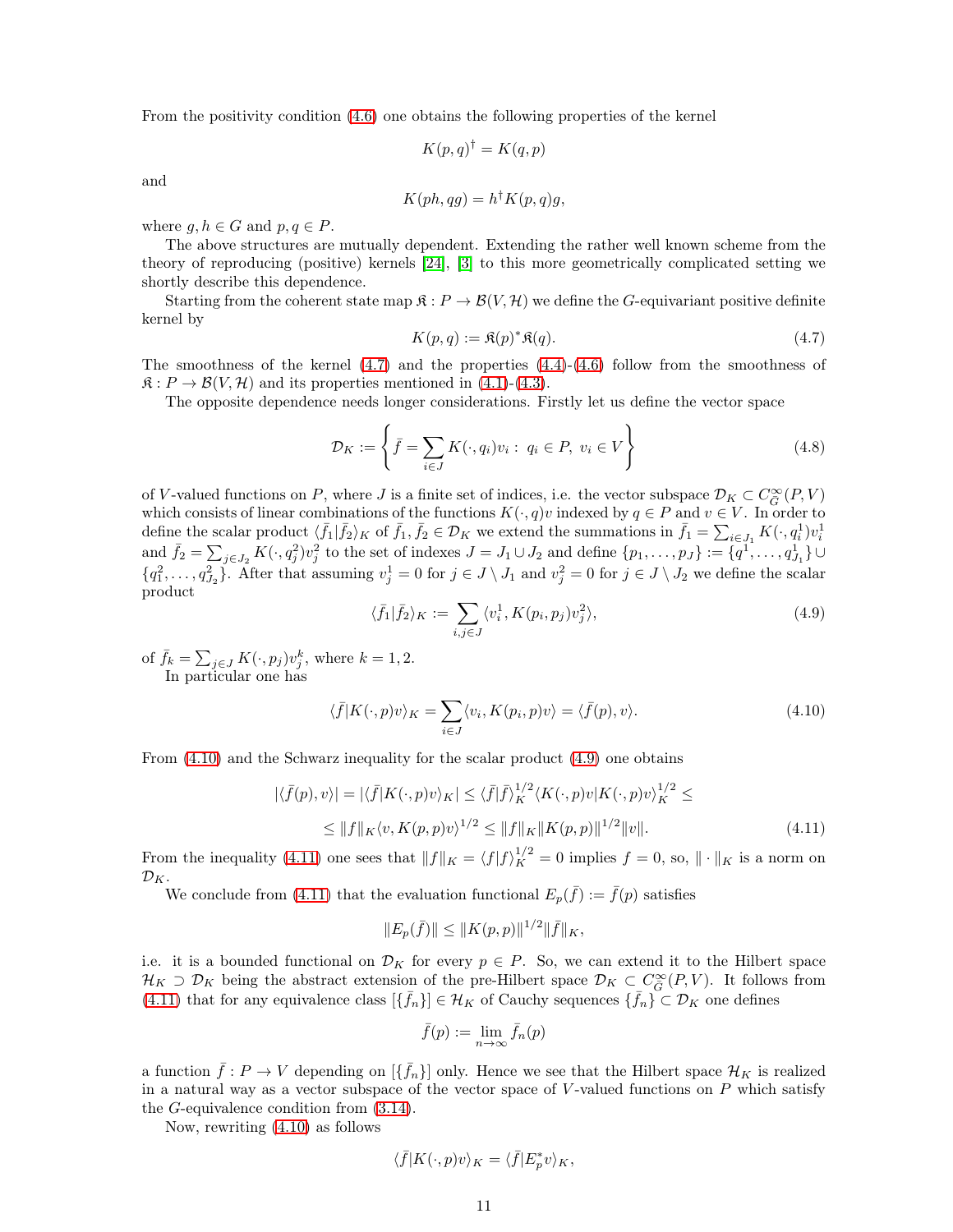From the positivity condition (4.6) one obtains the following properties of the kernel

$$K(p,q)^\dagger = K(q,p)$$

and

$$K(ph, qg) = h^\dagger K(p,q) g,$$

where $g, h \in G$ and $p, q \in P$.

The above structures are mutually dependent. Extending the rather well known scheme from the theory of reproducing (positive) kernels [24], [3] to this more geometrically complicated setting we shortly describe this dependence.

Starting from the coherent state map $\mathfrak{K} : P \to \mathcal{B}(V, \mathcal{H})$ we define the $G$-equivariant positive definite kernel by

$$K(p,q) := \mathfrak{K}(p)^* \mathfrak{K}(q). \tag{4.7}$$

The smoothness of the kernel (4.7) and the properties (4.4)-(4.6) follow from the smoothness of $\mathfrak{K} : P \to \mathcal{B}(V, \mathcal{H})$ and its properties mentioned in (4.1)-(4.3).

The opposite dependence needs longer considerations. Firstly let us define the vector space

$$\mathcal{D}_K := \left\{ \bar{f} = \sum_{i \in J} K(\cdot, q_i) v_i : \; q_i \in P, \; v_i \in V \right\} \tag{4.8}$$

of $V$-valued functions on $P$, where $J$ is a finite set of indices, i.e. the vector subspace $\mathcal{D}_K \subset C^\infty_{\bar{G}}(P, V)$ which consists of linear combinations of the functions $K(\cdot, q)v$ indexed by $q \in P$ and $v \in V$. In order to define the scalar product $\langle \bar{f}_1 | \bar{f}_2 \rangle_K$ of $\bar{f}_1, \bar{f}_2 \in \mathcal{D}_K$ we extend the summations in $\bar{f}_1 = \sum_{i \in J_1} K(\cdot, q^1_i) v^1_i$ and $\bar{f}_2 = \sum_{j \in J_2} K(\cdot, q^2_j) v^2_j$ to the set of indexes $J = J_1 \cup J_2$ and define $\{p_1, \ldots, p_J\} := \{q^1, \ldots, q^1_{J_1}\} \cup \{q^2_1, \ldots, q^2_{J_2}\}$. After that assuming $v^1_j = 0$ for $j \in J \setminus J_1$ and $v^2_j = 0$ for $j \in J \setminus J_2$ we define the scalar product

$$\langle \bar{f}_1 | \bar{f}_2 \rangle_K := \sum_{i,j \in J} \langle v^1_i, K(p_i, p_j) v^2_j \rangle, \tag{4.9}$$

of $\bar{f}_k = \sum_{j \in J} K(\cdot, p_j) v^k_j$, where $k = 1, 2$.

In particular one has

$$\langle \bar{f} | K(\cdot, p) v \rangle_K = \sum_{i \in J} \langle v_i, K(p_i, p) v \rangle = \langle \bar{f}(p), v \rangle. \tag{4.10}$$

From (4.10) and the Schwarz inequality for the scalar product (4.9) one obtains

$$\begin{aligned} |\langle \bar{f}(p), v \rangle| = |\langle \bar{f} | K(\cdot, p) v \rangle_K| \leq \langle \bar{f} | \bar{f} \rangle_K^{1/2} \langle K(\cdot, p) v | K(\cdot, p) v \rangle_K^{1/2} \leq \\ \leq \|f\|_K \langle v, K(p,p) v \rangle^{1/2} \leq \|f\|_K \|K(p,p)\|^{1/2} \|v\|. \end{aligned} \tag{4.11}$$

From the inequality (4.11) one sees that $\|f\|_K = \langle f | f \rangle_K^{1/2} = 0$ implies $f = 0$, so, $\| \cdot \|_K$ is a norm on $\mathcal{D}_K$.

We conclude from (4.11) that the evaluation functional $E_p(\bar{f}) := \bar{f}(p)$ satisfies

$$\|E_p(\bar{f})\| \leq \|K(p,p)\|^{1/2} \|\bar{f}\|_K,$$

i.e. it is a bounded functional on $\mathcal{D}_K$ for every $p \in P$. So, we can extend it to the Hilbert space $\mathcal{H}_K \supset \mathcal{D}_K$ being the abstract extension of the pre-Hilbert space $\mathcal{D}_K \subset C^\infty_{\bar{G}}(P, V)$. It follows from (4.11) that for any equivalence class $[\{\bar{f}_n\}] \in \mathcal{H}_K$ of Cauchy sequences $\{\bar{f}_n\} \subset \mathcal{D}_K$ one defines

$$\bar{f}(p) := \lim_{n \to \infty} \bar{f}_n(p)$$

a function $\bar{f} : P \to V$ depending on $[\{\bar{f}_n\}]$ only. Hence we see that the Hilbert space $\mathcal{H}_K$ is realized in a natural way as a vector subspace of the vector space of $V$-valued functions on $P$ which satisfy the $G$-equivalence condition from (3.14).

Now, rewriting (4.10) as follows

$$\langle \bar{f} | K(\cdot, p) v \rangle_K = \langle \bar{f} | E^*_p v \rangle_K,$$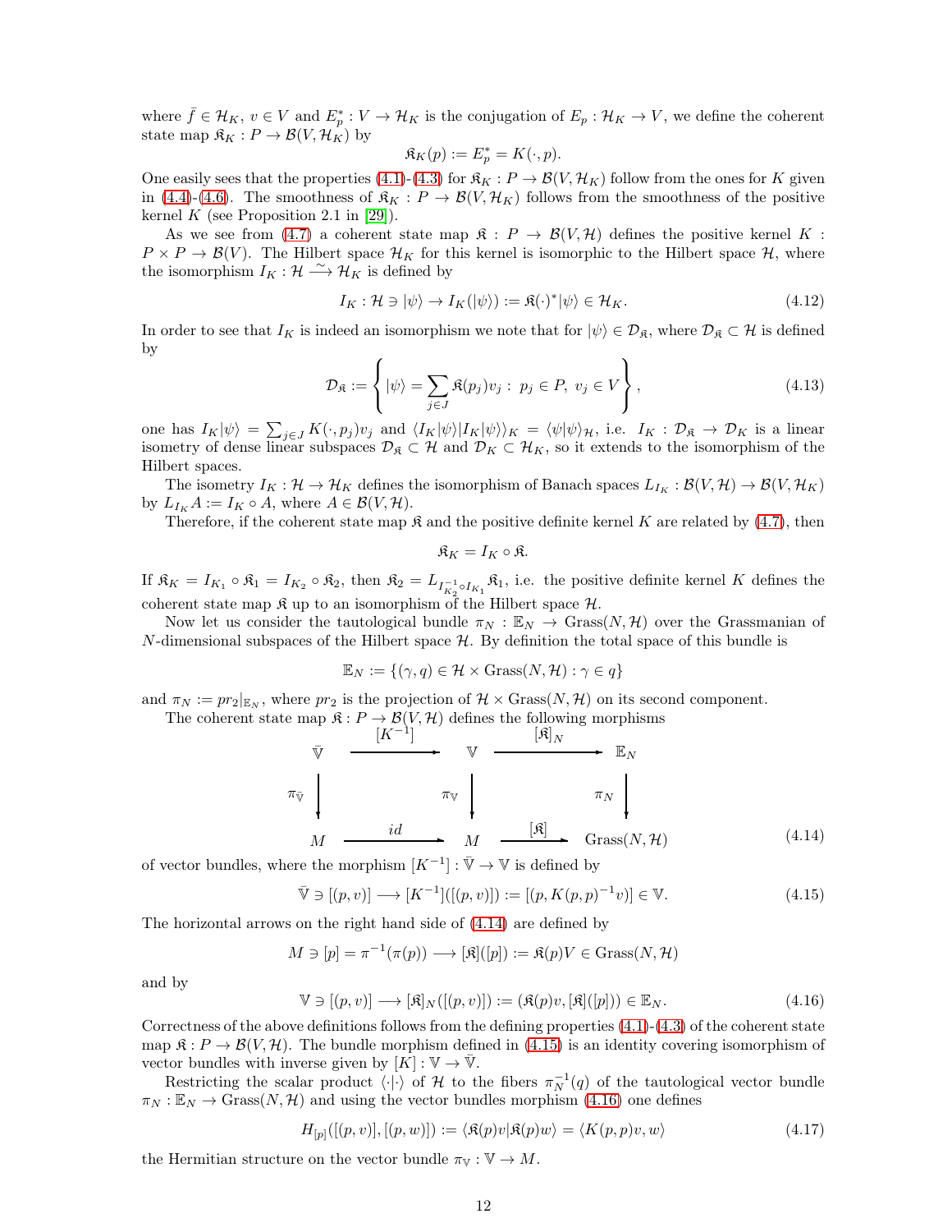where $\bar{f} \in \mathcal{H}_K$, $v \in V$ and $E_p^* : V \to \mathcal{H}_K$ is the conjugation of $E_p : \mathcal{H}_K \to V$, we define the coherent state map $\mathfrak{K}_K : P \to \mathcal{B}(V, \mathcal{H}_K)$ by

$$\mathfrak{K}_K(p) := E_p^* = K(\cdot, p).$$

One easily sees that the properties (4.1)-(4.3) for $\mathfrak{K}_K : P \to \mathcal{B}(V, \mathcal{H}_K)$ follow from the ones for $K$ given in (4.4)-(4.6). The smoothness of $\mathfrak{K}_K : P \to \mathcal{B}(V, \mathcal{H}_K)$ follows from the smoothness of the positive kernel $K$ (see Proposition 2.1 in [29]).

As we see from (4.7) a coherent state map $\mathfrak{K} : P \to \mathcal{B}(V, \mathcal{H})$ defines the positive kernel $K : P \times P \to \mathcal{B}(V)$. The Hilbert space $\mathcal{H}_K$ for this kernel is isomorphic to the Hilbert space $\mathcal{H}$, where the isomorphism $I_K : \mathcal{H} \xrightarrow{\sim} \mathcal{H}_K$ is defined by

$$I_K : \mathcal{H} \ni |\psi\rangle \to I_K(|\psi\rangle) := \mathfrak{K}(\cdot)^* |\psi\rangle \in \mathcal{H}_K. \tag{4.12}$$

In order to see that $I_K$ is indeed an isomorphism we note that for $|\psi\rangle \in \mathcal{D}_{\mathfrak{K}}$, where $\mathcal{D}_{\mathfrak{K}} \subset \mathcal{H}$ is defined by

$$\mathcal{D}_{\mathfrak{K}} := \left\{ |\psi\rangle = \sum_{j \in J} \mathfrak{K}(p_j) v_j : \ p_j \in P, \ v_j \in V \right\}, \tag{4.13}$$

one has $I_K|\psi\rangle = \sum_{j\in J} K(\cdot, p_j) v_j$ and $\langle I_K|\psi\rangle | I_K|\psi\rangle\rangle_K = \langle \psi|\psi\rangle_{\mathcal{H}}$, i.e. $I_K : \mathcal{D}_{\mathfrak{K}} \to \mathcal{D}_K$ is a linear isometry of dense linear subspaces $\mathcal{D}_{\mathfrak{K}} \subset \mathcal{H}$ and $\mathcal{D}_K \subset \mathcal{H}_K$, so it extends to the isomorphism of the Hilbert spaces.

The isometry $I_K : \mathcal{H} \to \mathcal{H}_K$ defines the isomorphism of Banach spaces $L_{I_K} : \mathcal{B}(V, \mathcal{H}) \to \mathcal{B}(V, \mathcal{H}_K)$ by $L_{I_K} A := I_K \circ A$, where $A \in \mathcal{B}(V, \mathcal{H})$.

Therefore, if the coherent state map $\mathfrak{K}$ and the positive definite kernel $K$ are related by (4.7), then

$$\mathfrak{K}_K = I_K \circ \mathfrak{K}.$$

If $\mathfrak{K}_K = I_{K_1} \circ \mathfrak{K}_1 = I_{K_2} \circ \mathfrak{K}_2$, then $\mathfrak{K}_2 = L_{I_{K_2}^{-1} \circ I_{K_1}} \mathfrak{K}_1$, i.e. the positive definite kernel $K$ defines the coherent state map $\mathfrak{K}$ up to an isomorphism of the Hilbert space $\mathcal{H}$.

Now let us consider the tautological bundle $\pi_N : \mathbb{E}_N \to \mathrm{Grass}(N, \mathcal{H})$ over the Grassmanian of $N$-dimensional subspaces of the Hilbert space $\mathcal{H}$. By definition the total space of this bundle is

$$\mathbb{E}_N := \{(\gamma, q) \in \mathcal{H} \times \mathrm{Grass}(N, \mathcal{H}) : \gamma \in q\}$$

and $\pi_N := pr_2|_{\mathbb{E}_N}$, where $pr_2$ is the projection of $\mathcal{H} \times \mathrm{Grass}(N, \mathcal{H})$ on its second component.

The coherent state map $\mathfrak{K} : P \to \mathcal{B}(V, \mathcal{H})$ defines the following morphisms

$$\begin{array}{ccccc}
\bar{\mathbb{V}} & \xrightarrow{[K^{-1}]} & \mathbb{V} & \xrightarrow{[\mathfrak{K}]_N} & \mathbb{E}_N \\
\downarrow \pi_{\bar{\mathbb{V}}} & & \downarrow \pi_{\mathbb{V}} & & \downarrow \pi_N \\
M & \xrightarrow{id} & M & \xrightarrow{[\mathfrak{K}]} & \mathrm{Grass}(N, \mathcal{H})
\end{array} \tag{4.14}$$

of vector bundles, where the morphism $[K^{-1}] : \bar{\mathbb{V}} \to \mathbb{V}$ is defined by

$$\bar{\mathbb{V}} \ni [(p, v)] \longrightarrow [K^{-1}]([(p, v)]) := [(p, K(p, p)^{-1} v)] \in \mathbb{V}. \tag{4.15}$$

The horizontal arrows on the right hand side of (4.14) are defined by

$$M \ni [p] = \pi^{-1}(\pi(p)) \longrightarrow [\mathfrak{K}]([p]) := \mathfrak{K}(p)V \in \mathrm{Grass}(N, \mathcal{H})$$

and by

$$\mathbb{V} \ni [(p, v)] \longrightarrow [\mathfrak{K}]_N([(p, v)]) := (\mathfrak{K}(p)v, [\mathfrak{K}]([p])) \in \mathbb{E}_N. \tag{4.16}$$

Correctness of the above definitions follows from the defining properties (4.1)-(4.3) of the coherent state map $\mathfrak{K} : P \to \mathcal{B}(V, \mathcal{H})$. The bundle morphism defined in (4.15) is an identity covering isomorphism of vector bundles with inverse given by $[K] : \mathbb{V} \to \bar{\mathbb{V}}$.

Restricting the scalar product $\langle \cdot | \cdot \rangle$ of $\mathcal{H}$ to the fibers $\pi_N^{-1}(q)$ of the tautological vector bundle $\pi_N : \mathbb{E}_N \to \mathrm{Grass}(N, \mathcal{H})$ and using the vector bundles morphism (4.16) one defines

$$H_{[p]}([(p, v)], [(p, w)]) := \langle \mathfrak{K}(p)v | \mathfrak{K}(p)w \rangle = \langle K(p, p)v, w \rangle \tag{4.17}$$

the Hermitian structure on the vector bundle $\pi_{\mathbb{V}} : \mathbb{V} \to M$.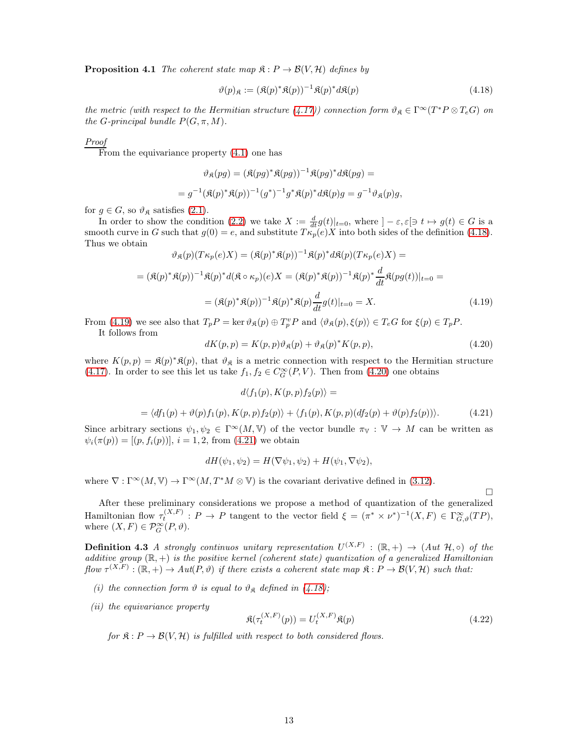**Proposition 4.1** *The coherent state map $\mathfrak{K} : P \to \mathcal{B}(V, \mathcal{H})$ defines by*

$$\vartheta(p)_{\mathfrak{K}} := (\mathfrak{K}(p)^* \mathfrak{K}(p))^{-1} \mathfrak{K}(p)^* d\mathfrak{K}(p) \tag{4.18}$$

*the metric (with respect to the Hermitian structure (4.17)) connection form $\vartheta_{\mathfrak{K}} \in \Gamma^\infty(T^*P \otimes T_e G)$ on the $G$-principal bundle $P(G, \pi, M)$.*

Proof

From the equivariance property (4.1) one has

$$\vartheta_{\mathfrak{K}}(pg) = (\mathfrak{K}(pg)^* \mathfrak{K}(pg))^{-1} \mathfrak{K}(pg)^* d\mathfrak{K}(pg) =$$

$$= g^{-1}(\mathfrak{K}(p)^* \mathfrak{K}(p))^{-1} (g^*)^{-1} g^* \mathfrak{K}(p)^* d\mathfrak{K}(p) g = g^{-1} \vartheta_{\mathfrak{K}}(p) g,$$

for $g \in G$, so $\vartheta_{\mathfrak{K}}$ satisfies (2.1).

In order to show the condition (2.2) we take $X := \frac{d}{dt} g(t)|_{t=0}$, where $]-\varepsilon, \varepsilon[ \ni t \mapsto g(t) \in G$ is a smooth curve in $G$ such that $g(0) = e$, and substitute $T\kappa_p(e)X$ into both sides of the definition (4.18). Thus we obtain

$$\vartheta_{\mathfrak{K}}(p)(T\kappa_p(e)X) = (\mathfrak{K}(p)^* \mathfrak{K}(p))^{-1} \mathfrak{K}(p)^* d\mathfrak{K}(p)(T\kappa_p(e)X) =$$

$$= (\mathfrak{K}(p)^* \mathfrak{K}(p))^{-1} \mathfrak{K}(p)^* d(\mathfrak{K} \circ \kappa_p)(e) X = (\mathfrak{K}(p)^* \mathfrak{K}(p))^{-1} \mathfrak{K}(p)^* \frac{d}{dt} \mathfrak{K}(pg(t))|_{t=0} =$$

$$= (\mathfrak{K}(p)^* \mathfrak{K}(p))^{-1} \mathfrak{K}(p)^* \mathfrak{K}(p) \frac{d}{dt} g(t)|_{t=0} = X. \tag{4.19}$$

From (4.19) we see also that $T_p P = \ker \vartheta_{\mathfrak{K}}(p) \oplus T_p^v P$ and $\langle \vartheta_{\mathfrak{K}}(p), \xi(p) \rangle \in T_e G$ for $\xi(p) \in T_p P$.

It follows from

$$dK(p,p) = K(p,p)\vartheta_{\mathfrak{K}}(p) + \vartheta_{\mathfrak{K}}(p)^* K(p,p), \tag{4.20}$$

where $K(p,p) = \mathfrak{K}(p)^* \mathfrak{K}(p)$, that $\vartheta_{\mathfrak{K}}$ is a metric connection with respect to the Hermitian structure (4.17). In order to see this let us take $f_1, f_2 \in C^\infty_G(P, V)$. Then from (4.20) one obtains

$$d\langle f_1(p), K(p,p) f_2(p) \rangle =$$

$$= \langle df_1(p) + \vartheta(p) f_1(p), K(p,p) f_2(p) \rangle + \langle f_1(p), K(p,p)(df_2(p) + \vartheta(p) f_2(p)) \rangle. \tag{4.21}$$

Since arbitrary sections $\psi_1, \psi_2 \in \Gamma^\infty(M, \mathbb{V})$ of the vector bundle $\pi_{\mathbb{V}} : \mathbb{V} \to M$ can be written as $\psi_i(\pi(p)) = [(p, f_i(p))]$, $i = 1, 2$, from (4.21) we obtain

$$dH(\psi_1, \psi_2) = H(\nabla \psi_1, \psi_2) + H(\psi_1, \nabla \psi_2),$$

where $\nabla : \Gamma^\infty(M, \mathbb{V}) \to \Gamma^\infty(M, T^*M \otimes \mathbb{V})$ is the covariant derivative defined in (3.12).

$\square$

After these preliminary considerations we propose a method of quantization of the generalized Hamiltonian flow $\tau_t^{(X,F)} : P \to P$ tangent to the vector field $\xi = (\pi^* \times \nu^*)^{-1}(X, F) \in \Gamma^\infty_{G,\vartheta}(TP)$, where $(X, F) \in \mathcal{P}^\infty_G(P, \vartheta)$.

**Definition 4.3** *A strongly continuos unitary representation $U^{(X,F)} : (\mathbb{R}, +) \to (Aut\ \mathcal{H}, \circ)$ of the additive group $(\mathbb{R}, +)$ is the positive kernel (coherent state) quantization of a generalized Hamiltonian flow $\tau^{(X,F)} : (\mathbb{R}, +) \to Aut(P, \vartheta)$ if there exists a coherent state map $\mathfrak{K} : P \to \mathcal{B}(V, \mathcal{H})$ such that:*

*(i) the connection form $\vartheta$ is equal to $\vartheta_{\mathfrak{K}}$ defined in (4.18);*

*(ii) the equivariance property*

$$\mathfrak{K}(\tau_t^{(X,F)}(p)) = U_t^{(X,F)} \mathfrak{K}(p) \tag{4.22}$$

*for $\mathfrak{K} : P \to \mathcal{B}(V, \mathcal{H})$ is fulfilled with respect to both considered flows.*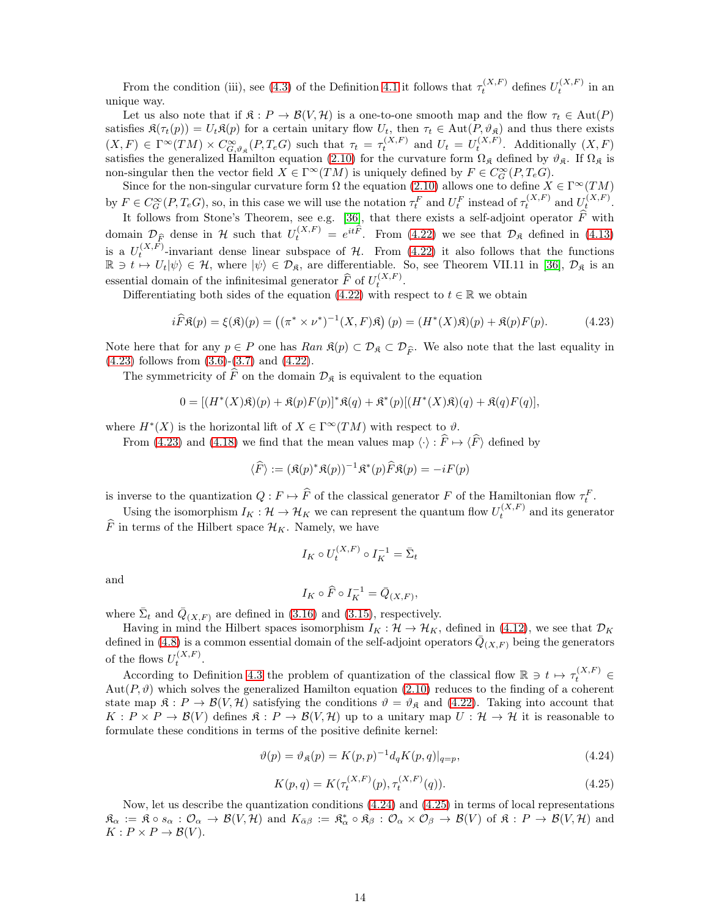From the condition (iii), see (4.3) of the Definition 4.1 it follows that $\tau_t^{(X,F)}$ defines $U_t^{(X,F)}$ in an unique way.

Let us also note that if $\mathfrak{K} : P \to \mathcal{B}(V, \mathcal{H})$ is a one-to-one smooth map and the flow $\tau_t \in \mathrm{Aut}(P)$ satisfies $\mathfrak{K}(\tau_t(p)) = U_t \mathfrak{K}(p)$ for a certain unitary flow $U_t$, then $\tau_t \in \mathrm{Aut}(P, \vartheta_{\mathfrak{K}})$ and thus there exists $(X, F) \in \Gamma^\infty(TM) \times C^\infty_{G,\vartheta_{\mathfrak{K}}}(P, T_eG)$ such that $\tau_t = \tau_t^{(X,F)}$ and $U_t = U_t^{(X,F)}$. Additionally $(X, F)$ satisfies the generalized Hamilton equation (2.10) for the curvature form $\Omega_{\mathfrak{K}}$ defined by $\vartheta_{\mathfrak{K}}$. If $\Omega_{\mathfrak{K}}$ is non-singular then the vector field $X \in \Gamma^\infty(TM)$ is uniquely defined by $F \in C^\infty_G(P, T_eG)$.

Since for the non-singular curvature form $\Omega$ the equation (2.10) allows one to define $X \in \Gamma^\infty(TM)$ by $F \in C^\infty_G(P, T_eG)$, so, in this case we will use the notation $\tau_t^F$ and $U_t^F$ instead of $\tau_t^{(X,F)}$ and $U_t^{(X,F)}$.

It follows from Stone's Theorem, see e.g. [36], that there exists a self-adjoint operator $\widehat{F}$ with domain $\mathcal{D}_{\widehat{F}}$ dense in $\mathcal{H}$ such that $U_t^{(X,F)} = e^{it\widehat{F}}$. From (4.22) we see that $\mathcal{D}_{\mathfrak{K}}$ defined in (4.13) is a $U_t^{(X,F)}$-invariant dense linear subspace of $\mathcal{H}$. From (4.22) it also follows that the functions $\mathbb{R} \ni t \mapsto U_t|\psi\rangle \in \mathcal{H}$, where $|\psi\rangle \in \mathcal{D}_{\mathfrak{K}}$, are differentiable. So, see Theorem VII.11 in [36], $\mathcal{D}_{\mathfrak{K}}$ is an essential domain of the infinitesimal generator $\widehat{F}$ of $U_t^{(X,F)}$.

Differentiating both sides of the equation (4.22) with respect to $t \in \mathbb{R}$ we obtain

$$i\widehat{F}\mathfrak{K}(p) = \xi(\mathfrak{K})(p) = \left((\pi^* \times \nu^*)^{-1}(X, F)\mathfrak{K}\right)(p) = (H^*(X)\mathfrak{K})(p) + \mathfrak{K}(p)F(p). \tag{4.23}$$

Note here that for any $p \in P$ one has $Ran\ \mathfrak{K}(p) \subset \mathcal{D}_{\mathfrak{K}} \subset \mathcal{D}_{\widehat{F}}$. We also note that the last equality in (4.23) follows from (3.6)-(3.7) and (4.22).

The symmetricity of $\widehat{F}$ on the domain $\mathcal{D}_{\mathfrak{K}}$ is equivalent to the equation

$$0 = [(H^*(X)\mathfrak{K})(p) + \mathfrak{K}(p)F(p)]^*\mathfrak{K}(q) + \mathfrak{K}^*(p)[(H^*(X)\mathfrak{K})(q) + \mathfrak{K}(q)F(q)],$$

where $H^*(X)$ is the horizontal lift of $X \in \Gamma^\infty(TM)$ with respect to $\vartheta$.

From (4.23) and (4.18) we find that the mean values map $\langle\cdot\rangle : \widehat{F} \mapsto \langle\widehat{F}\rangle$ defined by

$$\langle\widehat{F}\rangle := (\mathfrak{K}(p)^*\mathfrak{K}(p))^{-1}\mathfrak{K}^*(p)\widehat{F}\mathfrak{K}(p) = -iF(p)$$

is inverse to the quantization $Q : F \mapsto \widehat{F}$ of the classical generator $F$ of the Hamiltonian flow $\tau_t^F$.

Using the isomorphism $I_K : \mathcal{H} \to \mathcal{H}_K$ we can represent the quantum flow $U_t^{(X,F)}$ and its generator $\widehat{F}$ in terms of the Hilbert space $\mathcal{H}_K$. Namely, we have

$$I_K \circ U_t^{(X,F)} \circ I_K^{-1} = \bar{\Sigma}_t$$

and

$$I_K \circ \widehat{F} \circ I_K^{-1} = \bar{Q}_{(X,F)},$$

where $\bar{\Sigma}_t$ and $\bar{Q}_{(X,F)}$ are defined in (3.16) and (3.15), respectively.

Having in mind the Hilbert spaces isomorphism $I_K : \mathcal{H} \to \mathcal{H}_K$, defined in (4.12), we see that $\mathcal{D}_K$ defined in (4.8) is a common essential domain of the self-adjoint operators $\bar{Q}_{(X,F)}$ being the generators of the flows $U_t^{(X,F)}$.

According to Definition 4.3 the problem of quantization of the classical flow $\mathbb{R} \ni t \mapsto \tau_t^{(X,F)} \in \mathrm{Aut}(P, \vartheta)$ which solves the generalized Hamilton equation (2.10) reduces to the finding of a coherent state map $\mathfrak{K} : P \to \mathcal{B}(V, \mathcal{H})$ satisfying the conditions $\vartheta = \vartheta_{\mathfrak{K}}$ and (4.22). Taking into account that $K : P \times P \to \mathcal{B}(V)$ defines $\mathfrak{K} : P \to \mathcal{B}(V, \mathcal{H})$ up to a unitary map $U : \mathcal{H} \to \mathcal{H}$ it is reasonable to formulate these conditions in terms of the positive definite kernel:

$$\vartheta(p) = \vartheta_{\mathfrak{K}}(p) = K(p,p)^{-1} d_q K(p,q)|_{q=p}, \tag{4.24}$$

$$K(p,q) = K(\tau_t^{(X,F)}(p), \tau_t^{(X,F)}(q)). \tag{4.25}$$

Now, let us describe the quantization conditions (4.24) and (4.25) in terms of local representations $\mathfrak{K}_\alpha := \mathfrak{K} \circ s_\alpha : \mathcal{O}_\alpha \to \mathcal{B}(V, \mathcal{H})$ and $K_{\bar{\alpha}\beta} := \mathfrak{K}^*_\alpha \circ \mathfrak{K}_\beta : \mathcal{O}_\alpha \times \mathcal{O}_\beta \to \mathcal{B}(V)$ of $\mathfrak{K} : P \to \mathcal{B}(V, \mathcal{H})$ and $K : P \times P \to \mathcal{B}(V)$.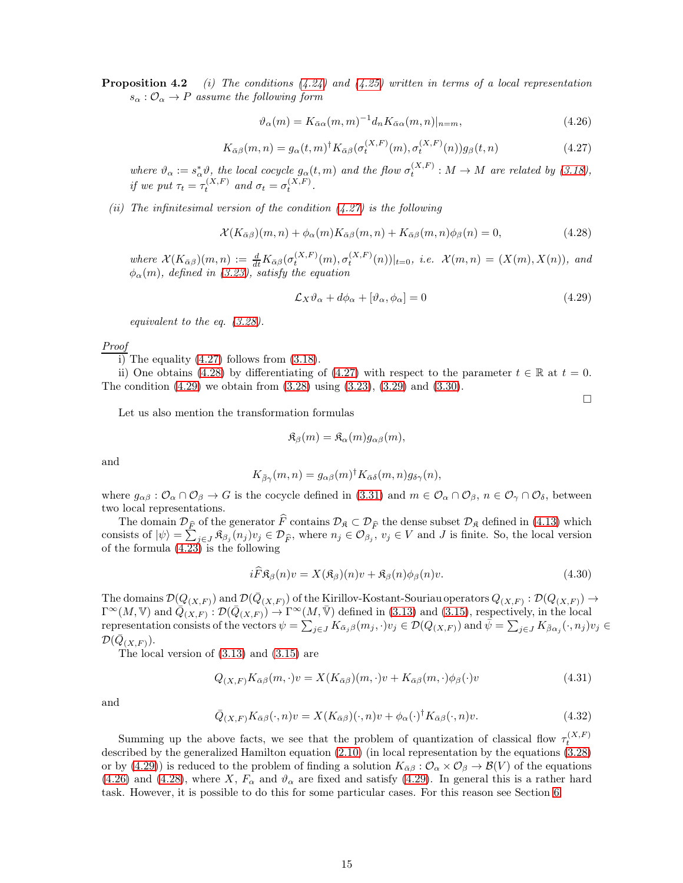**Proposition 4.2** *(i) The conditions (4.24) and (4.25) written in terms of a local representation $s_\alpha : \mathcal{O}_\alpha \to P$ assume the following form*

$$\vartheta_\alpha(m) = K_{\bar{\alpha}\alpha}(m,m)^{-1} d_n K_{\bar{\alpha}\alpha}(m,n)|_{n=m}, \tag{4.26}$$

$$K_{\bar{\alpha}\beta}(m,n) = g_\alpha(t,m)^\dagger K_{\bar{\alpha}\beta}(\sigma_t^{(X,F)}(m), \sigma_t^{(X,F)}(n)) g_\beta(t,n) \tag{4.27}$$

*where $\vartheta_\alpha := s_\alpha^* \vartheta$, the local cocycle $g_\alpha(t,m)$ and the flow $\sigma_t^{(X,F)} : M \to M$ are related by (3.18), if we put $\tau_t = \tau_t^{(X,F)}$ and $\sigma_t = \sigma_t^{(X,F)}$.*

*(ii) The infinitesimal version of the condition (4.27) is the following*

$$\mathcal{X}(K_{\bar{\alpha}\beta})(m,n) + \phi_\alpha(m) K_{\bar{\alpha}\beta}(m,n) + K_{\bar{\alpha}\beta}(m,n)\phi_\beta(n) = 0, \tag{4.28}$$

*where $\mathcal{X}(K_{\bar{\alpha}\beta})(m,n) := \frac{d}{dt} K_{\bar{\alpha}\beta}(\sigma_t^{(X,F)}(m), \sigma_t^{(X,F)}(n))|_{t=0}$, i.e. $\mathcal{X}(m,n) = (X(m), X(n))$, and $\phi_\alpha(m)$, defined in (3.23), satisfy the equation*

$$\mathcal{L}_X \vartheta_\alpha + d\phi_\alpha + [\vartheta_\alpha, \phi_\alpha] = 0 \tag{4.29}$$

*equivalent to the eq. (3.28).*

<u>*Proof*</u>

i) The equality (4.27) follows from (3.18).

ii) One obtains (4.28) by differentiating of (4.27) with respect to the parameter $t \in \mathbb{R}$ at $t = 0$. The condition (4.29) we obtain from (3.28) using (3.23), (3.29) and (3.30).

□

Let us also mention the transformation formulas

$$\mathfrak{K}_\beta(m) = \mathfrak{K}_\alpha(m) g_{\alpha\beta}(m),$$

and

$$K_{\bar{\beta}\gamma}(m,n) = g_{\alpha\beta}(m)^\dagger K_{\bar{\alpha}\delta}(m,n) g_{\delta\gamma}(n),$$

where $g_{\alpha\beta} : \mathcal{O}_\alpha \cap \mathcal{O}_\beta \to G$ is the cocycle defined in (3.31) and $m \in \mathcal{O}_\alpha \cap \mathcal{O}_\beta$, $n \in \mathcal{O}_\gamma \cap \mathcal{O}_\delta$, between two local representations.

The domain $\mathcal{D}_{\widehat{F}}$ of the generator $\widehat{F}$ contains $\mathcal{D}_\mathfrak{K} \subset \mathcal{D}_{\widehat{F}}$ the dense subset $\mathcal{D}_\mathfrak{K}$ defined in (4.13) which consists of $|\psi\rangle = \sum_{j \in J} \mathfrak{K}_{\beta_j}(n_j) v_j \in \mathcal{D}_{\widehat{F}}$, where $n_j \in \mathcal{O}_{\beta_j}$, $v_j \in V$ and $J$ is finite. So, the local version of the formula (4.23) is the following

$$i\widehat{F}\mathfrak{K}_\beta(n)v = X(\mathfrak{K}_\beta)(n)v + \mathfrak{K}_\beta(n)\phi_\beta(n)v. \tag{4.30}$$

The domains $\mathcal{D}(Q_{(X,F)})$ and $\mathcal{D}(\bar{Q}_{(X,F)})$ of the Kirillov-Kostant-Souriau operators $Q_{(X,F)} : \mathcal{D}(Q_{(X,F)}) \to \Gamma^\infty(M, \mathbb{V})$ and $\bar{Q}_{(X,F)} : \mathcal{D}(\bar{Q}_{(X,F)}) \to \Gamma^\infty(M, \bar{\mathbb{V}})$ defined in (3.13) and (3.15), respectively, in the local representation consists of the vectors $\psi = \sum_{j \in J} K_{\bar{\alpha}_j\beta}(m_j, \cdot)v_j \in \mathcal{D}(Q_{(X,F)})$ and $\bar{\psi} = \sum_{j \in J} K_{\bar{\beta}\alpha_j}(\cdot, n_j)v_j \in \mathcal{D}(\bar{Q}_{(X,F)})$.

The local version of (3.13) and (3.15) are

$$Q_{(X,F)} K_{\bar{\alpha}\beta}(m, \cdot)v = X(K_{\bar{\alpha}\beta})(m, \cdot)v + K_{\bar{\alpha}\beta}(m, \cdot)\phi_\beta(\cdot)v \tag{4.31}$$

and

$$\bar{Q}_{(X,F)} K_{\bar{\alpha}\beta}(\cdot, n)v = X(K_{\bar{\alpha}\beta})(\cdot, n)v + \phi_\alpha(\cdot)^\dagger K_{\bar{\alpha}\beta}(\cdot, n)v. \tag{4.32}$$

Summing up the above facts, we see that the problem of quantization of classical flow $\tau_t^{(X,F)}$ described by the generalized Hamilton equation (2.10) (in local representation by the equations (3.28) or by (4.29)) is reduced to the problem of finding a solution $K_{\bar{\alpha}\beta} : \mathcal{O}_\alpha \times \mathcal{O}_\beta \to \mathcal{B}(V)$ of the equations (4.26) and (4.28), where $X$, $F_\alpha$ and $\vartheta_\alpha$ are fixed and satisfy (4.29). In general this is a rather hard task. However, it is possible to do this for some particular cases. For this reason see Section 6.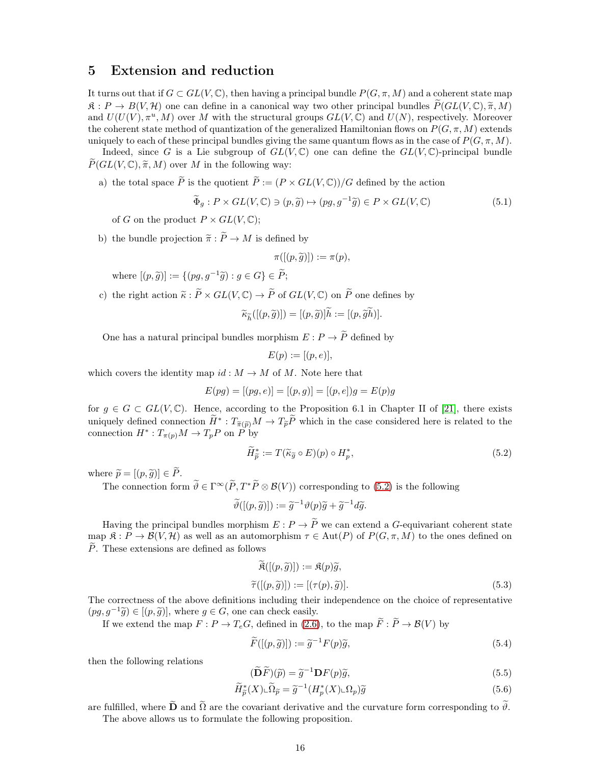# 5 Extension and reduction

It turns out that if $G \subset GL(V,\mathbb{C})$, then having a principal bundle $P(G,\pi,M)$ and a coherent state map $\mathfrak{K} : P \to B(V,\mathcal{H})$ one can define in a canonical way two other principal bundles $\widetilde{P}(GL(V,\mathbb{C}),\widetilde{\pi},M)$ and $U(U(V),\pi^u,M)$ over $M$ with the structural groups $GL(V,\mathbb{C})$ and $U(N)$, respectively. Moreover the coherent state method of quantization of the generalized Hamiltonian flows on $P(G,\pi,M)$ extends uniquely to each of these principal bundles giving the same quantum flows as in the case of $P(G,\pi,M)$.

Indeed, since $G$ is a Lie subgroup of $GL(V,\mathbb{C})$ one can define the $GL(V,\mathbb{C})$-principal bundle $\widetilde{P}(GL(V,\mathbb{C}),\widetilde{\pi},M)$ over $M$ in the following way:

a) the total space $\widetilde{P}$ is the quotient $\widetilde{P} := (P \times GL(V,\mathbb{C}))/G$ defined by the action

$$\widetilde{\Phi}_g : P \times GL(V,\mathbb{C}) \ni (p,\widetilde{g}) \mapsto (pg, g^{-1}\widetilde{g}) \in P \times GL(V,\mathbb{C}) \tag{5.1}$$

of $G$ on the product $P \times GL(V,\mathbb{C})$;

b) the bundle projection $\widetilde{\pi} : \widetilde{P} \to M$ is defined by

$$\pi([(p,\widetilde{g})]) := \pi(p),$$

where $[(p,\widetilde{g})] := \{(pg, g^{-1}\widetilde{g}) : g \in G\} \in \widetilde{P}$;

c) the right action $\widetilde{\kappa} : \widetilde{P} \times GL(V,\mathbb{C}) \to \widetilde{P}$ of $GL(V,\mathbb{C})$ on $\widetilde{P}$ one defines by

$$\widetilde{\kappa}_{\widetilde{h}}([(p,\widetilde{g})]) = [(p,\widetilde{g})]\widetilde{h} := [(p,\widetilde{g}\widetilde{h})].$$

One has a natural principal bundles morphism $E : P \to \widetilde{P}$ defined by

$$E(p) := [(p,e)],$$

which covers the identity map $id : M \to M$ of $M$. Note here that

$$E(pg) = [(pg,e)] = [(p,g)] = [(p,e)]g = E(p)g$$

for $g \in G \subset GL(V,\mathbb{C})$. Hence, according to the Proposition 6.1 in Chapter II of [21], there exists uniquely defined connection $\widetilde{H}^* : T_{\widetilde{\pi}(\widetilde{p})}M \to T_{\widetilde{p}}\widetilde{P}$ which in the case considered here is related to the connection $H^* : T_{\pi(p)}M \to T_pP$ on $P$ by

$$\widetilde{H}^*_{\widetilde{p}} := T(\widetilde{\kappa}_{\widetilde{g}} \circ E)(p) \circ H^*_p, \tag{5.2}$$

where $\widetilde{p} = [(p,\widetilde{g})] \in \widetilde{P}$.

The connection form $\widetilde{\vartheta} \in \Gamma^\infty(\widetilde{P}, T^*\widetilde{P} \otimes \mathcal{B}(V))$ corresponding to (5.2) is the following

$$\widetilde{\vartheta}([(p,\widetilde{g})]) := \widetilde{g}^{-1}\vartheta(p)\widetilde{g} + \widetilde{g}^{-1}d\widetilde{g}.$$

Having the principal bundles morphism $E : P \to \widetilde{P}$ we can extend a $G$-equivariant coherent state map $\mathfrak{K} : P \to \mathcal{B}(V,\mathcal{H})$ as well as an automorphism $\tau \in \mathrm{Aut}(P)$ of $P(G,\pi,M)$ to the ones defined on $\widetilde{P}$. These extensions are defined as follows

$$\widetilde{\mathfrak{K}}([(p,\widetilde{g})]) := \mathfrak{K}(p)\widetilde{g},$$
$$\widetilde{\tau}([(p,\widetilde{g})]) := [(\tau(p),\widetilde{g})]. \tag{5.3}$$

The correctness of the above definitions including their independence on the choice of representative $(pg, g^{-1}\widetilde{g}) \in [(p,\widetilde{g})]$, where $g \in G$, one can check easily.

If we extend the map $F : P \to T_eG$, defined in (2.6), to the map $\widetilde{F} : \widetilde{P} \to \mathcal{B}(V)$ by

$$\widetilde{F}([(p,\widetilde{g})]) := \widetilde{g}^{-1}F(p)\widetilde{g}, \tag{5.4}$$

then the following relations

$$(\widetilde{\mathbf{D}}\widetilde{F})(\widetilde{p}) = \widetilde{g}^{-1}\mathbf{D}F(p)\widetilde{g}, \tag{5.5}$$

$$\widetilde{H}^*_{\widetilde{p}}(X) \llcorner \widetilde{\Omega}_{\widetilde{p}} = \widetilde{g}^{-1}(H^*_p(X) \llcorner \Omega_p)\widetilde{g} \tag{5.6}$$

are fulfilled, where $\widetilde{\mathbf{D}}$ and $\widetilde{\Omega}$ are the covariant derivative and the curvature form corresponding to $\widetilde{\vartheta}$.

The above allows us to formulate the following proposition.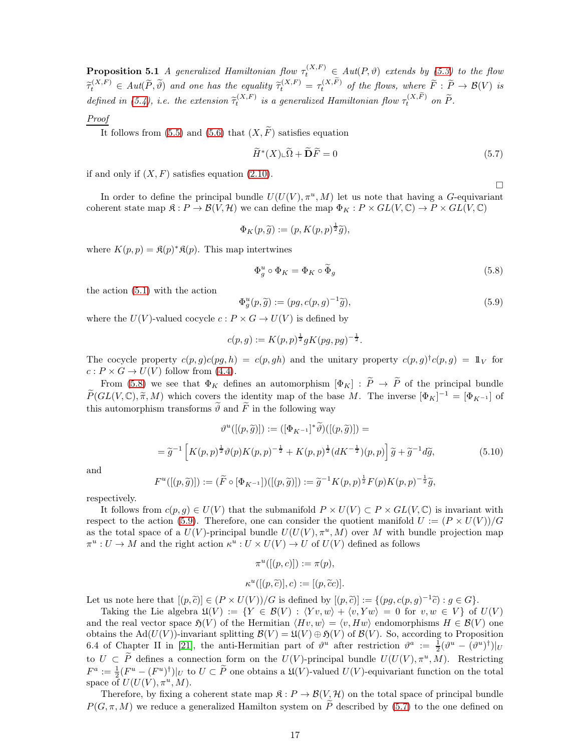**Proposition 5.1** *A generalized Hamiltonian flow $\tau_t^{(X,F)} \in Aut(P,\vartheta)$ extends by (5.3) to the flow $\widetilde{\tau}_t^{(X,F)} \in Aut(\widetilde{P},\widetilde{\vartheta})$ and one has the equality $\widetilde{\tau}_t^{(X,F)} = \tau_t^{(X,\widetilde{F})}$ of the flows, where $\widetilde{F} : \widetilde{P} \to \mathcal{B}(V)$ is defined in (5.4), i.e. the extension $\widetilde{\tau}_t^{(X,F)}$ is a generalized Hamiltonian flow $\tau_t^{(X,\widetilde{F})}$ on $\widetilde{P}$.*

*Proof*

It follows from (5.5) and (5.6) that $(X,\widetilde{F})$ satisfies equation

$$\widetilde{H}^*(X)\llcorner\widetilde{\Omega} + \widetilde{\mathbf{D}}\widetilde{F} = 0 \tag{5.7}$$

if and only if $(X,F)$ satisfies equation (2.10).

□

In order to define the principal bundle $U(U(V),\pi^u,M)$ let us note that having a $G$-equivariant coherent state map $\mathfrak{K} : P \to \mathcal{B}(V,\mathcal{H})$ we can define the map $\Phi_K : P \times GL(V,\mathbb{C}) \to P \times GL(V,\mathbb{C})$

$$\Phi_K(p,\widetilde{g}) := (p, K(p,p)^{\frac{1}{2}}\widetilde{g}),$$

where $K(p,p) = \mathfrak{K}(p)^*\mathfrak{K}(p)$. This map intertwines

$$\Phi_g^u \circ \Phi_K = \Phi_K \circ \widetilde{\Phi}_g \tag{5.8}$$

the action (5.1) with the action

$$\Phi_g^u(p,\widetilde{g}) := (pg, c(p,g)^{-1}\widetilde{g}), \tag{5.9}$$

where the $U(V)$-valued cocycle $c : P \times G \to U(V)$ is defined by

$$c(p,g) := K(p,p)^{\frac{1}{2}} g K(pg,pg)^{-\frac{1}{2}}.$$

The cocycle property $c(p,g)c(pg,h) = c(p,gh)$ and the unitary property $c(p,g)^\dagger c(p,g) = \mathbb{1}_V$ for $c : P \times G \to U(V)$ follow from (4.4).

From (5.8) we see that $\Phi_K$ defines an automorphism $[\Phi_K] : \widetilde{P} \to \widetilde{P}$ of the principal bundle $\widetilde{P}(GL(V,\mathbb{C}),\widetilde{\pi},M)$ which covers the identity map of the base $M$. The inverse $[\Phi_K]^{-1} = [\Phi_{K^{-1}}]$ of this automorphism transforms $\widetilde{\vartheta}$ and $\widetilde{F}$ in the following way

$$\vartheta^u([(p,\widetilde{g})]) := ([\Phi_{K^{-1}}]^*\widetilde{\vartheta})([(p,\widetilde{g})]) =$$

$$= \widetilde{g}^{-1}\left[K(p,p)^{\frac{1}{2}}\vartheta(p)K(p,p)^{-\frac{1}{2}} + K(p,p)^{\frac{1}{2}}(dK^{-\frac{1}{2}})(p,p)\right]\widetilde{g} + \widetilde{g}^{-1}d\widetilde{g}, \tag{5.10}$$

and

$$F^u([(p,\widetilde{g})]) := (\widetilde{F} \circ [\Phi_{K^{-1}}])([(p,\widetilde{g})]) := \widetilde{g}^{-1}K(p,p)^{\frac{1}{2}}F(p)K(p,p)^{-\frac{1}{2}}\widetilde{g},$$

respectively.

It follows from $c(p,g) \in U(V)$ that the submanifold $P \times U(V) \subset P \times GL(V,\mathbb{C})$ is invariant with respect to the action (5.9). Therefore, one can consider the quotient manifold $U := (P \times U(V))/G$ as the total space of a $U(V)$-principal bundle $U(U(V),\pi^u,M)$ over $M$ with bundle projection map $\pi^u : U \to M$ and the right action $\kappa^u : U \times U(V) \to U$ of $U(V)$ defined as follows

$$\pi^u([(p,c)]) := \pi(p),$$

$$\kappa^u([(p,\widetilde{c})],c) := [(p,\widetilde{c}c)].$$

Let us note here that $[(p,\widetilde{c})] \in (P \times U(V))/G$ is defined by $[(p,\widetilde{c})] := \{(pg, c(p,g)^{-1}\widetilde{c}) : g \in G\}$.

Taking the Lie algebra $\mathfrak{U}(V) := \{Y \in \mathcal{B}(V) : \langle Yv,w\rangle + \langle v,Yw\rangle = 0 \text{ for } v,w \in V\}$ of $U(V)$ and the real vector space $\mathfrak{H}(V)$ of the Hermitian $\langle Hv,w\rangle = \langle v,Hw\rangle$ endomorphisms $H \in \mathcal{B}(V)$ one obtains the $\mathrm{Ad}(U(V))$-invariant splitting $\mathcal{B}(V) = \mathfrak{U}(V) \oplus \mathfrak{H}(V)$ of $\mathcal{B}(V)$. So, according to Proposition 6.4 of Chapter II in [21], the anti-Hermitian part of $\vartheta^u$ after restriction $\vartheta^a := \frac{1}{2}(\vartheta^u - (\vartheta^u)^\dagger)|_U$ to $U \subset \widetilde{P}$ defines a connection form on the $U(V)$-principal bundle $U(U(V),\pi^u,M)$. Restricting $F^a := \frac{1}{2}(F^u - (F^u)^\dagger)|_U$ to $U \subset \widetilde{P}$ one obtains a $\mathfrak{U}(V)$-valued $U(V)$-equivariant function on the total space of $U(U(V),\pi^u,M)$.

Therefore, by fixing a coherent state map $\mathfrak{K} : P \to \mathcal{B}(V,\mathcal{H})$ on the total space of principal bundle $P(G,\pi,M)$ we reduce a generalized Hamilton system on $\widetilde{P}$ described by (5.7) to the one defined on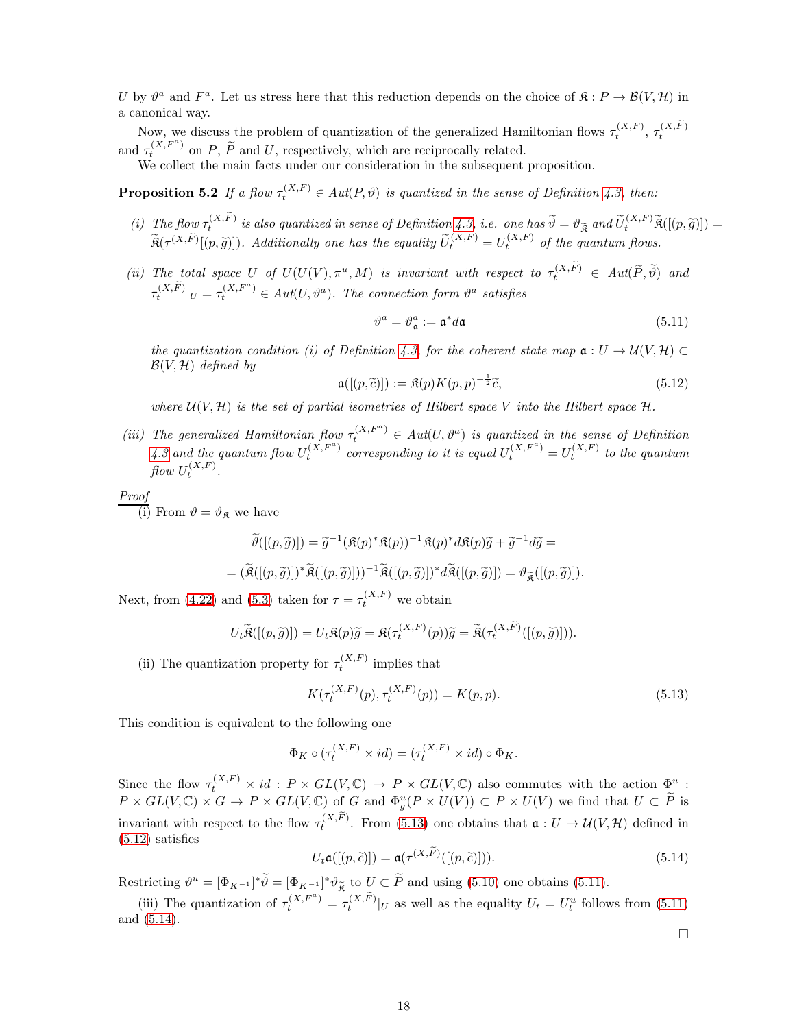$U$ by $\vartheta^a$ and $F^a$. Let us stress here that this reduction depends on the choice of $\mathfrak{K} : P \to \mathcal{B}(V, \mathcal{H})$ in a canonical way.

Now, we discuss the problem of quantization of the generalized Hamiltonian flows $\tau_t^{(X,F)}$, $\tau_t^{(X,\widetilde{F})}$ and $\tau_t^{(X,F^a)}$ on $P$, $\widetilde{P}$ and $U$, respectively, which are reciprocally related.

We collect the main facts under our consideration in the subsequent proposition.

**Proposition 5.2** *If a flow $\tau_t^{(X,F)} \in Aut(P, \vartheta)$ is quantized in the sense of Definition 4.3, then:*

*(i) The flow $\tau_t^{(X,\widetilde{F})}$ is also quantized in sense of Definition 4.3, i.e. one has $\widetilde{\vartheta} = \vartheta_{\widetilde{\mathfrak{K}}}$ and $\widetilde{U}_t^{(X,F)}\widetilde{\mathfrak{K}}([(p, \widetilde{g})]) = \widetilde{\mathfrak{K}}(\tau^{(X,\widetilde{F})}[(p, \widetilde{g})])$. Additionally one has the equality $\widetilde{U}_t^{(X,F)} = U_t^{(X,F)}$ of the quantum flows.*

*(ii) The total space $U$ of $U(U(V), \pi^u, M)$ is invariant with respect to $\tau_t^{(X,\widetilde{F})} \in Aut(\widetilde{P}, \widetilde{\vartheta})$ and $\tau_t^{(X,\widetilde{F})}|_U = \tau_t^{(X,F^a)} \in Aut(U, \vartheta^a)$. The connection form $\vartheta^a$ satisfies*

$$\vartheta^a = \vartheta^a_{\mathfrak{a}} := \mathfrak{a}^* d\mathfrak{a} \tag{5.11}$$

*the quantization condition (i) of Definition 4.3, for the coherent state map $\mathfrak{a} : U \to \mathcal{U}(V, \mathcal{H}) \subset \mathcal{B}(V, \mathcal{H})$ defined by*

$$\mathfrak{a}([(p, \widetilde{c})]) := \mathfrak{K}(p)K(p,p)^{-\frac{1}{2}}\widetilde{c}, \tag{5.12}$$

*where $\mathcal{U}(V, \mathcal{H})$ is the set of partial isometries of Hilbert space $V$ into the Hilbert space $\mathcal{H}$.*

*(iii) The generalized Hamiltonian flow $\tau_t^{(X,F^a)} \in Aut(U, \vartheta^a)$ is quantized in the sense of Definition 4.3 and the quantum flow $U_t^{(X,F^a)}$ corresponding to it is equal $U_t^{(X,F^a)} = U_t^{(X,F)}$ to the quantum flow $U_t^{(X,F)}$.*

<u>Proof</u>
(i) From $\vartheta = \vartheta_{\mathfrak{K}}$ we have

$$\widetilde{\vartheta}([(p, \widetilde{g})]) = \widetilde{g}^{-1}(\mathfrak{K}(p)^*\mathfrak{K}(p))^{-1}\mathfrak{K}(p)^* d\mathfrak{K}(p)\widetilde{g} + \widetilde{g}^{-1}d\widetilde{g} =$$

$$= (\widetilde{\mathfrak{K}}([(p, \widetilde{g})])^*\widetilde{\mathfrak{K}}([(p, \widetilde{g})]))^{-1}\widetilde{\mathfrak{K}}([(p, \widetilde{g})])^* d\widetilde{\mathfrak{K}}([(p, \widetilde{g})]) = \vartheta_{\widetilde{\mathfrak{K}}}([(p, \widetilde{g})]).$$

Next, from (4.22) and (5.3) taken for $\tau = \tau_t^{(X,F)}$ we obtain

$$U_t\widetilde{\mathfrak{K}}([(p, \widetilde{g})]) = U_t\mathfrak{K}(p)\widetilde{g} = \mathfrak{K}(\tau_t^{(X,F)}(p))\widetilde{g} = \widetilde{\mathfrak{K}}(\tau_t^{(X,\widetilde{F})}([(p, \widetilde{g})])).$$

(ii) The quantization property for $\tau_t^{(X,F)}$ implies that

$$K(\tau_t^{(X,F)}(p), \tau_t^{(X,F)}(p)) = K(p,p). \tag{5.13}$$

This condition is equivalent to the following one

$$\Phi_K \circ (\tau_t^{(X,F)} \times id) = (\tau_t^{(X,F)} \times id) \circ \Phi_K.$$

Since the flow $\tau_t^{(X,F)} \times id : P \times GL(V, \mathbb{C}) \to P \times GL(V, \mathbb{C})$ also commutes with the action $\Phi^u : P \times GL(V, \mathbb{C}) \times G \to P \times GL(V, \mathbb{C})$ of $G$ and $\Phi^u_g(P \times U(V)) \subset P \times U(V)$ we find that $U \subset \widetilde{P}$ is invariant with respect to the flow $\tau_t^{(X,\widetilde{F})}$. From (5.13) one obtains that $\mathfrak{a} : U \to \mathcal{U}(V, \mathcal{H})$ defined in (5.12) satisfies

$$U_t\mathfrak{a}([(p, \widetilde{c})]) = \mathfrak{a}(\tau^{(X,\widetilde{F})}([(p, \widetilde{c})])). \tag{5.14}$$

Restricting $\vartheta^u = [\Phi_{K^{-1}}]^*\widetilde{\vartheta} = [\Phi_{K^{-1}}]^*\vartheta_{\widetilde{\mathfrak{K}}}$ to $U \subset \widetilde{P}$ and using (5.10) one obtains (5.11).

(iii) The quantization of $\tau_t^{(X,F^a)} = \tau_t^{(X,\widetilde{F})}|_U$ as well as the equality $U_t = U_t^u$ follows from (5.11) and (5.14).

$\square$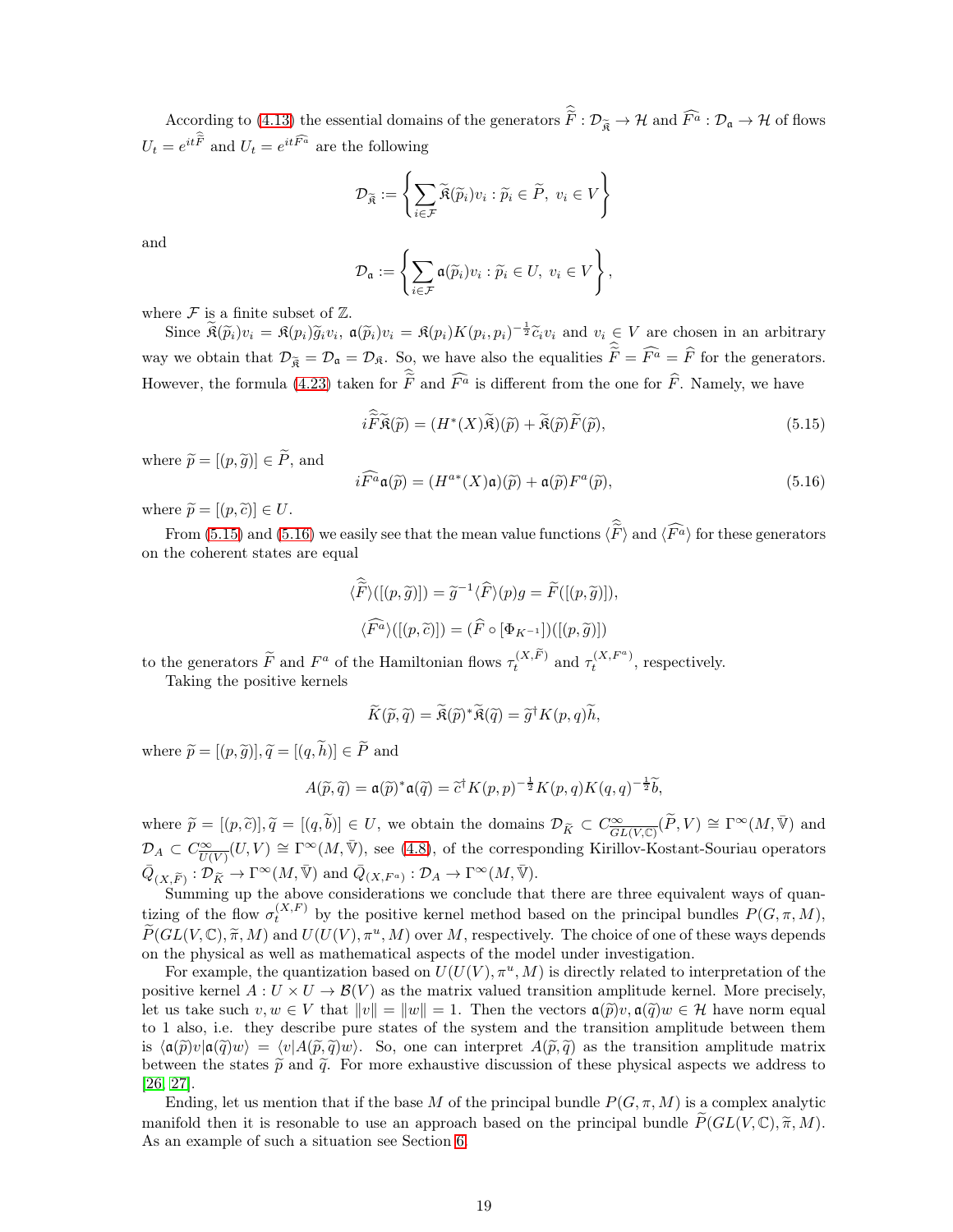According to (4.13) the essential domains of the generators $\widehat{\widetilde{F}} : \mathcal{D}_{\widetilde{\mathfrak{K}}} \to \mathcal{H}$ and $\widehat{F^a} : \mathcal{D}_{\mathfrak{a}} \to \mathcal{H}$ of flows $U_t = e^{it\widehat{\widetilde{F}}}$ and $U_t = e^{it\widehat{F^a}}$ are the following

$$\mathcal{D}_{\widetilde{\mathfrak{K}}} := \left\{ \sum_{i\in\mathcal{F}} \widetilde{\mathfrak{K}}(\widetilde{p}_i)v_i : \widetilde{p}_i \in \widetilde{P},\ v_i \in V \right\}$$

and

$$\mathcal{D}_{\mathfrak{a}} := \left\{ \sum_{i\in\mathcal{F}} \mathfrak{a}(\widetilde{p}_i)v_i : \widetilde{p}_i \in U,\ v_i \in V \right\},$$

where $\mathcal{F}$ is a finite subset of $\mathbb{Z}$.

Since $\widetilde{\mathfrak{K}}(\widetilde{p}_i)v_i = \mathfrak{K}(p_i)\widetilde{g}_i v_i$, $\mathfrak{a}(\widetilde{p}_i)v_i = \mathfrak{K}(p_i)K(p_i,p_i)^{-\frac{1}{2}}\widetilde{c}_i v_i$ and $v_i \in V$ are chosen in an arbitrary way we obtain that $\mathcal{D}_{\widetilde{\mathfrak{K}}} = \mathcal{D}_{\mathfrak{a}} = \mathcal{D}_{\mathfrak{K}}$. So, we have also the equalities $\widehat{\widetilde{F}} = \widehat{F^a} = \widehat{F}$ for the generators. However, the formula (4.23) taken for $\widehat{\widetilde{F}}$ and $\widehat{F^a}$ is different from the one for $\widehat{F}$. Namely, we have

$$i\widehat{\widetilde{F}}\widetilde{\mathfrak{K}}(\widetilde{p}) = (H^*(X)\widetilde{\mathfrak{K}})(\widetilde{p}) + \widetilde{\mathfrak{K}}(\widetilde{p})\widetilde{F}(\widetilde{p}), \tag{5.15}$$

where $\widetilde{p} = [(p,\widetilde{g})] \in \widetilde{P}$, and

$$i\widehat{F^a}\mathfrak{a}(\widetilde{p}) = (H^{a*}(X)\mathfrak{a})(\widetilde{p}) + \mathfrak{a}(\widetilde{p})F^a(\widetilde{p}), \tag{5.16}$$

where $\widetilde{p} = [(p,\widetilde{c})] \in U$.

From (5.15) and (5.16) we easily see that the mean value functions $\langle\widehat{\widetilde{F}}\rangle$ and $\langle\widehat{F^a}\rangle$ for these generators on the coherent states are equal

$$\langle\widehat{\widetilde{F}}\rangle([(p,\widetilde{g})]) = \widetilde{g}^{-1}\langle\widehat{F}\rangle(p)g = \widetilde{F}([(p,\widetilde{g})]),$$

$$\langle\widehat{F^a}\rangle([(p,\widetilde{c})]) = (\widehat{F} \circ [\Phi_{K^{-1}}])([(p,\widetilde{g})])$$

to the generators $\widetilde{F}$ and $F^a$ of the Hamiltonian flows $\tau_t^{(X,\widetilde{F})}$ and $\tau_t^{(X,F^a)}$, respectively.

Taking the positive kernels

$$\widetilde{K}(\widetilde{p},\widetilde{q}) = \widetilde{\mathfrak{K}}(\widetilde{p})^*\widetilde{\mathfrak{K}}(\widetilde{q}) = \widetilde{g}^\dagger K(p,q)\widetilde{h},$$

where $\widetilde{p} = [(p,\widetilde{g})], \widetilde{q} = [(q,\widetilde{h})] \in \widetilde{P}$ and

$$A(\widetilde{p},\widetilde{q}) = \mathfrak{a}(\widetilde{p})^*\mathfrak{a}(\widetilde{q}) = \widetilde{c}^\dagger K(p,p)^{-\frac{1}{2}}K(p,q)K(q,q)^{-\frac{1}{2}}\widetilde{b},$$

where $\widetilde{p} = [(p,\widetilde{c})], \widetilde{q} = [(q,\widetilde{b})] \in U$, we obtain the domains $\mathcal{D}_{\widetilde{K}} \subset C^\infty_{GL(V,\mathbb{C})}(\widetilde{P},V) \cong \Gamma^\infty(M,\bar{\mathbb{V}})$ and $\mathcal{D}_A \subset C^\infty_{U(V)}(U,V) \cong \Gamma^\infty(M,\bar{\mathbb{V}})$, see (4.8), of the corresponding Kirillov-Kostant-Souriau operators $\bar{Q}_{(X,\widetilde{F})} : \mathcal{D}_{\widetilde{K}} \to \Gamma^\infty(M,\bar{\mathbb{V}})$ and $\bar{Q}_{(X,F^a)} : \mathcal{D}_A \to \Gamma^\infty(M,\bar{\mathbb{V}})$.

Summing up the above considerations we conclude that there are three equivalent ways of quantizing of the flow $\sigma_t^{(X,F)}$ by the positive kernel method based on the principal bundles $P(G,\pi,M)$, $\widetilde{P}(GL(V,\mathbb{C}),\widetilde{\pi},M)$ and $U(U(V),\pi^u,M)$ over $M$, respectively. The choice of one of these ways depends on the physical as well as mathematical aspects of the model under investigation.

For example, the quantization based on $U(U(V),\pi^u,M)$ is directly related to interpretation of the positive kernel $A : U \times U \to \mathcal{B}(V)$ as the matrix valued transition amplitude kernel. More precisely, let us take such $v,w \in V$ that $\|v\| = \|w\| = 1$. Then the vectors $\mathfrak{a}(\widetilde{p})v, \mathfrak{a}(\widetilde{q})w \in \mathcal{H}$ have norm equal to 1 also, i.e. they describe pure states of the system and the transition amplitude between them is $\langle\mathfrak{a}(\widetilde{p})v|\mathfrak{a}(\widetilde{q})w\rangle = \langle v|A(\widetilde{p},\widetilde{q})w\rangle$. So, one can interpret $A(\widetilde{p},\widetilde{q})$ as the transition amplitude matrix between the states $\widetilde{p}$ and $\widetilde{q}$. For more exhaustive discussion of these physical aspects we address to [26, 27].

Ending, let us mention that if the base $M$ of the principal bundle $P(G,\pi,M)$ is a complex analytic manifold then it is resonable to use an approach based on the principal bundle $\widetilde{P}(GL(V,\mathbb{C}),\widetilde{\pi},M)$. As an example of such a situation see Section 6.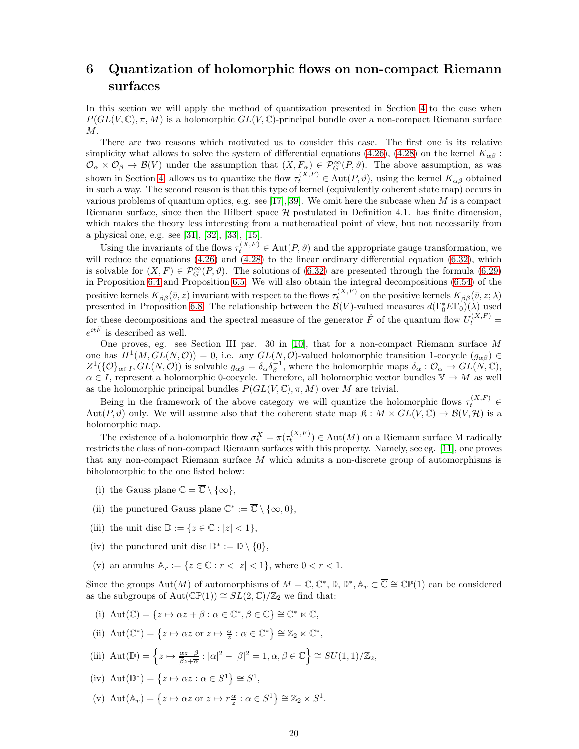# 6 Quantization of holomorphic flows on non-compact Riemann surfaces

In this section we will apply the method of quantization presented in Section 4 to the case when $P(GL(V,\mathbb{C}),\pi,M)$ is a holomorphic $GL(V,\mathbb{C})$-principal bundle over a non-compact Riemann surface $M$.

There are two reasons which motivated us to consider this case. The first one is its relative simplicity what allows to solve the system of differential equations (4.26), (4.28) on the kernel $K_{\bar{\alpha}\beta}: \mathcal{O}_\alpha \times \mathcal{O}_\beta \to \mathcal{B}(V)$ under the assumption that $(X, F_\alpha) \in \mathcal{P}^\infty_G(P,\vartheta)$. The above assumption, as was shown in Section 4, allows us to quantize the flow $\tau_t^{(X,F)} \in \mathrm{Aut}(P,\vartheta)$, using the kernel $K_{\bar{\alpha}\beta}$ obtained in such a way. The second reason is that this type of kernel (equivalently coherent state map) occurs in various problems of quantum optics, e.g. see [17],[39]. We omit here the subcase when $M$ is a compact Riemann surface, since then the Hilbert space $\mathcal{H}$ postulated in Definition 4.1. has finite dimension, which makes the theory less interesting from a mathematical point of view, but not necessarily from a physical one, e.g. see [31], [32], [33], [15].

Using the invariants of the flows $\tau_t^{(X,F)} \in \mathrm{Aut}(P,\vartheta)$ and the appropriate gauge transformation, we will reduce the equations (4.26) and (4.28) to the linear ordinary differential equation (6.32), which is solvable for $(X,F) \in \mathcal{P}^\infty_G(P,\vartheta)$. The solutions of (6.32) are presented through the formula (6.29) in Proposition 6.4 and Proposition 6.5. We will also obtain the integral decompositions (6.54) of the positive kernels $K_{\bar{\beta}\beta}(\bar{v},z)$ invariant with respect to the flows $\tau_t^{(X,F)}$ on the positive kernels $K_{\bar{\beta}\beta}(\bar{v},z;\lambda)$ presented in Proposition 6.8. The relationship between the $\mathcal{B}(V)$-valued measures $d(\Gamma_0^* E \Gamma_0)(\lambda)$ used for these decompositions and the spectral measure of the generator $\hat{F}$ of the quantum flow $U_t^{(X,F)} = e^{it\hat{F}}$ is described as well.

One proves, eg. see Section III par. 30 in [10], that for a non-compact Riemann surface $M$ one has $H^1(M, GL(N,\mathcal{O})) = 0$, i.e. any $GL(N,\mathcal{O})$-valued holomorphic transition 1-cocycle $(g_{\alpha\beta}) \in Z^1(\{\mathcal{O}\}_{\alpha\in I}, GL(N,\mathcal{O}))$ is solvable $g_{\alpha\beta} = \delta_\alpha \delta_\beta^{-1}$, where the holomorphic maps $\delta_\alpha : \mathcal{O}_\alpha \to GL(N,\mathbb{C})$, $\alpha \in I$, represent a holomorphic 0-cocycle. Therefore, all holomorphic vector bundles $\mathbb{V} \to M$ as well as the holomorphic principal bundles $P(GL(V,\mathbb{C}),\pi,M)$ over $M$ are trivial.

Being in the framework of the above category we will quantize the holomorphic flows $\tau_t^{(X,F)} \in \mathrm{Aut}(P,\vartheta)$ only. We will assume also that the coherent state map $\mathfrak{K} : M \times GL(V,\mathbb{C}) \to \mathcal{B}(V,\mathcal{H})$ is a holomorphic map.

The existence of a holomorphic flow $\sigma_t^X = \pi(\tau_t^{(X,F)}) \in \mathrm{Aut}(M)$ on a Riemann surface M radically restricts the class of non-compact Riemann surfaces with this property. Namely, see eg. [11], one proves that any non-compact Riemann surface $M$ which admits a non-discrete group of automorphisms is biholomorphic to the one listed below:

(i) the Gauss plane $\mathbb{C} = \overline{\mathbb{C}} \setminus \{\infty\}$,

(ii) the punctured Gauss plane $\mathbb{C}^* := \overline{\mathbb{C}} \setminus \{\infty, 0\}$,

(iii) the unit disc $\mathbb{D} := \{z \in \mathbb{C} : |z| < 1\}$,

(iv) the punctured unit disc $\mathbb{D}^* := \mathbb{D} \setminus \{0\}$,

(v) an annulus $\mathbb{A}_r := \{z \in \mathbb{C} : r < |z| < 1\}$, where $0 < r < 1$.

Since the groups $\mathrm{Aut}(M)$ of automorphisms of $M = \mathbb{C}, \mathbb{C}^*, \mathbb{D}, \mathbb{D}^*, \mathbb{A}_r \subset \overline{\mathbb{C}} \cong \mathbb{CP}(1)$ can be considered as the subgroups of $\mathrm{Aut}(\mathbb{CP}(1)) \cong SL(2,\mathbb{C})/\mathbb{Z}_2$ we find that:

(i) $\mathrm{Aut}(\mathbb{C}) = \{z \mapsto \alpha z + \beta : \alpha \in \mathbb{C}^*, \beta \in \mathbb{C}\} \cong \mathbb{C}^* \ltimes \mathbb{C}$,

(ii) $\mathrm{Aut}(\mathbb{C}^*) = \left\{z \mapsto \alpha z \text{ or } z \mapsto \frac{\alpha}{z} : \alpha \in \mathbb{C}^*\right\} \cong \mathbb{Z}_2 \ltimes \mathbb{C}^*$,

(iii) $\mathrm{Aut}(\mathbb{D}) = \left\{z \mapsto \frac{\alpha z + \beta}{\bar{\beta} z + \bar{\alpha}} : |\alpha|^2 - |\beta|^2 = 1, \alpha, \beta \in \mathbb{C}\right\} \cong SU(1,1)/\mathbb{Z}_2$,

(iv) $\mathrm{Aut}(\mathbb{D}^*) = \left\{z \mapsto \alpha z : \alpha \in S^1\right\} \cong S^1$,

(v) $\mathrm{Aut}(\mathbb{A}_r) = \left\{z \mapsto \alpha z \text{ or } z \mapsto r\frac{\alpha}{z} : \alpha \in S^1\right\} \cong \mathbb{Z}_2 \ltimes S^1$.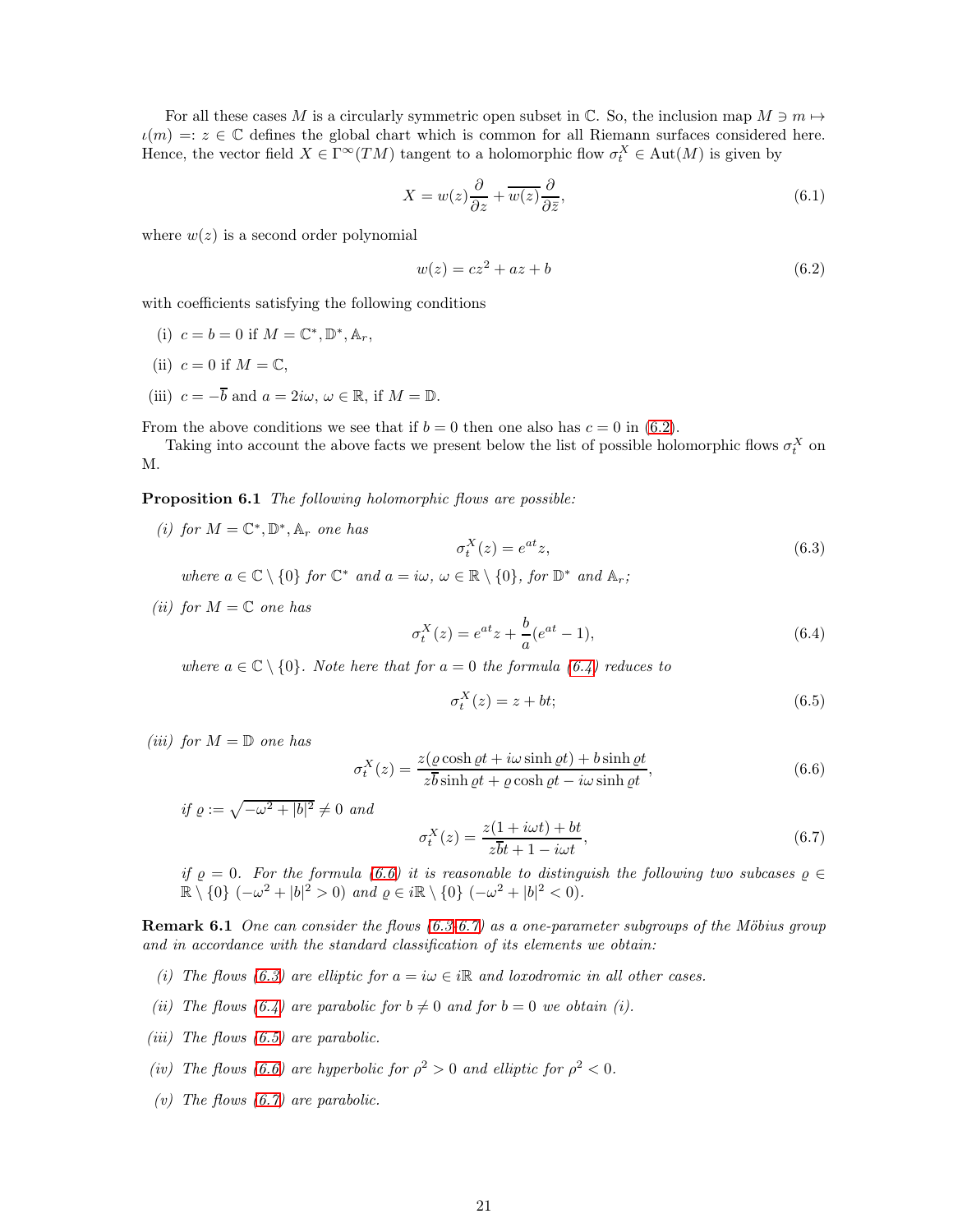For all these cases $M$ is a circularly symmetric open subset in $\mathbb{C}$. So, the inclusion map $M \ni m \mapsto \iota(m) =: z \in \mathbb{C}$ defines the global chart which is common for all Riemann surfaces considered here. Hence, the vector field $X \in \Gamma^\infty(TM)$ tangent to a holomorphic flow $\sigma_t^X \in \mathrm{Aut}(M)$ is given by

$$X = w(z)\frac{\partial}{\partial z} + \overline{w(z)}\frac{\partial}{\partial \bar{z}}, \tag{6.1}$$

where $w(z)$ is a second order polynomial

$$w(z) = cz^2 + az + b \tag{6.2}$$

with coefficients satisfying the following conditions

(i) $c = b = 0$ if $M = \mathbb{C}^*, \mathbb{D}^*, \mathbb{A}_r$,

(ii) $c = 0$ if $M = \mathbb{C}$,

(iii) $c = -\overline{b}$ and $a = 2i\omega$, $\omega \in \mathbb{R}$, if $M = \mathbb{D}$.

From the above conditions we see that if $b = 0$ then one also has $c = 0$ in (6.2).

Taking into account the above facts we present below the list of possible holomorphic flows $\sigma_t^X$ on M.

**Proposition 6.1** *The following holomorphic flows are possible:*

*(i) for $M = \mathbb{C}^*, \mathbb{D}^*, \mathbb{A}_r$ one has*

$$\sigma_t^X(z) = e^{at}z, \tag{6.3}$$

*where $a \in \mathbb{C} \setminus \{0\}$ for $\mathbb{C}^*$ and $a = i\omega$, $\omega \in \mathbb{R} \setminus \{0\}$, for $\mathbb{D}^*$ and $\mathbb{A}_r$;*

*(ii) for $M = \mathbb{C}$ one has*

$$\sigma_t^X(z) = e^{at}z + \frac{b}{a}(e^{at} - 1), \tag{6.4}$$

*where $a \in \mathbb{C} \setminus \{0\}$. Note here that for $a = 0$ the formula (6.4) reduces to*

$$\sigma_t^X(z) = z + bt; \tag{6.5}$$

*(iii) for $M = \mathbb{D}$ one has*

$$\sigma_t^X(z) = \frac{z(\varrho \cosh \varrho t + i\omega \sinh \varrho t) + b \sinh \varrho t}{z\overline{b} \sinh \varrho t + \varrho \cosh \varrho t - i\omega \sinh \varrho t}, \tag{6.6}$$

*if $\varrho := \sqrt{-\omega^2 + |b|^2} \neq 0$ and*

$$\sigma_t^X(z) = \frac{z(1 + i\omega t) + bt}{z\overline{b}t + 1 - i\omega t}, \tag{6.7}$$

*if $\varrho = 0$. For the formula (6.6) it is reasonable to distinguish the following two subcases $\varrho \in \mathbb{R} \setminus \{0\}$ $(-\omega^2 + |b|^2 > 0)$ and $\varrho \in i\mathbb{R} \setminus \{0\}$ $(-\omega^2 + |b|^2 < 0)$.*

**Remark 6.1** *One can consider the flows (6.3-6.7) as a one-parameter subgroups of the Möbius group and in accordance with the standard classification of its elements we obtain:*

*(i) The flows (6.3) are elliptic for $a = i\omega \in i\mathbb{R}$ and loxodromic in all other cases.*

*(ii) The flows (6.4) are parabolic for $b \neq 0$ and for $b = 0$ we obtain (i).*

*(iii) The flows (6.5) are parabolic.*

*(iv) The flows (6.6) are hyperbolic for $\rho^2 > 0$ and elliptic for $\rho^2 < 0$.*

*(v) The flows (6.7) are parabolic.*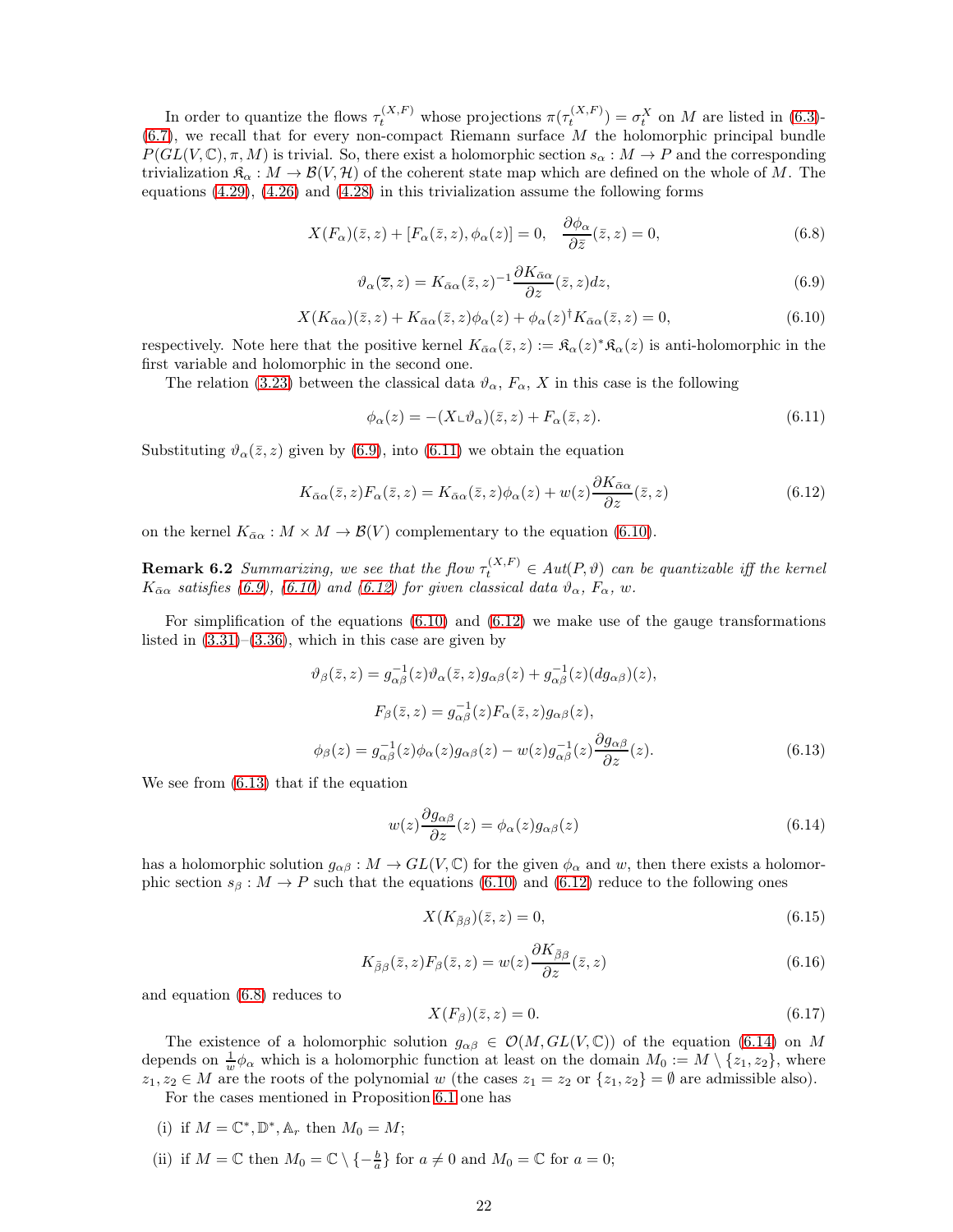In order to quantize the flows $\tau_t^{(X,F)}$ whose projections $\pi(\tau_t^{(X,F)}) = \sigma_t^X$ on $M$ are listed in (6.3)-(6.7), we recall that for every non-compact Riemann surface $M$ the holomorphic principal bundle $P(GL(V,\mathbb{C}),\pi,M)$ is trivial. So, there exist a holomorphic section $s_\alpha : M \to P$ and the corresponding trivialization $\mathfrak{K}_\alpha : M \to \mathcal{B}(V,\mathcal{H})$ of the coherent state map which are defined on the whole of $M$. The equations (4.29), (4.26) and (4.28) in this trivialization assume the following forms

$$X(F_\alpha)(\bar{z},z) + [F_\alpha(\bar{z},z),\phi_\alpha(z)] = 0, \quad \frac{\partial \phi_\alpha}{\partial \bar{z}}(\bar{z},z) = 0, \tag{6.8}$$

$$\vartheta_\alpha(\overline{z},z) = K_{\bar{\alpha}\alpha}(\bar{z},z)^{-1}\frac{\partial K_{\bar{\alpha}\alpha}}{\partial z}(\bar{z},z)dz, \tag{6.9}$$

$$X(K_{\bar{\alpha}\alpha})(\bar{z},z) + K_{\bar{\alpha}\alpha}(\bar{z},z)\phi_\alpha(z) + \phi_\alpha(z)^\dagger K_{\bar{\alpha}\alpha}(\bar{z},z) = 0, \tag{6.10}$$

respectively. Note here that the positive kernel $K_{\bar{\alpha}\alpha}(\bar{z},z) := \mathfrak{K}_\alpha(z)^*\mathfrak{K}_\alpha(z)$ is anti-holomorphic in the first variable and holomorphic in the second one.

The relation (3.23) between the classical data $\vartheta_\alpha$, $F_\alpha$, $X$ in this case is the following

$$\phi_\alpha(z) = -(X \llcorner \vartheta_\alpha)(\bar{z},z) + F_\alpha(\bar{z},z). \tag{6.11}$$

Substituting $\vartheta_\alpha(\bar{z},z)$ given by (6.9), into (6.11) we obtain the equation

$$K_{\bar{\alpha}\alpha}(\bar{z},z)F_\alpha(\bar{z},z) = K_{\bar{\alpha}\alpha}(\bar{z},z)\phi_\alpha(z) + w(z)\frac{\partial K_{\bar{\alpha}\alpha}}{\partial z}(\bar{z},z) \tag{6.12}$$

on the kernel $K_{\bar{\alpha}\alpha} : M \times M \to \mathcal{B}(V)$ complementary to the equation (6.10).

**Remark 6.2** *Summarizing, we see that the flow $\tau_t^{(X,F)} \in Aut(P,\vartheta)$ can be quantizable iff the kernel $K_{\bar{\alpha}\alpha}$ satisfies (6.9), (6.10) and (6.12) for given classical data $\vartheta_\alpha$, $F_\alpha$, $w$.*

For simplification of the equations (6.10) and (6.12) we make use of the gauge transformations listed in (3.31)–(3.36), which in this case are given by

$$\vartheta_\beta(\bar{z},z) = g_{\alpha\beta}^{-1}(z)\vartheta_\alpha(\bar{z},z)g_{\alpha\beta}(z) + g_{\alpha\beta}^{-1}(z)(dg_{\alpha\beta})(z),$$

$$F_\beta(\bar{z},z) = g_{\alpha\beta}^{-1}(z)F_\alpha(\bar{z},z)g_{\alpha\beta}(z),$$

$$\phi_\beta(z) = g_{\alpha\beta}^{-1}(z)\phi_\alpha(z)g_{\alpha\beta}(z) - w(z)g_{\alpha\beta}^{-1}(z)\frac{\partial g_{\alpha\beta}}{\partial z}(z). \tag{6.13}$$

We see from (6.13) that if the equation

$$w(z)\frac{\partial g_{\alpha\beta}}{\partial z}(z) = \phi_\alpha(z)g_{\alpha\beta}(z) \tag{6.14}$$

has a holomorphic solution $g_{\alpha\beta} : M \to GL(V,\mathbb{C})$ for the given $\phi_\alpha$ and $w$, then there exists a holomorphic section $s_\beta : M \to P$ such that the equations (6.10) and (6.12) reduce to the following ones

$$X(K_{\bar{\beta}\beta})(\bar{z},z) = 0, \tag{6.15}$$

$$K_{\bar{\beta}\beta}(\bar{z},z)F_\beta(\bar{z},z) = w(z)\frac{\partial K_{\bar{\beta}\beta}}{\partial z}(\bar{z},z) \tag{6.16}$$

and equation (6.8) reduces to

$$X(F_\beta)(\bar{z},z) = 0. \tag{6.17}$$

The existence of a holomorphic solution $g_{\alpha\beta} \in \mathcal{O}(M, GL(V,\mathbb{C}))$ of the equation (6.14) on $M$ depends on $\frac{1}{w}\phi_\alpha$ which is a holomorphic function at least on the domain $M_0 := M \setminus \{z_1,z_2\}$, where $z_1, z_2 \in M$ are the roots of the polynomial $w$ (the cases $z_1 = z_2$ or $\{z_1,z_2\} = \emptyset$ are admissible also).

For the cases mentioned in Proposition 6.1 one has

(i) if $M = \mathbb{C}^*, \mathbb{D}^*, \mathbb{A}_r$ then $M_0 = M$;

(ii) if $M = \mathbb{C}$ then $M_0 = \mathbb{C} \setminus \{-\frac{b}{a}\}$ for $a \neq 0$ and $M_0 = \mathbb{C}$ for $a = 0$;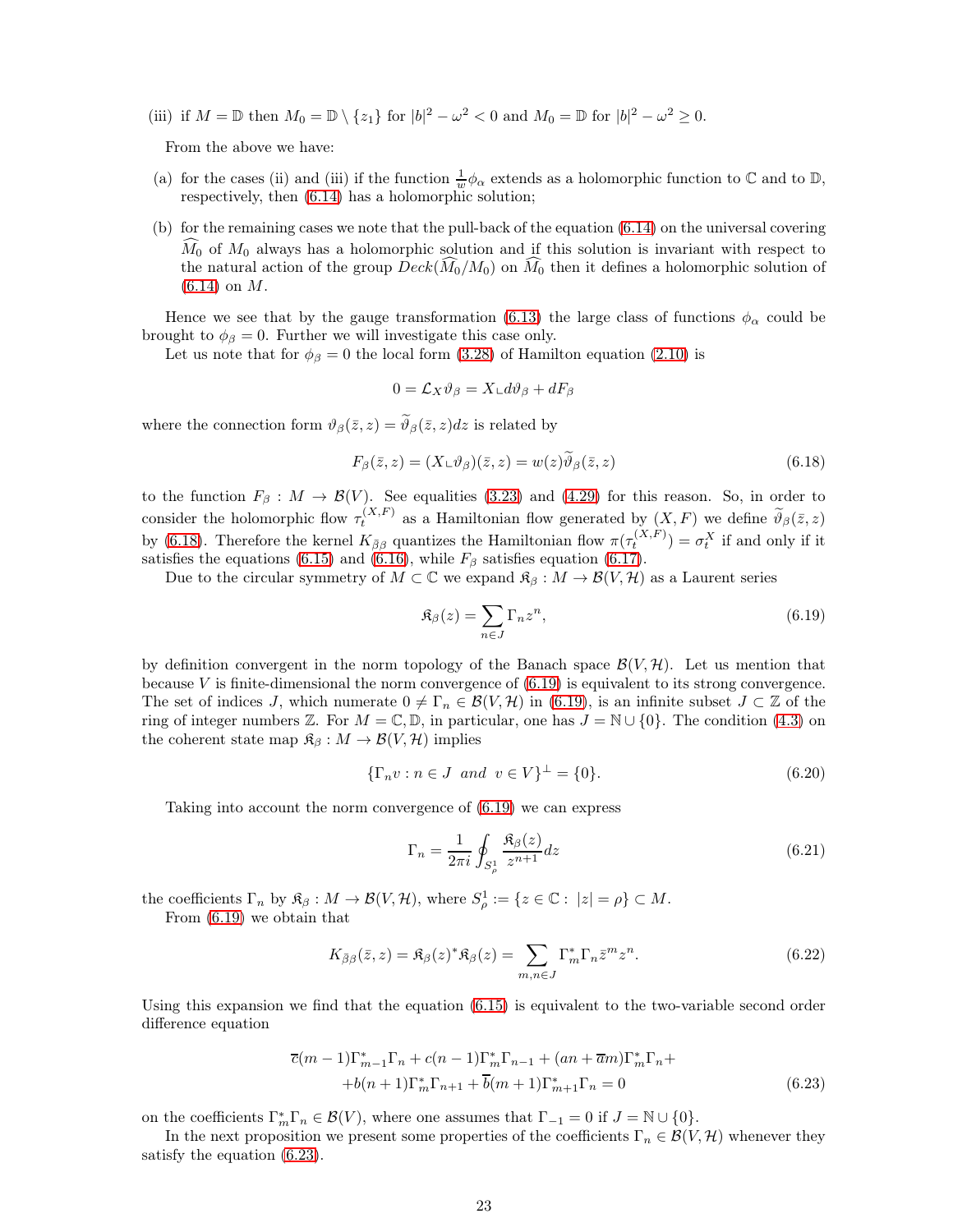(iii) if $M = \mathbb{D}$ then $M_0 = \mathbb{D} \setminus \{z_1\}$ for $|b|^2 - \omega^2 < 0$ and $M_0 = \mathbb{D}$ for $|b|^2 - \omega^2 \geq 0$.

From the above we have:

(a) for the cases (ii) and (iii) if the function $\frac{1}{w}\phi_\alpha$ extends as a holomorphic function to $\mathbb{C}$ and to $\mathbb{D}$, respectively, then (6.14) has a holomorphic solution;

(b) for the remaining cases we note that the pull-back of the equation (6.14) on the universal covering $\widehat{M_0}$ of $M_0$ always has a holomorphic solution and if this solution is invariant with respect to the natural action of the group $Deck(\widehat{M_0}/M_0)$ on $\widehat{M_0}$ then it defines a holomorphic solution of (6.14) on $M$.

Hence we see that by the gauge transformation (6.13) the large class of functions $\phi_\alpha$ could be brought to $\phi_\beta = 0$. Further we will investigate this case only.

Let us note that for $\phi_\beta = 0$ the local form (3.28) of Hamilton equation (2.10) is

$$0 = \mathcal{L}_X \vartheta_\beta = X \llcorner d\vartheta_\beta + dF_\beta$$

where the connection form $\vartheta_\beta(\bar{z}, z) = \widetilde{\vartheta}_\beta(\bar{z}, z)dz$ is related by

$$F_\beta(\bar{z}, z) = (X \llcorner \vartheta_\beta)(\bar{z}, z) = w(z)\widetilde{\vartheta}_\beta(\bar{z}, z) \tag{6.18}$$

to the function $F_\beta : M \to \mathcal{B}(V)$. See equalities (3.23) and (4.29) for this reason. So, in order to consider the holomorphic flow $\tau_t^{(X,F)}$ as a Hamiltonian flow generated by $(X, F)$ we define $\widetilde{\vartheta}_\beta(\bar{z}, z)$ by (6.18). Therefore the kernel $K_{\bar{\beta}\beta}$ quantizes the Hamiltonian flow $\pi(\tau_t^{(X,F)}) = \sigma_t^X$ if and only if it satisfies the equations (6.15) and (6.16), while $F_\beta$ satisfies equation (6.17).

Due to the circular symmetry of $M \subset \mathbb{C}$ we expand $\mathfrak{K}_\beta : M \to \mathcal{B}(V, \mathcal{H})$ as a Laurent series

$$\mathfrak{K}_\beta(z) = \sum_{n \in J} \Gamma_n z^n, \tag{6.19}$$

by definition convergent in the norm topology of the Banach space $\mathcal{B}(V, \mathcal{H})$. Let us mention that because $V$ is finite-dimensional the norm convergence of (6.19) is equivalent to its strong convergence. The set of indices $J$, which numerate $0 \neq \Gamma_n \in \mathcal{B}(V, \mathcal{H})$ in (6.19), is an infinite subset $J \subset \mathbb{Z}$ of the ring of integer numbers $\mathbb{Z}$. For $M = \mathbb{C}, \mathbb{D}$, in particular, one has $J = \mathbb{N} \cup \{0\}$. The condition (4.3) on the coherent state map $\mathfrak{K}_\beta : M \to \mathcal{B}(V, \mathcal{H})$ implies

$$\{\Gamma_n v : n \in J \;\; and \;\; v \in V\}^\perp = \{0\}. \tag{6.20}$$

Taking into account the norm convergence of (6.19) we can express

$$\Gamma_n = \frac{1}{2\pi i} \oint_{S^1_\rho} \frac{\mathfrak{K}_\beta(z)}{z^{n+1}} dz \tag{6.21}$$

the coefficients $\Gamma_n$ by $\mathfrak{K}_\beta : M \to \mathcal{B}(V, \mathcal{H})$, where $S^1_\rho := \{z \in \mathbb{C} : \; |z| = \rho\} \subset M$.

From (6.19) we obtain that

$$K_{\bar{\beta}\beta}(\bar{z}, z) = \mathfrak{K}_\beta(z)^* \mathfrak{K}_\beta(z) = \sum_{m,n \in J} \Gamma_m^* \Gamma_n \bar{z}^m z^n. \tag{6.22}$$

Using this expansion we find that the equation (6.15) is equivalent to the two-variable second order difference equation

$$\begin{aligned} &\bar{c}(m-1)\Gamma_{m-1}^*\Gamma_n + c(n-1)\Gamma_m^*\Gamma_{n-1} + (an + \bar{a}m)\Gamma_m^*\Gamma_n + \\ &+ b(n+1)\Gamma_m^*\Gamma_{n+1} + \bar{b}(m+1)\Gamma_{m+1}^*\Gamma_n = 0 \end{aligned} \tag{6.23}$$

on the coefficients $\Gamma_m^*\Gamma_n \in \mathcal{B}(V)$, where one assumes that $\Gamma_{-1} = 0$ if $J = \mathbb{N} \cup \{0\}$.

In the next proposition we present some properties of the coefficients $\Gamma_n \in \mathcal{B}(V, \mathcal{H})$ whenever they satisfy the equation (6.23).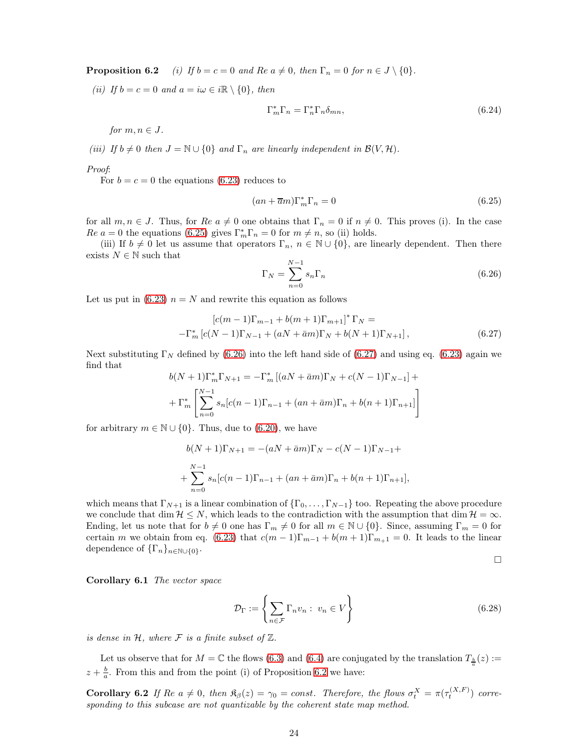**Proposition 6.2** *(i) If $b = c = 0$ and $Re\ a \neq 0$, then $\Gamma_n = 0$ for $n \in J \setminus \{0\}$.*

*(ii) If $b = c = 0$ and $a = i\omega \in i\mathbb{R} \setminus \{0\}$, then*

$$\Gamma_m^* \Gamma_n = \Gamma_n^* \Gamma_n \delta_{mn}, \tag{6.24}$$

*for $m, n \in J$.*

*(iii) If $b \neq 0$ then $J = \mathbb{N} \cup \{0\}$ and $\Gamma_n$ are linearly independent in $\mathcal{B}(V, \mathcal{H})$.*

*Proof*:
For $b = c = 0$ the equations (6.23) reduces to

$$(an + \overline{a}m)\Gamma_m^* \Gamma_n = 0 \tag{6.25}$$

for all $m, n \in J$. Thus, for $Re\ a \neq 0$ one obtains that $\Gamma_n = 0$ if $n \neq 0$. This proves (i). In the case $Re\ a = 0$ the equations (6.25) gives $\Gamma_m^* \Gamma_n = 0$ for $m \neq n$, so (ii) holds.

(iii) If $b \neq 0$ let us assume that operators $\Gamma_n$, $n \in \mathbb{N} \cup \{0\}$, are linearly dependent. Then there exists $N \in \mathbb{N}$ such that

$$\Gamma_N = \sum_{n=0}^{N-1} s_n \Gamma_n \tag{6.26}$$

Let us put in (6.23) $n = N$ and rewrite this equation as follows

$$\begin{aligned} &[c(m-1)\Gamma_{m-1} + b(m+1)\Gamma_{m+1}]^* \, \Gamma_N = \\ &-\Gamma_m^* \left[c(N-1)\Gamma_{N-1} + (aN + \bar{a}m)\Gamma_N + b(N+1)\Gamma_{N+1}\right], \end{aligned} \tag{6.27}$$

Next substituting $\Gamma_N$ defined by (6.26) into the left hand side of (6.27) and using eq. (6.23) again we find that

$$\begin{aligned} b(N+1)\Gamma_m^* \Gamma_{N+1} = &-\Gamma_m^* \left[(aN + \bar{a}m)\Gamma_N + c(N-1)\Gamma_{N-1}\right] + \\ &+ \Gamma_m^* \left[\sum_{n=0}^{N-1} s_n [c(n-1)\Gamma_{n-1} + (an + \bar{a}m)\Gamma_n + b(n+1)\Gamma_{n+1}]\right] \end{aligned}$$

for arbitrary $m \in \mathbb{N} \cup \{0\}$. Thus, due to (6.20), we have

$$\begin{aligned} b(N+1)\Gamma_{N+1} = &-(aN + \bar{a}m)\Gamma_N - c(N-1)\Gamma_{N-1} + \\ &+ \sum_{n=0}^{N-1} s_n [c(n-1)\Gamma_{n-1} + (an + \bar{a}m)\Gamma_n + b(n+1)\Gamma_{n+1}], \end{aligned}$$

which means that $\Gamma_{N+1}$ is a linear combination of $\{\Gamma_0, \ldots, \Gamma_{N-1}\}$ too. Repeating the above procedure we conclude that $\dim \mathcal{H} \leq N$, which leads to the contradiction with the assumption that $\dim \mathcal{H} = \infty$. Ending, let us note that for $b \neq 0$ one has $\Gamma_m \neq 0$ for all $m \in \mathbb{N} \cup \{0\}$. Since, assuming $\Gamma_m = 0$ for certain $m$ we obtain from eq. (6.23) that $c(m-1)\Gamma_{m-1} + b(m+1)\Gamma_{m+1} = 0$. It leads to the linear dependence of $\{\Gamma_n\}_{n \in \mathbb{N} \cup \{0\}}$.

□

**Corollary 6.1** *The vector space*

$$\mathcal{D}_\Gamma := \left\{ \sum_{n \in \mathcal{F}} \Gamma_n v_n : \; v_n \in V \right\} \tag{6.28}$$

*is dense in $\mathcal{H}$, where $\mathcal{F}$ is a finite subset of $\mathbb{Z}$.*

Let us observe that for $M = \mathbb{C}$ the flows (6.3) and (6.4) are conjugated by the translation $T_{\frac{b}{a}}(z) := z + \frac{b}{a}$. From this and from the point (i) of Proposition 6.2 we have:

**Corollary 6.2** *If $Re\ a \neq 0$, then $\mathfrak{K}_\beta(z) = \gamma_0 = const$. Therefore, the flows $\sigma_t^X = \pi(\tau_t^{(X,F)})$ corresponding to this subcase are not quantizable by the coherent state map method.*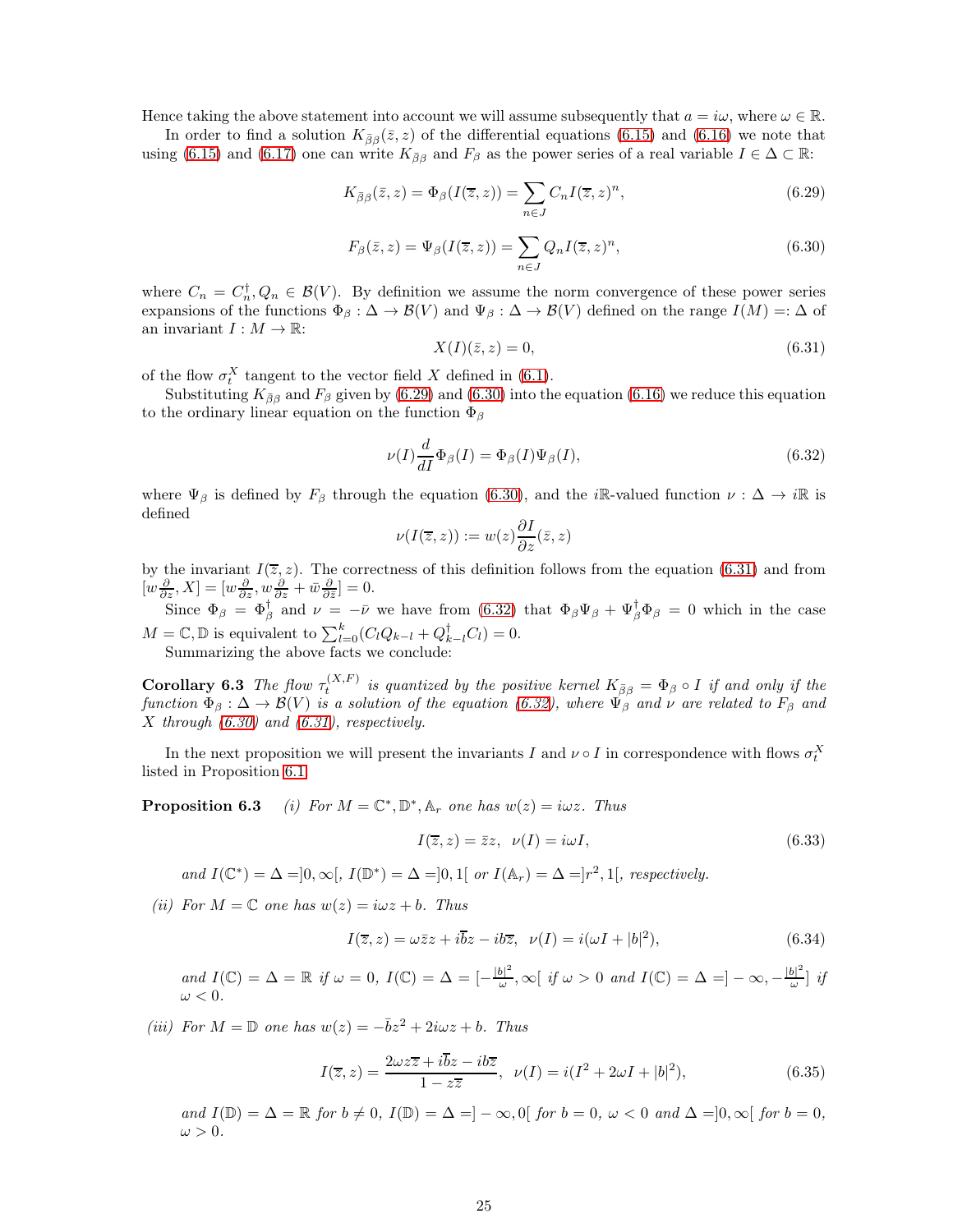Hence taking the above statement into account we will assume subsequently that $a = i\omega$, where $\omega \in \mathbb{R}$.

In order to find a solution $K_{\bar{\beta}\beta}(\bar{z}, z)$ of the differential equations (6.15) and (6.16) we note that using (6.15) and (6.17) one can write $K_{\bar{\beta}\beta}$ and $F_\beta$ as the power series of a real variable $I \in \Delta \subset \mathbb{R}$:

$$K_{\bar{\beta}\beta}(\bar{z}, z) = \Phi_\beta(I(\overline{z}, z)) = \sum_{n \in J} C_n I(\overline{z}, z)^n, \tag{6.29}$$

$$F_\beta(\bar{z}, z) = \Psi_\beta(I(\overline{z}, z)) = \sum_{n \in J} Q_n I(\overline{z}, z)^n, \tag{6.30}$$

where $C_n = C_n^\dagger, Q_n \in \mathcal{B}(V)$. By definition we assume the norm convergence of these power series expansions of the functions $\Phi_\beta : \Delta \to \mathcal{B}(V)$ and $\Psi_\beta : \Delta \to \mathcal{B}(V)$ defined on the range $I(M) =: \Delta$ of an invariant $I : M \to \mathbb{R}$:

$$X(I)(\bar{z}, z) = 0, \tag{6.31}$$

of the flow $\sigma_t^X$ tangent to the vector field $X$ defined in (6.1).

Substituting $K_{\bar{\beta}\beta}$ and $F_\beta$ given by (6.29) and (6.30) into the equation (6.16) we reduce this equation to the ordinary linear equation on the function $\Phi_\beta$

$$\nu(I)\frac{d}{dI}\Phi_\beta(I) = \Phi_\beta(I)\Psi_\beta(I), \tag{6.32}$$

where $\Psi_\beta$ is defined by $F_\beta$ through the equation (6.30), and the $i\mathbb{R}$-valued function $\nu : \Delta \to i\mathbb{R}$ is defined

$$\nu(I(\overline{z}, z)) := w(z)\frac{\partial I}{\partial z}(\bar{z}, z)$$

by the invariant $I(\overline{z}, z)$. The correctness of this definition follows from the equation (6.31) and from $[w\frac{\partial}{\partial z}, X] = [w\frac{\partial}{\partial z}, w\frac{\partial}{\partial z} + \bar{w}\frac{\partial}{\partial \bar{z}}] = 0$.

Since $\Phi_\beta = \Phi_\beta^\dagger$ and $\nu = -\bar{\nu}$ we have from (6.32) that $\Phi_\beta\Psi_\beta + \Psi_\beta^\dagger\Phi_\beta = 0$ which in the case $M = \mathbb{C}, \mathbb{D}$ is equivalent to $\sum_{l=0}^k (C_l Q_{k-l} + Q_{k-l}^\dagger C_l) = 0$.

Summarizing the above facts we conclude:

**Corollary 6.3** *The flow $\tau_t^{(X,F)}$ is quantized by the positive kernel $K_{\bar{\beta}\beta} = \Phi_\beta \circ I$ if and only if the function $\Phi_\beta : \Delta \to \mathcal{B}(V)$ is a solution of the equation (6.32), where $\Psi_\beta$ and $\nu$ are related to $F_\beta$ and $X$ through (6.30) and (6.31), respectively.*

In the next proposition we will present the invariants $I$ and $\nu \circ I$ in correspondence with flows $\sigma_t^X$ listed in Proposition 6.1.

**Proposition 6.3** *(i) For $M = \mathbb{C}^*, \mathbb{D}^*, \mathbb{A}_r$ one has $w(z) = i\omega z$. Thus*

$$I(\overline{z}, z) = \bar{z}z, \;\; \nu(I) = i\omega I, \tag{6.33}$$

*and $I(\mathbb{C}^*) = \Delta = ]0, \infty[$, $I(\mathbb{D}^*) = \Delta = ]0, 1[$ or $I(\mathbb{A}_r) = \Delta = ]r^2, 1[$, respectively.*

*(ii) For $M = \mathbb{C}$ one has $w(z) = i\omega z + b$. Thus*

$$I(\overline{z}, z) = \omega\bar{z}z + i\bar{b}z - ib\overline{z}, \;\; \nu(I) = i(\omega I + |b|^2), \tag{6.34}$$

*and $I(\mathbb{C}) = \Delta = \mathbb{R}$ if $\omega = 0$, $I(\mathbb{C}) = \Delta = [-\frac{|b|^2}{\omega}, \infty[$ if $\omega > 0$ and $I(\mathbb{C}) = \Delta = ]-\infty, -\frac{|b|^2}{\omega}]$ if $\omega < 0$.*

*(iii) For $M = \mathbb{D}$ one has $w(z) = -\bar{b}z^2 + 2i\omega z + b$. Thus*

$$I(\overline{z}, z) = \frac{2\omega z\overline{z} + i\overline{b}z - ib\overline{z}}{1 - z\overline{z}}, \;\; \nu(I) = i(I^2 + 2\omega I + |b|^2), \tag{6.35}$$

*and $I(\mathbb{D}) = \Delta = \mathbb{R}$ for $b \neq 0$, $I(\mathbb{D}) = \Delta = ]-\infty, 0[$ for $b = 0$, $\omega < 0$ and $\Delta = ]0, \infty[$ for $b = 0$, $\omega > 0$.*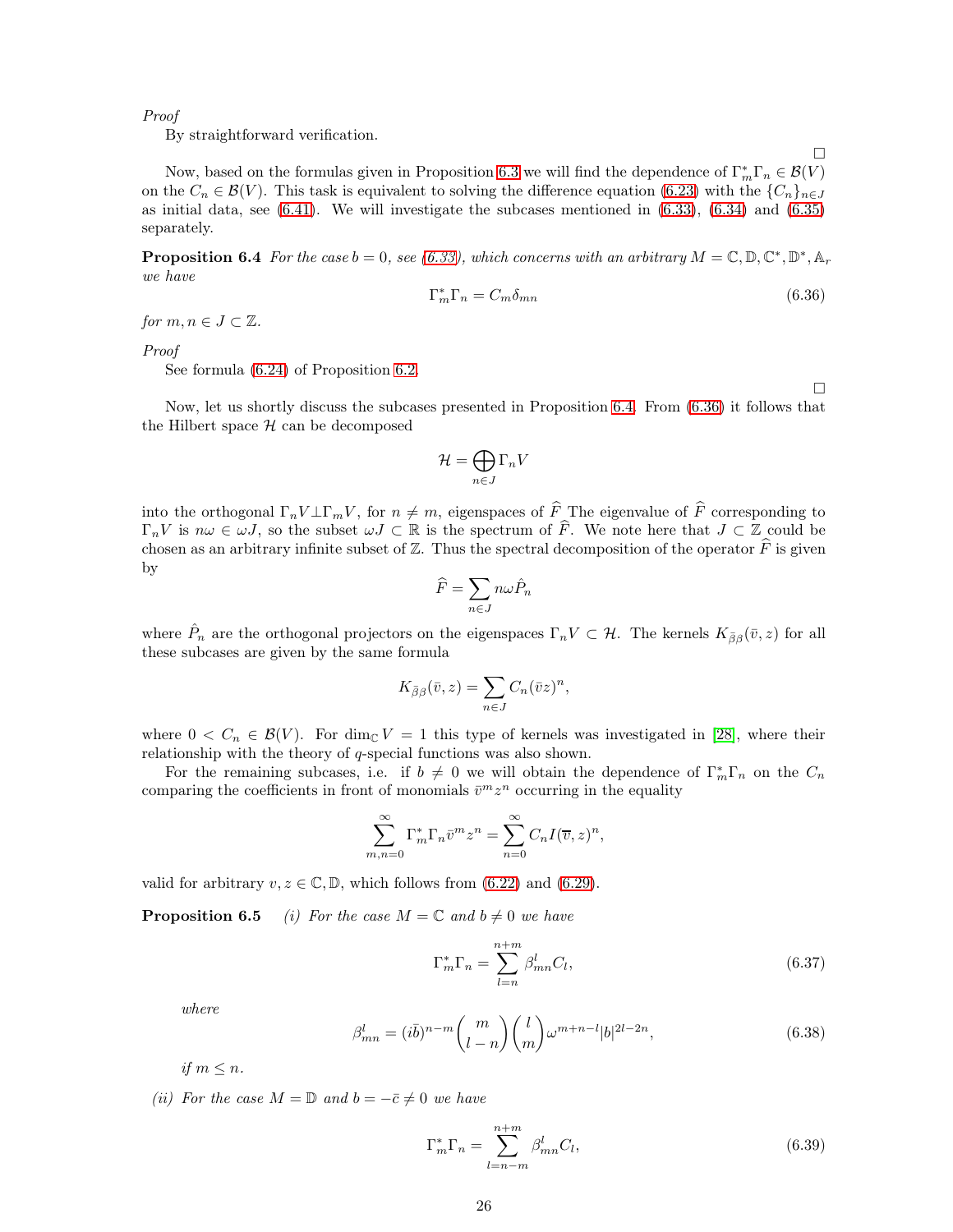*Proof*
By straightforward verification.

□

Now, based on the formulas given in Proposition 6.3 we will find the dependence of $\Gamma_m^*\Gamma_n \in \mathcal{B}(V)$ on the $C_n \in \mathcal{B}(V)$. This task is equivalent to solving the difference equation (6.23) with the $\{C_n\}_{n\in J}$ as initial data, see (6.41). We will investigate the subcases mentioned in (6.33), (6.34) and (6.35) separately.

**Proposition 6.4** *For the case $b = 0$, see (6.33), which concerns with an arbitrary $M = \mathbb{C}, \mathbb{D}, \mathbb{C}^*, \mathbb{D}^*, \mathbb{A}_r$ we have*

$$\Gamma_m^*\Gamma_n = C_m\delta_{mn} \tag{6.36}$$

*for $m, n \in J \subset \mathbb{Z}$.*

*Proof*
See formula (6.24) of Proposition 6.2.

□

Now, let us shortly discuss the subcases presented in Proposition 6.4. From (6.36) it follows that the Hilbert space $\mathcal{H}$ can be decomposed

$$\mathcal{H} = \bigoplus_{n\in J} \Gamma_n V$$

into the orthogonal $\Gamma_n V \perp \Gamma_m V$, for $n \neq m$, eigenspaces of $\widehat{F}$ The eigenvalue of $\widehat{F}$ corresponding to $\Gamma_n V$ is $n\omega \in \omega J$, so the subset $\omega J \subset \mathbb{R}$ is the spectrum of $\widehat{F}$. We note here that $J \subset \mathbb{Z}$ could be chosen as an arbitrary infinite subset of $\mathbb{Z}$. Thus the spectral decomposition of the operator $\widehat{F}$ is given by

$$\widehat{F} = \sum_{n\in J} n\omega \hat{P}_n$$

where $\hat{P}_n$ are the orthogonal projectors on the eigenspaces $\Gamma_n V \subset \mathcal{H}$. The kernels $K_{\bar{\beta}\beta}(\bar{v}, z)$ for all these subcases are given by the same formula

$$K_{\bar{\beta}\beta}(\bar{v}, z) = \sum_{n\in J} C_n(\bar{v}z)^n,$$

where $0 < C_n \in \mathcal{B}(V)$. For $\dim_{\mathbb{C}} V = 1$ this type of kernels was investigated in [28], where their relationship with the theory of $q$-special functions was also shown.

For the remaining subcases, i.e. if $b \neq 0$ we will obtain the dependence of $\Gamma_m^*\Gamma_n$ on the $C_n$ comparing the coefficients in front of monomials $\bar{v}^m z^n$ occurring in the equality

$$\sum_{m,n=0}^{\infty} \Gamma_m^*\Gamma_n \bar{v}^m z^n = \sum_{n=0}^{\infty} C_n I(\overline{v}, z)^n,$$

valid for arbitrary $v, z \in \mathbb{C}, \mathbb{D}$, which follows from (6.22) and (6.29).

**Proposition 6.5** *(i) For the case $M = \mathbb{C}$ and $b \neq 0$ we have*

$$\Gamma_m^*\Gamma_n = \sum_{l=n}^{n+m} \beta_{mn}^l C_l, \tag{6.37}$$

*where*

$$\beta_{mn}^l = (i\bar{b})^{n-m}\binom{m}{l-n}\binom{l}{m}\omega^{m+n-l}|b|^{2l-2n}, \tag{6.38}$$

*if $m \leq n$.*

*(ii) For the case $M = \mathbb{D}$ and $b = -\bar{c} \neq 0$ we have*

$$\Gamma_m^*\Gamma_n = \sum_{l=n-m}^{n+m} \beta_{mn}^l C_l, \tag{6.39}$$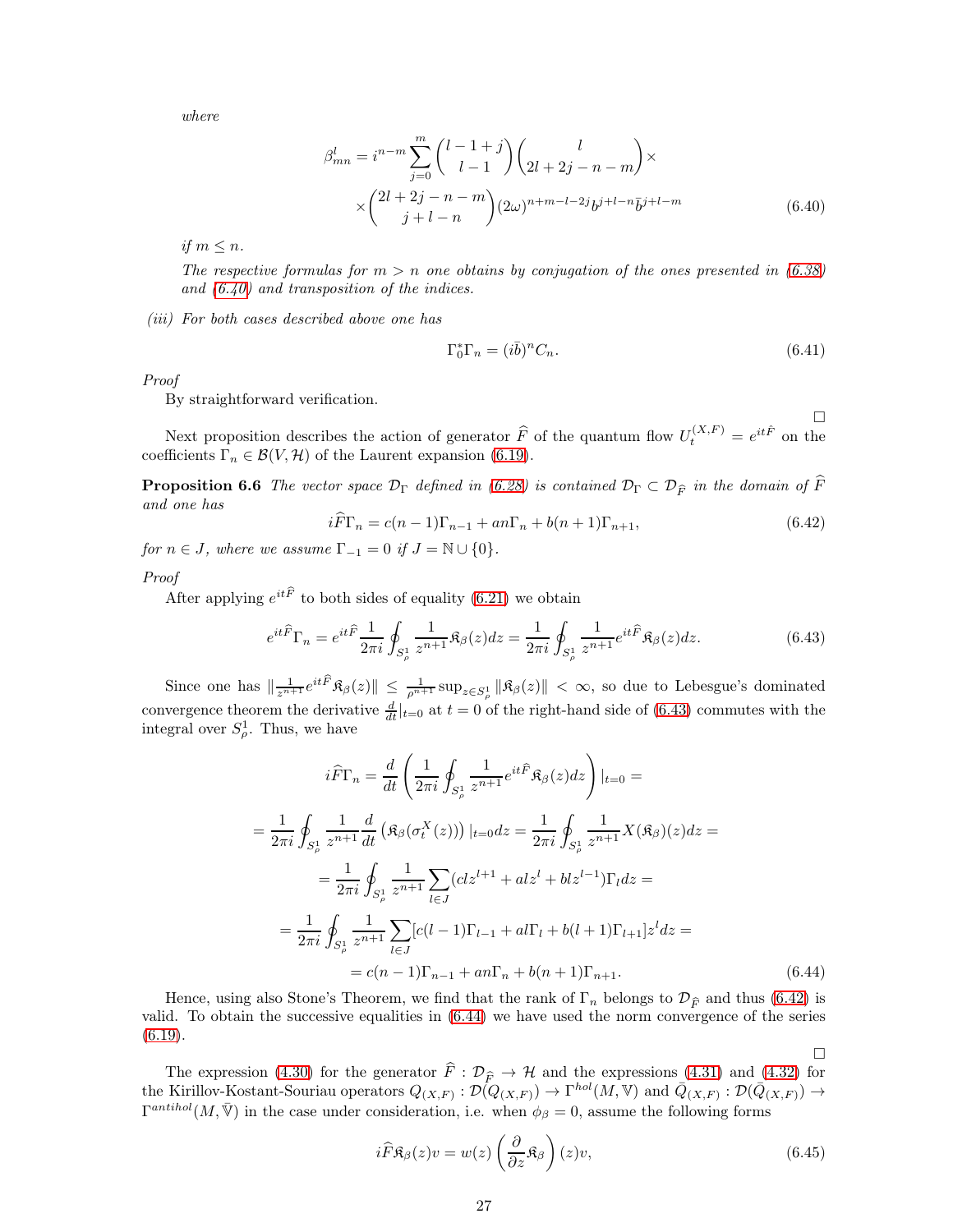*where*

$$\beta^l_{mn} = i^{n-m}\sum_{j=0}^{m}\binom{l-1+j}{l-1}\binom{l}{2l+2j-n-m}\times$$
$$\times\binom{2l+2j-n-m}{j+l-n}(2\omega)^{n+m-l-2j}b^{j+l-n}\bar{b}^{j+l-m} \tag{6.40}$$

*if $m \leq n$.*

*The respective formulas for $m > n$ one obtains by conjugation of the ones presented in (6.38) and (6.40) and transposition of the indices.*

*(iii) For both cases described above one has*

$$\Gamma_0^*\Gamma_n = (i\bar{b})^n C_n. \tag{6.41}$$

*Proof*

By straightforward verification.

□

Next proposition describes the action of generator $\widehat{F}$ of the quantum flow $U_t^{(X,F)} = e^{it\hat{F}}$ on the coefficients $\Gamma_n \in \mathcal{B}(V, \mathcal{H})$ of the Laurent expansion (6.19).

**Proposition 6.6** *The vector space $\mathcal{D}_\Gamma$ defined in (6.28) is contained $\mathcal{D}_\Gamma \subset \mathcal{D}_{\widehat{F}}$ in the domain of $\widehat{F}$ and one has*

$$i\widehat{F}\Gamma_n = c(n-1)\Gamma_{n-1} + an\Gamma_n + b(n+1)\Gamma_{n+1}, \tag{6.42}$$

*for $n \in J$, where we assume $\Gamma_{-1} = 0$ if $J = \mathbb{N}\cup\{0\}$.*

*Proof*

After applying $e^{it\widehat{F}}$ to both sides of equality (6.21) we obtain

$$e^{it\widehat{F}}\Gamma_n = e^{it\widehat{F}}\frac{1}{2\pi i}\oint_{S^1_\rho}\frac{1}{z^{n+1}}\mathfrak{K}_\beta(z)dz = \frac{1}{2\pi i}\oint_{S^1_\rho}\frac{1}{z^{n+1}}e^{it\widehat{F}}\mathfrak{K}_\beta(z)dz. \tag{6.43}$$

Since one has $\|\frac{1}{z^{n+1}}e^{it\widehat{F}}\mathfrak{K}_\beta(z)\| \leq \frac{1}{\rho^{n+1}}\sup_{z\in S^1_\rho}\|\mathfrak{K}_\beta(z)\| < \infty$, so due to Lebesgue's dominated convergence theorem the derivative $\frac{d}{dt}|_{t=0}$ at $t=0$ of the right-hand side of (6.43) commutes with the integral over $S^1_\rho$. Thus, we have

$$i\widehat{F}\Gamma_n = \frac{d}{dt}\left(\frac{1}{2\pi i}\oint_{S^1_\rho}\frac{1}{z^{n+1}}e^{it\widehat{F}}\mathfrak{K}_\beta(z)dz\right)|_{t=0} =$$
$$= \frac{1}{2\pi i}\oint_{S^1_\rho}\frac{1}{z^{n+1}}\frac{d}{dt}\left(\mathfrak{K}_\beta(\sigma^X_t(z))\right)|_{t=0}dz = \frac{1}{2\pi i}\oint_{S^1_\rho}\frac{1}{z^{n+1}}X(\mathfrak{K}_\beta)(z)dz =$$
$$= \frac{1}{2\pi i}\oint_{S^1_\rho}\frac{1}{z^{n+1}}\sum_{l\in J}(clz^{l+1} + alz^l + blz^{l-1})\Gamma_l dz =$$
$$= \frac{1}{2\pi i}\oint_{S^1_\rho}\frac{1}{z^{n+1}}\sum_{l\in J}[c(l-1)\Gamma_{l-1} + al\Gamma_l + b(l+1)\Gamma_{l+1}]z^l dz =$$
$$= c(n-1)\Gamma_{n-1} + an\Gamma_n + b(n+1)\Gamma_{n+1}. \tag{6.44}$$

Hence, using also Stone's Theorem, we find that the rank of $\Gamma_n$ belongs to $\mathcal{D}_{\widehat{F}}$ and thus (6.42) is valid. To obtain the successive equalities in (6.44) we have used the norm convergence of the series (6.19).

□

The expression (4.30) for the generator $\widehat{F}: \mathcal{D}_{\widehat{F}} \to \mathcal{H}$ and the expressions (4.31) and (4.32) for the Kirillov-Kostant-Souriau operators $Q_{(X,F)}: \mathcal{D}(Q_{(X,F)}) \to \Gamma^{hol}(M, \mathbb{V})$ and $\bar{Q}_{(X,F)}: \mathcal{D}(\bar{Q}_{(X,F)}) \to \Gamma^{antihol}(M, \bar{\mathbb{V}})$ in the case under consideration, i.e. when $\phi_\beta = 0$, assume the following forms

$$i\widehat{F}\mathfrak{K}_\beta(z)v = w(z)\left(\frac{\partial}{\partial z}\mathfrak{K}_\beta\right)(z)v, \tag{6.45}$$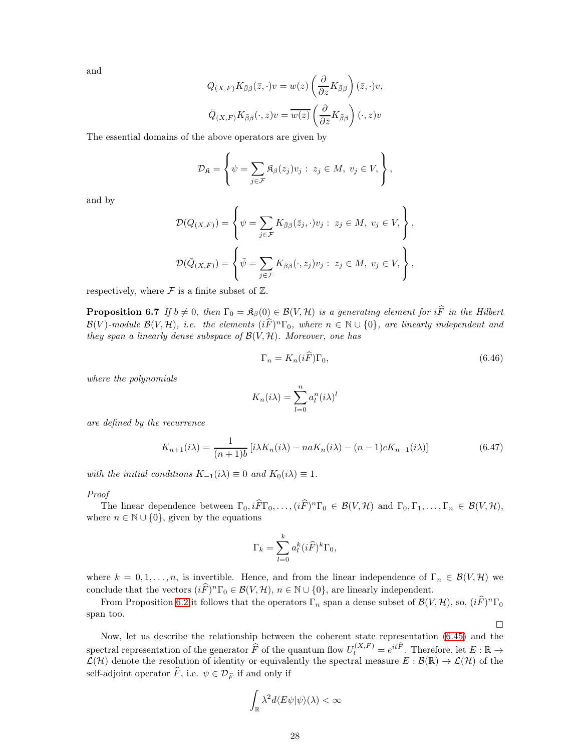and

$$Q_{(X,F)} K_{\bar{\beta}\beta}(\bar{z}, \cdot) v = w(z) \left( \frac{\partial}{\partial z} K_{\bar{\beta}\beta} \right) (\bar{z}, \cdot) v,$$

$$\bar{Q}_{(X,F)} K_{\bar{\beta}\beta}(\cdot, z) v = \overline{w(z)} \left( \frac{\partial}{\partial \bar{z}} K_{\bar{\beta}\beta} \right) (\cdot, z) v$$

The essential domains of the above operators are given by

$$\mathcal{D}_{\mathfrak{K}} = \left\{ \psi = \sum_{j \in \mathcal{F}} \mathfrak{K}_\beta(z_j) v_j : \; z_j \in M, \; v_j \in V, \right\},$$

and by

$$\mathcal{D}(Q_{(X,F)}) = \left\{ \psi = \sum_{j \in \mathcal{F}} K_{\bar{\beta}\beta}(\bar{z}_j, \cdot) v_j : \; z_j \in M, \; v_j \in V, \right\},$$

$$\mathcal{D}(\bar{Q}_{(X,F)}) = \left\{ \bar{\psi} = \sum_{j \in \mathcal{F}} K_{\bar{\beta}\beta}(\cdot, z_j) v_j : \; z_j \in M, \; v_j \in V, \right\},$$

respectively, where $\mathcal{F}$ is a finite subset of $\mathbb{Z}$.

**Proposition 6.7** *If $b \neq 0$, then $\Gamma_0 = \mathfrak{K}_\beta(0) \in \mathcal{B}(V, \mathcal{H})$ is a generating element for $i\widehat{F}$ in the Hilbert $\mathcal{B}(V)$-module $\mathcal{B}(V, \mathcal{H})$, i.e. the elements $(i\widehat{F})^n \Gamma_0$, where $n \in \mathbb{N} \cup \{0\}$, are linearly independent and they span a linearly dense subspace of $\mathcal{B}(V, \mathcal{H})$. Moreover, one has*

$$\Gamma_n = K_n(i\widehat{F}) \Gamma_0, \tag{6.46}$$

*where the polynomials*

$$K_n(i\lambda) = \sum_{l=0}^{n} a_l^n (i\lambda)^l$$

*are defined by the recurrence*

$$K_{n+1}(i\lambda) = \frac{1}{(n+1)b} \left[ i\lambda K_n(i\lambda) - naK_n(i\lambda) - (n-1)cK_{n-1}(i\lambda) \right] \tag{6.47}$$

*with the initial conditions $K_{-1}(i\lambda) \equiv 0$ and $K_0(i\lambda) \equiv 1$.*

*Proof*
The linear dependence between $\Gamma_0, i\widehat{F}\Gamma_0, \ldots, (i\widehat{F})^n \Gamma_0 \in \mathcal{B}(V, \mathcal{H})$ and $\Gamma_0, \Gamma_1, \ldots, \Gamma_n \in \mathcal{B}(V, \mathcal{H})$, where $n \in \mathbb{N} \cup \{0\}$, given by the equations

$$\Gamma_k = \sum_{l=0}^{k} a_l^k (i\widehat{F})^k \Gamma_0,$$

where $k = 0, 1, \ldots, n$, is invertible. Hence, and from the linear independence of $\Gamma_n \in \mathcal{B}(V, \mathcal{H})$ we conclude that the vectors $(i\widehat{F})^n \Gamma_0 \in \mathcal{B}(V, \mathcal{H})$, $n \in \mathbb{N} \cup \{0\}$, are linearly independent.

From Proposition 6.2 it follows that the operators $\Gamma_n$ span a dense subset of $\mathcal{B}(V, \mathcal{H})$, so, $(i\widehat{F})^n \Gamma_0$ span too.

□

Now, let us describe the relationship between the coherent state representation (6.45) and the spectral representation of the generator $\widehat{F}$ of the quantum flow $U_t^{(X,F)} = e^{it\widehat{F}}$. Therefore, let $E : \mathbb{R} \to \mathcal{L}(\mathcal{H})$ denote the resolution of identity or equivalently the spectral measure $E : \mathcal{B}(\mathbb{R}) \to \mathcal{L}(\mathcal{H})$ of the self-adjoint operator $\widehat{F}$, i.e. $\psi \in \mathcal{D}_{\widehat{F}}$ if and only if

$$\int_{\mathbb{R}} \lambda^2 d\langle E\psi | \psi \rangle(\lambda) < \infty$$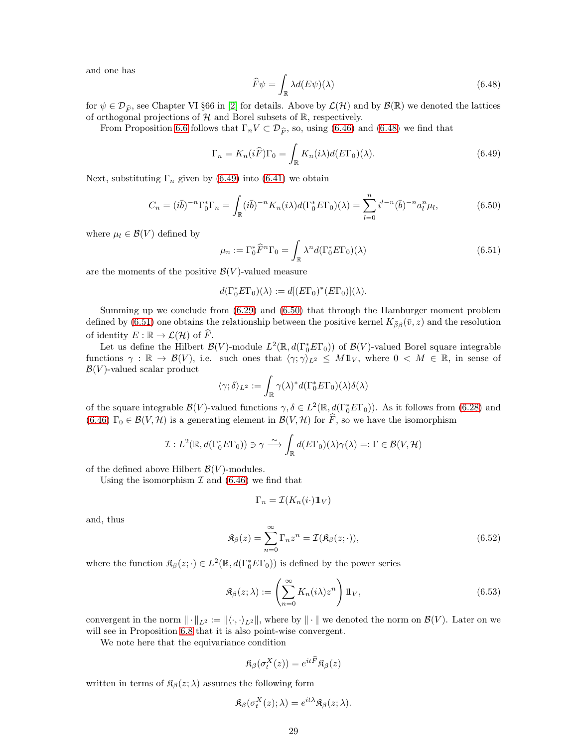and one has

$$\widehat{F}\psi = \int_{\mathbb{R}} \lambda d(E\psi)(\lambda) \tag{6.48}$$

for $\psi \in \mathcal{D}_{\widehat{F}}$, see Chapter VI §66 in [2] for details. Above by $\mathcal{L}(\mathcal{H})$ and by $\mathcal{B}(\mathbb{R})$ we denoted the lattices of orthogonal projections of $\mathcal{H}$ and Borel subsets of $\mathbb{R}$, respectively.

From Proposition 6.6 follows that $\Gamma_n V \subset \mathcal{D}_{\widehat{F}}$, so, using (6.46) and (6.48) we find that

$$\Gamma_n = K_n(i\widehat{F})\Gamma_0 = \int_{\mathbb{R}} K_n(i\lambda) d(E\Gamma_0)(\lambda). \tag{6.49}$$

Next, substituting $\Gamma_n$ given by (6.49) into (6.41) we obtain

$$C_n = (i\bar{b})^{-n}\Gamma_0^*\Gamma_n = \int_{\mathbb{R}} (i\bar{b})^{-n} K_n(i\lambda) d(\Gamma_0^* E\Gamma_0)(\lambda) = \sum_{l=0}^{n} i^{l-n}(\bar{b})^{-n} a_l^n \mu_l, \tag{6.50}$$

where $\mu_l \in \mathcal{B}(V)$ defined by

$$\mu_n := \Gamma_0^* \widehat{F}^n \Gamma_0 = \int_{\mathbb{R}} \lambda^n d(\Gamma_0^* E\Gamma_0)(\lambda) \tag{6.51}$$

are the moments of the positive $\mathcal{B}(V)$-valued measure

$$d(\Gamma_0^* E\Gamma_0)(\lambda) := d[(E\Gamma_0)^*(E\Gamma_0)](\lambda).$$

Summing up we conclude from (6.29) and (6.50) that through the Hamburger moment problem defined by (6.51) one obtains the relationship between the positive kernel $K_{\bar{\beta}\beta}(\bar{v}, z)$ and the resolution of identity $E : \mathbb{R} \to \mathcal{L}(\mathcal{H})$ of $\widehat{F}$.

Let us define the Hilbert $\mathcal{B}(V)$-module $L^2(\mathbb{R}, d(\Gamma_0^* E\Gamma_0))$ of $\mathcal{B}(V)$-valued Borel square integrable functions $\gamma : \mathbb{R} \to \mathcal{B}(V)$, i.e. such ones that $\langle \gamma; \gamma \rangle_{L^2} \leq M \mathbb{1}_V$, where $0 < M \in \mathbb{R}$, in sense of $\mathcal{B}(V)$-valued scalar product

$$\langle \gamma; \delta \rangle_{L^2} := \int_{\mathbb{R}} \gamma(\lambda)^* d(\Gamma_0^* E\Gamma_0)(\lambda) \delta(\lambda)$$

of the square integrable $\mathcal{B}(V)$-valued functions $\gamma, \delta \in L^2(\mathbb{R}, d(\Gamma_0^* E\Gamma_0))$. As it follows from (6.28) and (6.46) $\Gamma_0 \in \mathcal{B}(V, \mathcal{H})$ is a generating element in $\mathcal{B}(V, \mathcal{H})$ for $\widehat{F}$, so we have the isomorphism

$$\mathcal{I} : L^2(\mathbb{R}, d(\Gamma_0^* E\Gamma_0)) \ni \gamma \xrightarrow{\sim} \int_{\mathbb{R}} d(E\Gamma_0)(\lambda)\gamma(\lambda) =: \Gamma \in \mathcal{B}(V, \mathcal{H})$$

of the defined above Hilbert $\mathcal{B}(V)$-modules.

Using the isomorphism $\mathcal{I}$ and (6.46) we find that

$$\Gamma_n = \mathcal{I}(K_n(i\cdot)\mathbb{1}_V)$$

and, thus

$$\mathfrak{K}_\beta(z) = \sum_{n=0}^{\infty} \Gamma_n z^n = \mathcal{I}(\mathfrak{K}_\beta(z; \cdot)), \tag{6.52}$$

where the function $\mathfrak{K}_\beta(z; \cdot) \in L^2(\mathbb{R}, d(\Gamma_0^* E\Gamma_0))$ is defined by the power series

$$\mathfrak{K}_\beta(z; \lambda) := \left( \sum_{n=0}^{\infty} K_n(i\lambda) z^n \right) \mathbb{1}_V, \tag{6.53}$$

convergent in the norm $\| \cdot \|_{L^2} := \| \langle \cdot, \cdot \rangle_{L^2} \|$, where by $\| \cdot \|$ we denoted the norm on $\mathcal{B}(V)$. Later on we will see in Proposition 6.8 that it is also point-wise convergent.

We note here that the equivariance condition

$$\mathfrak{K}_\beta(\sigma_t^X(z)) = e^{it\widehat{F}} \mathfrak{K}_\beta(z)$$

written in terms of $\mathfrak{K}_\beta(z; \lambda)$ assumes the following form

$$\mathfrak{K}_\beta(\sigma_t^X(z); \lambda) = e^{it\lambda} \mathfrak{K}_\beta(z; \lambda).$$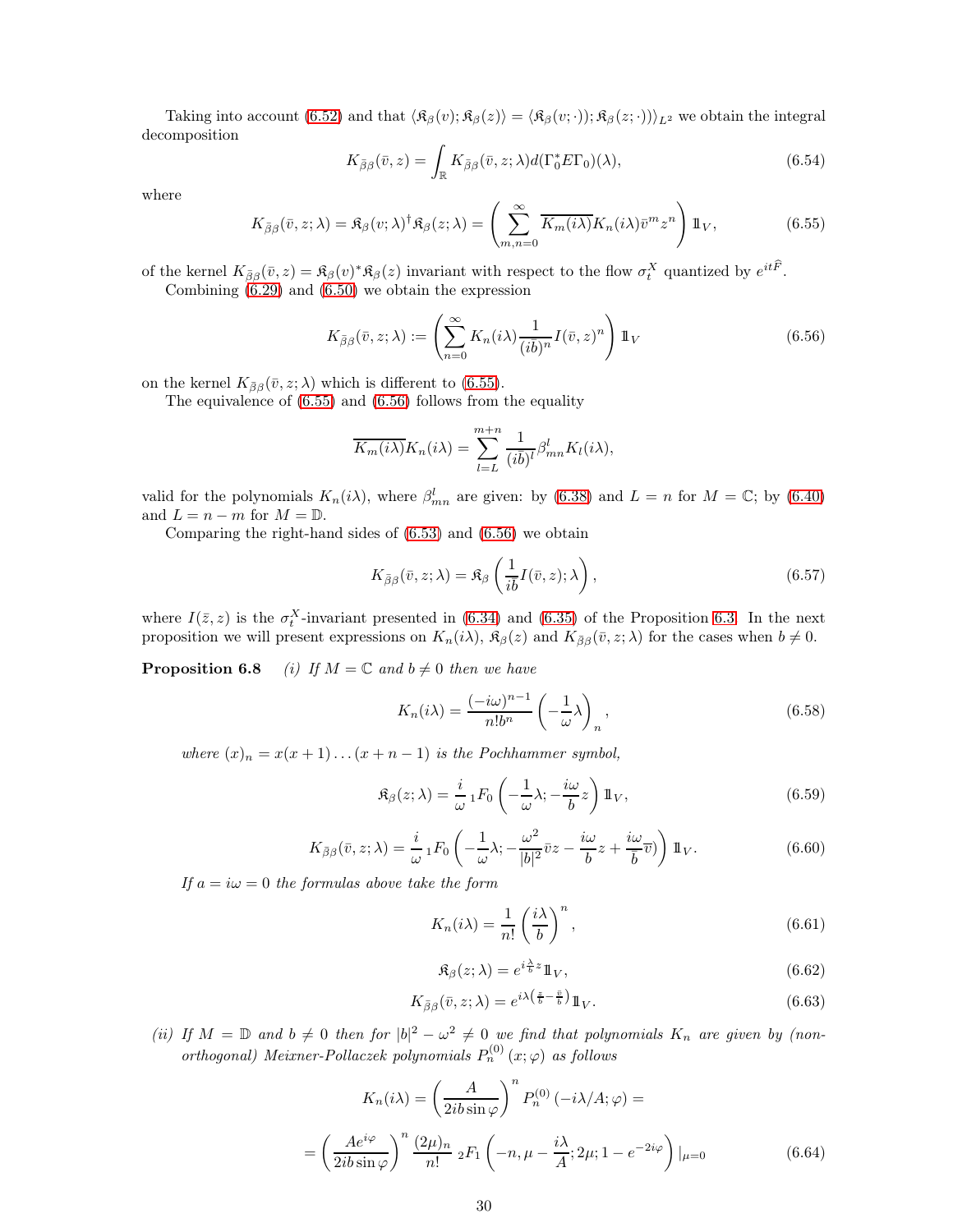Taking into account (6.52) and that $\langle \mathfrak{K}_\beta(v); \mathfrak{K}_\beta(z)\rangle = \langle \mathfrak{K}_\beta(v;\cdot)); \mathfrak{K}_\beta(z;\cdot))\rangle_{L^2}$ we obtain the integral decomposition

$$K_{\bar\beta\beta}(\bar v, z) = \int_{\mathbb{R}} K_{\bar\beta\beta}(\bar v, z;\lambda) d(\Gamma_0^* E \Gamma_0)(\lambda), \tag{6.54}$$

where

$$K_{\bar\beta\beta}(\bar v, z;\lambda) = \mathfrak{K}_\beta(v;\lambda)^\dagger \mathfrak{K}_\beta(z;\lambda) = \left(\sum_{m,n=0}^{\infty} \overline{K_m(i\lambda)} K_n(i\lambda) \bar v^m z^n\right) \mathbb{1}_V, \tag{6.55}$$

of the kernel $K_{\bar\beta\beta}(\bar v, z) = \mathfrak{K}_\beta(v)^* \mathfrak{K}_\beta(z)$ invariant with respect to the flow $\sigma_t^X$ quantized by $e^{it\widehat{F}}$.

Combining (6.29) and (6.50) we obtain the expression

$$K_{\bar\beta\beta}(\bar v, z;\lambda) := \left(\sum_{n=0}^{\infty} K_n(i\lambda) \frac{1}{(i\bar b)^n} I(\bar v, z)^n\right) \mathbb{1}_V \tag{6.56}$$

on the kernel $K_{\bar\beta\beta}(\bar v, z;\lambda)$ which is different to (6.55).

The equivalence of (6.55) and (6.56) follows from the equality

$$\overline{K_m(i\lambda)} K_n(i\lambda) = \sum_{l=L}^{m+n} \frac{1}{(i\bar b)^l} \beta_{mn}^l K_l(i\lambda),$$

valid for the polynomials $K_n(i\lambda)$, where $\beta_{mn}^l$ are given: by (6.38) and $L = n$ for $M = \mathbb{C}$; by (6.40) and $L = n - m$ for $M = \mathbb{D}$.

Comparing the right-hand sides of (6.53) and (6.56) we obtain

$$K_{\bar\beta\beta}(\bar v, z;\lambda) = \mathfrak{K}_\beta\left(\frac{1}{i\bar b} I(\bar v, z);\lambda\right), \tag{6.57}$$

where $I(\bar z, z)$ is the $\sigma_t^X$-invariant presented in (6.34) and (6.35) of the Proposition 6.3. In the next proposition we will present expressions on $K_n(i\lambda)$, $\mathfrak{K}_\beta(z)$ and $K_{\bar\beta\beta}(\bar v, z;\lambda)$ for the cases when $b \neq 0$.

**Proposition 6.8** *(i) If $M = \mathbb{C}$ and $b \neq 0$ then we have*

$$K_n(i\lambda) = \frac{(-i\omega)^{n-1}}{n! b^n} \left(-\frac{1}{\omega}\lambda\right)_n, \tag{6.58}$$

*where $(x)_n = x(x+1)\dots(x+n-1)$ is the Pochhammer symbol,*

$$\mathfrak{K}_\beta(z;\lambda) = \frac{i}{\omega}\, {}_1F_0\left(-\frac{1}{\omega}\lambda; -\frac{i\omega}{b} z\right) \mathbb{1}_V, \tag{6.59}$$

$$K_{\bar\beta\beta}(\bar v, z;\lambda) = \frac{i}{\omega}\, {}_1F_0\left(-\frac{1}{\omega}\lambda; -\frac{\omega^2}{|b|^2}\bar v z - \frac{i\omega}{b} z + \frac{i\omega}{\bar b}\bar v\right) \mathbb{1}_V. \tag{6.60}$$

*If $a = i\omega = 0$ the formulas above take the form*

$$K_n(i\lambda) = \frac{1}{n!}\left(\frac{i\lambda}{b}\right)^n, \tag{6.61}$$

$$\mathfrak{K}_\beta(z;\lambda) = e^{i\frac{\lambda}{b} z} \mathbb{1}_V, \tag{6.62}$$

$$K_{\bar\beta\beta}(\bar v, z;\lambda) = e^{i\lambda\left(\frac{z}{b} - \frac{\bar v}{\bar b}\right)} \mathbb{1}_V. \tag{6.63}$$

*(ii) If $M = \mathbb{D}$ and $b \neq 0$ then for $|b|^2 - \omega^2 \neq 0$ we find that polynomials $K_n$ are given by (non-orthogonal) Meixner-Pollaczek polynomials $P_n^{(0)}(x;\varphi)$ as follows*

$$K_n(i\lambda) = \left(\frac{A}{2ib\sin\varphi}\right)^n P_n^{(0)}(-i\lambda/A;\varphi) =$$

$$= \left(\frac{Ae^{i\varphi}}{2ib\sin\varphi}\right)^n \frac{(2\mu)_n}{n!}\, {}_2F_1\left(-n, \mu - \frac{i\lambda}{A}; 2\mu; 1 - e^{-2i\varphi}\right)|_{\mu=0} \tag{6.64}$$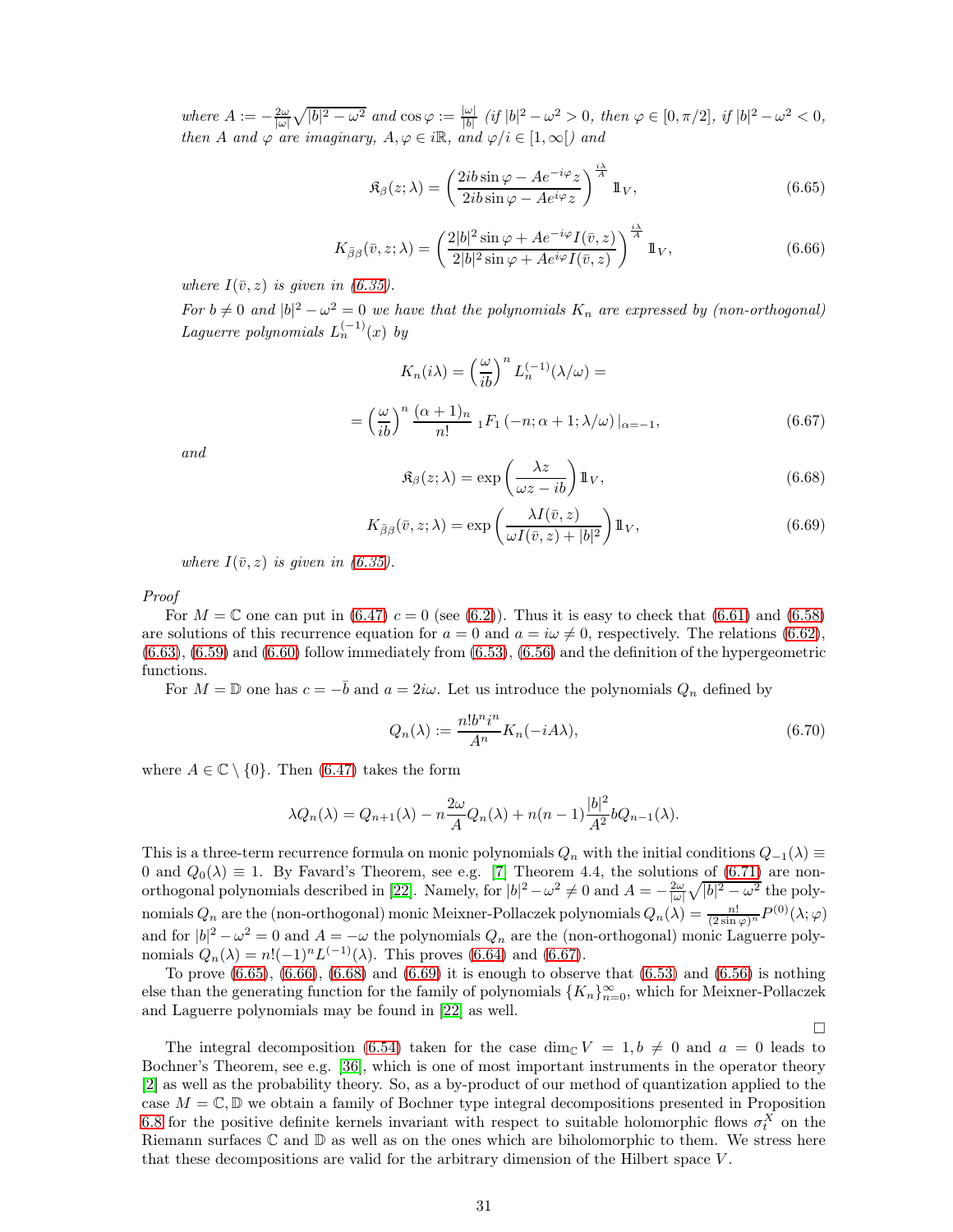*where* $A := -\frac{2\omega}{|\omega|}\sqrt{|b|^2-\omega^2}$ *and* $\cos\varphi := \frac{|\omega|}{|b|}$ *(if* $|b|^2-\omega^2>0$*, then* $\varphi\in[0,\pi/2]$*, if* $|b|^2-\omega^2<0$*, then* $A$ *and* $\varphi$ *are imaginary,* $A,\varphi\in i\mathbb{R}$*, and* $\varphi/i\in[1,\infty[$*) and*

$$\mathfrak{K}_\beta(z;\lambda) = \left(\frac{2ib\sin\varphi - Ae^{-i\varphi}z}{2ib\sin\varphi - Ae^{i\varphi}z}\right)^{\frac{i\lambda}{A}}\mathbb{1}_V, \tag{6.65}$$

$$K_{\bar\beta\beta}(\bar v,z;\lambda) = \left(\frac{2|b|^2\sin\varphi + Ae^{-i\varphi}I(\bar v,z)}{2|b|^2\sin\varphi + Ae^{i\varphi}I(\bar v,z)}\right)^{\frac{i\lambda}{A}}\mathbb{1}_V, \tag{6.66}$$

*where* $I(\bar v,z)$ *is given in (6.35).*

*For* $b\neq 0$ *and* $|b|^2-\omega^2=0$ *we have that the polynomials* $K_n$ *are expressed by (non-orthogonal) Laguerre polynomials* $L_n^{(-1)}(x)$ *by*

$$K_n(i\lambda) = \left(\frac{\omega}{ib}\right)^n L_n^{(-1)}(\lambda/\omega) =$$

$$= \left(\frac{\omega}{ib}\right)^n \frac{(\alpha+1)_n}{n!}\,{}_1F_1\left(-n;\alpha+1;\lambda/\omega\right)|_{\alpha=-1}, \tag{6.67}$$

*and*

$$\mathfrak{K}_\beta(z;\lambda) = \exp\left(\frac{\lambda z}{\omega z - ib}\right)\mathbb{1}_V, \tag{6.68}$$

$$K_{\bar\beta\beta}(\bar v,z;\lambda) = \exp\left(\frac{\lambda I(\bar v,z)}{\omega I(\bar v,z)+|b|^2}\right)\mathbb{1}_V, \tag{6.69}$$

*where* $I(\bar v,z)$ *is given in (6.35).*

*Proof*

For $M=\mathbb{C}$ one can put in (6.47) $c=0$ (see (6.2)). Thus it is easy to check that (6.61) and (6.58) are solutions of this recurrence equation for $a=0$ and $a=i\omega\neq 0$, respectively. The relations (6.62), (6.63), (6.59) and (6.60) follow immediately from (6.53), (6.56) and the definition of the hypergeometric functions.

For $M=\mathbb{D}$ one has $c=-\bar b$ and $a=2i\omega$. Let us introduce the polynomials $Q_n$ defined by

$$Q_n(\lambda) := \frac{n!b^n i^n}{A^n}K_n(-iA\lambda), \tag{6.70}$$

where $A\in\mathbb{C}\setminus\{0\}$. Then (6.47) takes the form

$$\lambda Q_n(\lambda) = Q_{n+1}(\lambda) - n\frac{2\omega}{A}Q_n(\lambda) + n(n-1)\frac{|b|^2}{A^2}bQ_{n-1}(\lambda).$$

This is a three-term recurrence formula on monic polynomials $Q_n$ with the initial conditions $Q_{-1}(\lambda)\equiv 0$ and $Q_0(\lambda)\equiv 1$. By Favard's Theorem, see e.g. [7] Theorem 4.4, the solutions of (6.71) are non-orthogonal polynomials described in [22]. Namely, for $|b|^2-\omega^2\neq 0$ and $A=-\frac{2\omega}{|\omega|}\sqrt{|b|^2-\omega^2}$ the polynomials $Q_n$ are the (non-orthogonal) monic Meixner-Pollaczek polynomials $Q_n(\lambda) = \frac{n!}{(2\sin\varphi)^n}P^{(0)}(\lambda;\varphi)$ and for $|b|^2-\omega^2=0$ and $A=-\omega$ the polynomials $Q_n$ are the (non-orthogonal) monic Laguerre polynomials $Q_n(\lambda) = n!(-1)^nL^{(-1)}(\lambda)$. This proves (6.64) and (6.67).

To prove (6.65), (6.66), (6.68) and (6.69) it is enough to observe that (6.53) and (6.56) is nothing else than the generating function for the family of polynomials $\{K_n\}_{n=0}^\infty$, which for Meixner-Pollaczek and Laguerre polynomials may be found in [22] as well.

□

The integral decomposition (6.54) taken for the case $\dim_{\mathbb{C}}V=1, b\neq 0$ and $a=0$ leads to Bochner's Theorem, see e.g. [36], which is one of most important instruments in the operator theory [2] as well as the probability theory. So, as a by-product of our method of quantization applied to the case $M=\mathbb{C},\mathbb{D}$ we obtain a family of Bochner type integral decompositions presented in Proposition 6.8 for the positive definite kernels invariant with respect to suitable holomorphic flows $\sigma_t^X$ on the Riemann surfaces $\mathbb{C}$ and $\mathbb{D}$ as well as on the ones which are biholomorphic to them. We stress here that these decompositions are valid for the arbitrary dimension of the Hilbert space $V$.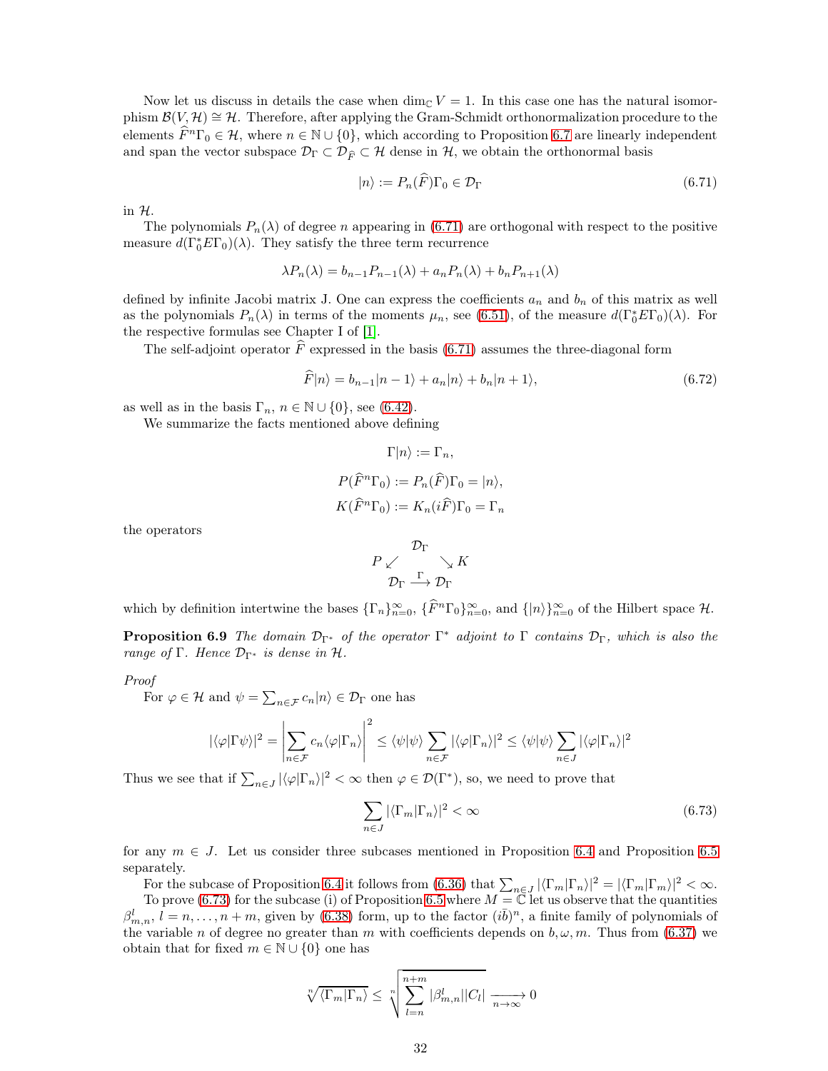Now let us discuss in details the case when $\dim_{\mathbb{C}} V = 1$. In this case one has the natural isomorphism $\mathcal{B}(V, \mathcal{H}) \cong \mathcal{H}$. Therefore, after applying the Gram-Schmidt orthonormalization procedure to the elements $\widehat{F}^n \Gamma_0 \in \mathcal{H}$, where $n \in \mathbb{N} \cup \{0\}$, which according to Proposition 6.7 are linearly independent and span the vector subspace $\mathcal{D}_\Gamma \subset \mathcal{D}_{\widehat{F}} \subset \mathcal{H}$ dense in $\mathcal{H}$, we obtain the orthonormal basis

$$|n\rangle := P_n(\widehat{F})\Gamma_0 \in \mathcal{D}_\Gamma \tag{6.71}$$

in $\mathcal{H}$.

The polynomials $P_n(\lambda)$ of degree $n$ appearing in (6.71) are orthogonal with respect to the positive measure $d(\Gamma_0^* E \Gamma_0)(\lambda)$. They satisfy the three term recurrence

$$\lambda P_n(\lambda) = b_{n-1}P_{n-1}(\lambda) + a_n P_n(\lambda) + b_n P_{n+1}(\lambda)$$

defined by infinite Jacobi matrix J. One can express the coefficients $a_n$ and $b_n$ of this matrix as well as the polynomials $P_n(\lambda)$ in terms of the moments $\mu_n$, see (6.51), of the measure $d(\Gamma_0^* E \Gamma_0)(\lambda)$. For the respective formulas see Chapter I of [1].

The self-adjoint operator $\widehat{F}$ expressed in the basis (6.71) assumes the three-diagonal form

$$\widehat{F}|n\rangle = b_{n-1}|n-1\rangle + a_n|n\rangle + b_n|n+1\rangle, \tag{6.72}$$

as well as in the basis $\Gamma_n$, $n \in \mathbb{N} \cup \{0\}$, see (6.42).

We summarize the facts mentioned above defining

$$\Gamma|n\rangle := \Gamma_n,$$

$$P(\widehat{F}^n\Gamma_0) := P_n(\widehat{F})\Gamma_0 = |n\rangle,$$

$$K(\widehat{F}^n\Gamma_0) := K_n(i\widehat{F})\Gamma_0 = \Gamma_n$$

the operators

$$\begin{array}{ccc} & \mathcal{D}_\Gamma & \\ P \swarrow & & \searrow K \\ \mathcal{D}_\Gamma & \xrightarrow{\Gamma} & \mathcal{D}_\Gamma \end{array}$$

which by definition intertwine the bases $\{\Gamma_n\}_{n=0}^\infty$, $\{\widehat{F}^n\Gamma_0\}_{n=0}^\infty$, and $\{|n\rangle\}_{n=0}^\infty$ of the Hilbert space $\mathcal{H}$.

**Proposition 6.9** *The domain $\mathcal{D}_{\Gamma^*}$ of the operator $\Gamma^*$ adjoint to $\Gamma$ contains $\mathcal{D}_\Gamma$, which is also the range of $\Gamma$. Hence $\mathcal{D}_{\Gamma^*}$ is dense in $\mathcal{H}$.*

*Proof*

For $\varphi \in \mathcal{H}$ and $\psi = \sum_{n\in\mathcal{F}} c_n|n\rangle \in \mathcal{D}_\Gamma$ one has

$$|\langle\varphi|\Gamma\psi\rangle|^2 = \left|\sum_{n\in\mathcal{F}} c_n\langle\varphi|\Gamma_n\rangle\right|^2 \leq \langle\psi|\psi\rangle \sum_{n\in\mathcal{F}} |\langle\varphi|\Gamma_n\rangle|^2 \leq \langle\psi|\psi\rangle \sum_{n\in J} |\langle\varphi|\Gamma_n\rangle|^2$$

Thus we see that if $\sum_{n\in J} |\langle\varphi|\Gamma_n\rangle|^2 < \infty$ then $\varphi \in \mathcal{D}(\Gamma^*)$, so, we need to prove that

$$\sum_{n\in J} |\langle\Gamma_m|\Gamma_n\rangle|^2 < \infty \tag{6.73}$$

for any $m \in J$. Let us consider three subcases mentioned in Proposition 6.4 and Proposition 6.5 separately.

For the subcase of Proposition 6.4 it follows from (6.36) that $\sum_{n\in J} |\langle\Gamma_m|\Gamma_n\rangle|^2 = |\langle\Gamma_m|\Gamma_m\rangle|^2 < \infty$.

To prove (6.73) for the subcase (i) of Proposition 6.5 where $M = \mathbb{C}$ let us observe that the quantities $\beta^l_{m,n}$, $l = n, \ldots, n+m$, given by (6.38) form, up to the factor $(i\bar{b})^n$, a finite family of polynomials of the variable $n$ of degree no greater than $m$ with coefficients depends on $b, \omega, m$. Thus from (6.37) we obtain that for fixed $m \in \mathbb{N} \cup \{0\}$ one has

$$\sqrt[n]{\langle\Gamma_m|\Gamma_n\rangle} \leq \sqrt[n]{\sum_{l=n}^{n+m} |\beta^l_{m,n}||C_l|} \xrightarrow[n\to\infty]{} 0$$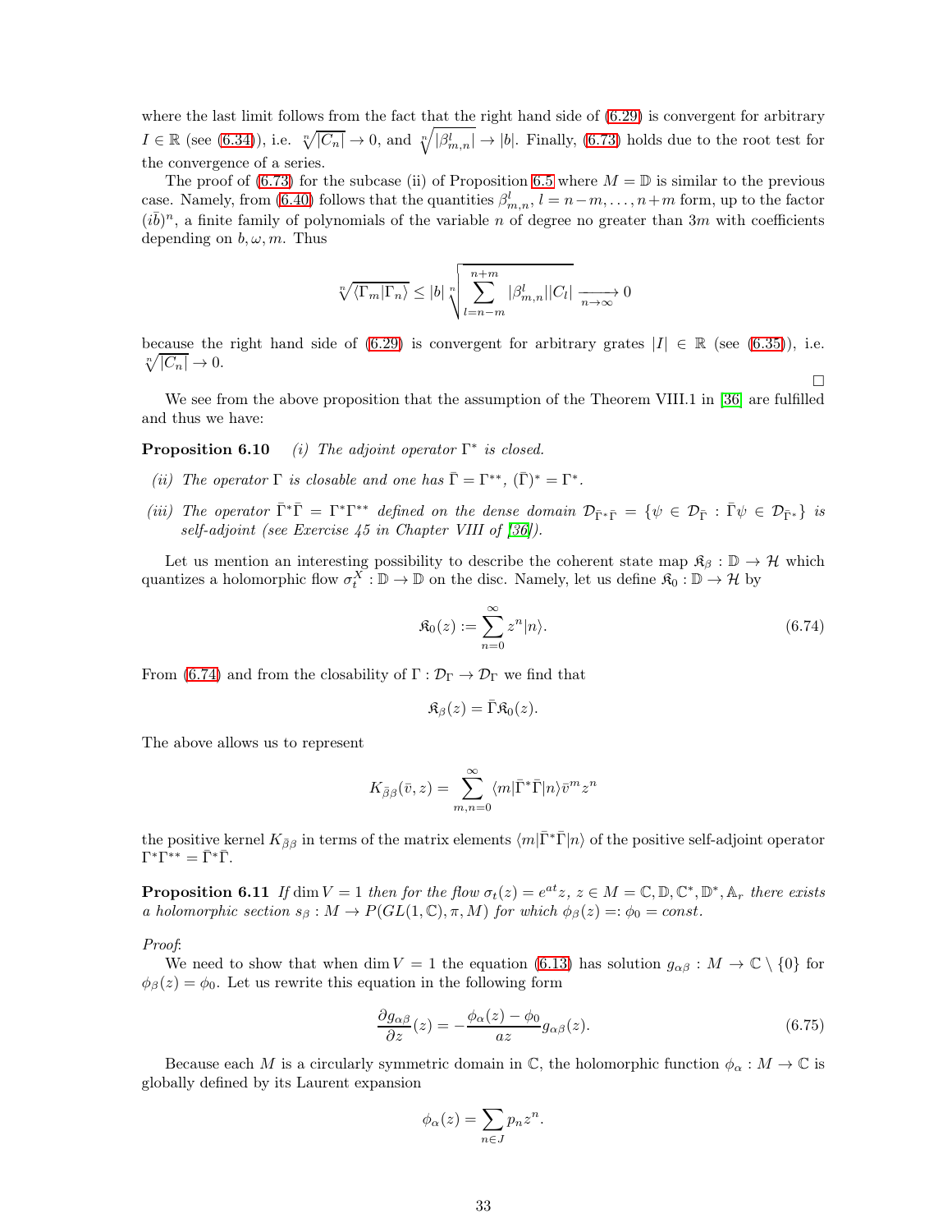where the last limit follows from the fact that the right hand side of (6.29) is convergent for arbitrary $I \in \mathbb{R}$ (see (6.34)), i.e. $\sqrt[n]{|C_n|} \to 0$, and $\sqrt[n]{|\beta^l_{m,n}|} \to |b|$. Finally, (6.73) holds due to the root test for the convergence of a series.

The proof of (6.73) for the subcase (ii) of Proposition 6.5 where $M = \mathbb{D}$ is similar to the previous case. Namely, from (6.40) follows that the quantities $\beta^l_{m,n}$, $l = n-m, \ldots, n+m$ form, up to the factor $(i\bar{b})^n$, a finite family of polynomials of the variable $n$ of degree no greater than $3m$ with coefficients depending on $b, \omega, m$. Thus

$$\sqrt[n]{\langle \Gamma_m | \Gamma_n \rangle} \leq |b| \sqrt[n]{\sum_{l=n-m}^{n+m} |\beta^l_{m,n}||C_l|} \xrightarrow[n\to\infty]{} 0$$

because the right hand side of (6.29) is convergent for arbitrary grates $|I| \in \mathbb{R}$ (see (6.35)), i.e. $\sqrt[n]{|C_n|} \to 0$.

□

We see from the above proposition that the assumption of the Theorem VIII.1 in [36] are fulfilled and thus we have:

**Proposition 6.10** *(i) The adjoint operator $\Gamma^*$ is closed.*

*(ii) The operator $\Gamma$ is closable and one has $\bar{\Gamma} = \Gamma^{**}$, $(\bar{\Gamma})^* = \Gamma^*$.*

*(iii) The operator $\bar{\Gamma}^*\bar{\Gamma} = \Gamma^*\Gamma^{**}$ defined on the dense domain $\mathcal{D}_{\bar{\Gamma}^*\bar{\Gamma}} = \{\psi \in \mathcal{D}_{\bar{\Gamma}} : \bar{\Gamma}\psi \in \mathcal{D}_{\bar{\Gamma}^*}\}$ is self-adjoint (see Exercise 45 in Chapter VIII of [36]).*

Let us mention an interesting possibility to describe the coherent state map $\mathfrak{K}_\beta : \mathbb{D} \to \mathcal{H}$ which quantizes a holomorphic flow $\sigma^X_t : \mathbb{D} \to \mathbb{D}$ on the disc. Namely, let us define $\mathfrak{K}_0 : \mathbb{D} \to \mathcal{H}$ by

$$\mathfrak{K}_0(z) := \sum_{n=0}^{\infty} z^n |n\rangle. \tag{6.74}$$

From (6.74) and from the closability of $\Gamma : \mathcal{D}_\Gamma \to \mathcal{D}_\Gamma$ we find that

$$\mathfrak{K}_\beta(z) = \bar{\Gamma}\mathfrak{K}_0(z).$$

The above allows us to represent

$$K_{\bar{\beta}\beta}(\bar{v}, z) = \sum_{m,n=0}^{\infty} \langle m|\bar{\Gamma}^*\bar{\Gamma}|n\rangle \bar{v}^m z^n$$

the positive kernel $K_{\bar{\beta}\beta}$ in terms of the matrix elements $\langle m|\bar{\Gamma}^*\bar{\Gamma}|n\rangle$ of the positive self-adjoint operator $\Gamma^*\Gamma^{**} = \bar{\Gamma}^*\bar{\Gamma}$.

**Proposition 6.11** *If $\dim V = 1$ then for the flow $\sigma_t(z) = e^{at}z$, $z \in M = \mathbb{C}, \mathbb{D}, \mathbb{C}^*, \mathbb{D}^*, \mathbb{A}_r$ there exists a holomorphic section $s_\beta : M \to P(GL(1,\mathbb{C}), \pi, M)$ for which $\phi_\beta(z) =: \phi_0 = const.$*

*Proof*:

We need to show that when $\dim V = 1$ the equation (6.13) has solution $g_{\alpha\beta} : M \to \mathbb{C} \setminus \{0\}$ for $\phi_\beta(z) = \phi_0$. Let us rewrite this equation in the following form

$$\frac{\partial g_{\alpha\beta}}{\partial z}(z) = -\frac{\phi_\alpha(z) - \phi_0}{az} g_{\alpha\beta}(z). \tag{6.75}$$

Because each $M$ is a circularly symmetric domain in $\mathbb{C}$, the holomorphic function $\phi_\alpha : M \to \mathbb{C}$ is globally defined by its Laurent expansion

$$\phi_\alpha(z) = \sum_{n \in J} p_n z^n.$$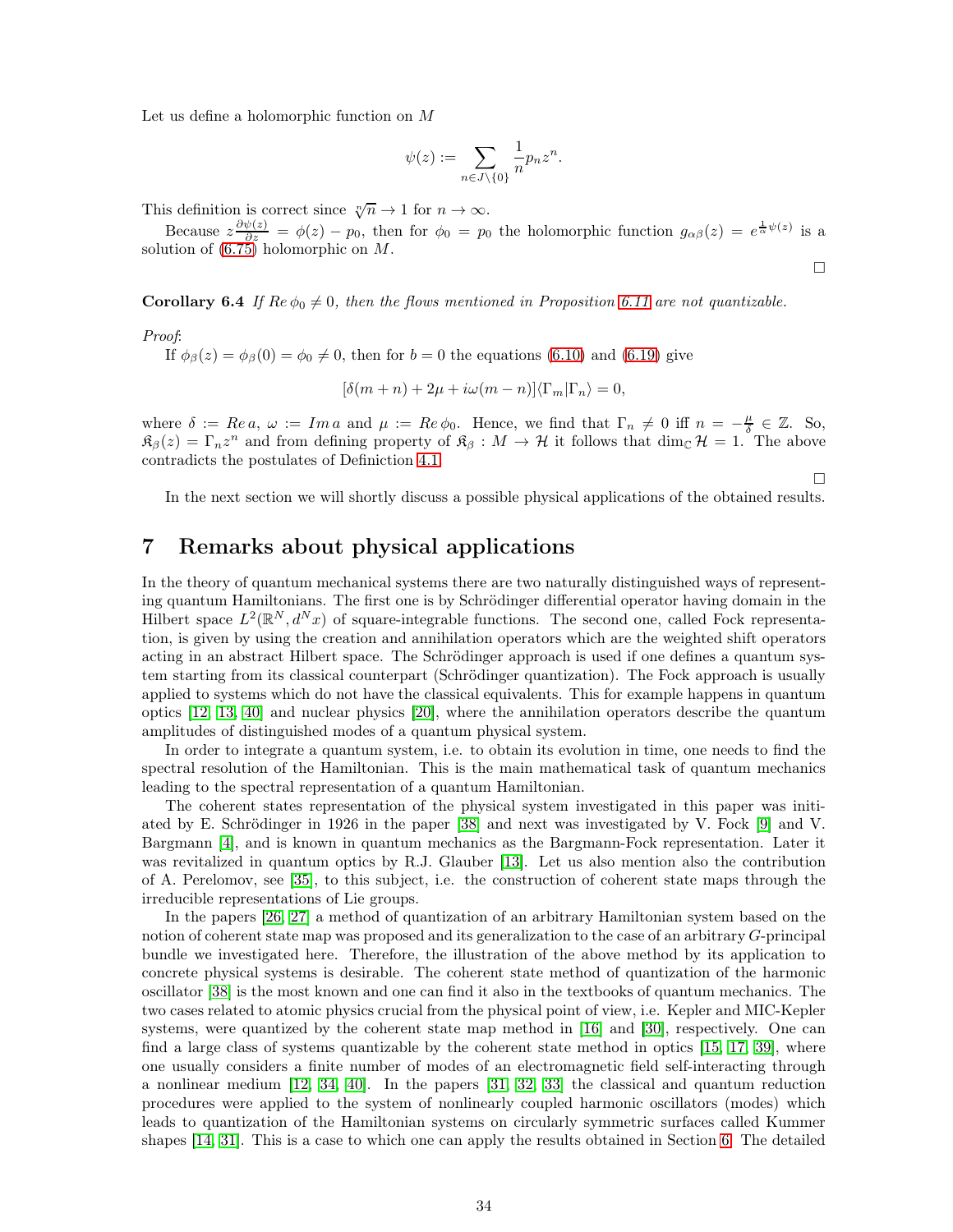Let us define a holomorphic function on $M$

$$\psi(z) := \sum_{n \in J \setminus \{0\}} \frac{1}{n} p_n z^n.$$

This definition is correct since $\sqrt[n]{n} \to 1$ for $n \to \infty$.

Because $z \frac{\partial \psi(z)}{\partial z} = \phi(z) - p_0$, then for $\phi_0 = p_0$ the holomorphic function $g_{\alpha\beta}(z) = e^{\frac{1}{\alpha}\psi(z)}$ is a solution of (6.75) holomorphic on $M$.

□

**Corollary 6.4** *If $Re\, \phi_0 \neq 0$, then the flows mentioned in Proposition 6.11 are not quantizable.*

*Proof*:

If $\phi_\beta(z) = \phi_\beta(0) = \phi_0 \neq 0$, then for $b = 0$ the equations (6.10) and (6.19) give

$$[\delta(m+n) + 2\mu + i\omega(m-n)]\langle \Gamma_m | \Gamma_n \rangle = 0,$$

where $\delta := Re\, a$, $\omega := Im\, a$ and $\mu := Re\, \phi_0$. Hence, we find that $\Gamma_n \neq 0$ iff $n = -\frac{\mu}{\delta} \in \mathbb{Z}$. So, $\mathfrak{K}_\beta(z) = \Gamma_n z^n$ and from defining property of $\mathfrak{K}_\beta : M \to \mathcal{H}$ it follows that $\dim_{\mathbb{C}} \mathcal{H} = 1$. The above contradicts the postulates of Definiction 4.1.

□

In the next section we will shortly discuss a possible physical applications of the obtained results.

# 7 Remarks about physical applications

In the theory of quantum mechanical systems there are two naturally distinguished ways of representing quantum Hamiltonians. The first one is by Schrödinger differential operator having domain in the Hilbert space $L^2(\mathbb{R}^N, d^N x)$ of square-integrable functions. The second one, called Fock representation, is given by using the creation and annihilation operators which are the weighted shift operators acting in an abstract Hilbert space. The Schrödinger approach is used if one defines a quantum system starting from its classical counterpart (Schrödinger quantization). The Fock approach is usually applied to systems which do not have the classical equivalents. This for example happens in quantum optics [12, 13, 40] and nuclear physics [20], where the annihilation operators describe the quantum amplitudes of distinguished modes of a quantum physical system.

In order to integrate a quantum system, i.e. to obtain its evolution in time, one needs to find the spectral resolution of the Hamiltonian. This is the main mathematical task of quantum mechanics leading to the spectral representation of a quantum Hamiltonian.

The coherent states representation of the physical system investigated in this paper was initiated by E. Schrödinger in 1926 in the paper [38] and next was investigated by V. Fock [9] and V. Bargmann [4], and is known in quantum mechanics as the Bargmann-Fock representation. Later it was revitalized in quantum optics by R.J. Glauber [13]. Let us also mention also the contribution of A. Perelomov, see [35], to this subject, i.e. the construction of coherent state maps through the irreducible representations of Lie groups.

In the papers [26, 27] a method of quantization of an arbitrary Hamiltonian system based on the notion of coherent state map was proposed and its generalization to the case of an arbitrary $G$-principal bundle we investigated here. Therefore, the illustration of the above method by its application to concrete physical systems is desirable. The coherent state method of quantization of the harmonic oscillator [38] is the most known and one can find it also in the textbooks of quantum mechanics. The two cases related to atomic physics crucial from the physical point of view, i.e. Kepler and MIC-Kepler systems, were quantized by the coherent state map method in [16] and [30], respectively. One can find a large class of systems quantizable by the coherent state method in optics [15, 17, 39], where one usually considers a finite number of modes of an electromagnetic field self-interacting through a nonlinear medium [12, 34, 40]. In the papers [31, 32, 33] the classical and quantum reduction procedures were applied to the system of nonlinearly coupled harmonic oscillators (modes) which leads to quantization of the Hamiltonian systems on circularly symmetric surfaces called Kummer shapes [14, 31]. This is a case to which one can apply the results obtained in Section 6. The detailed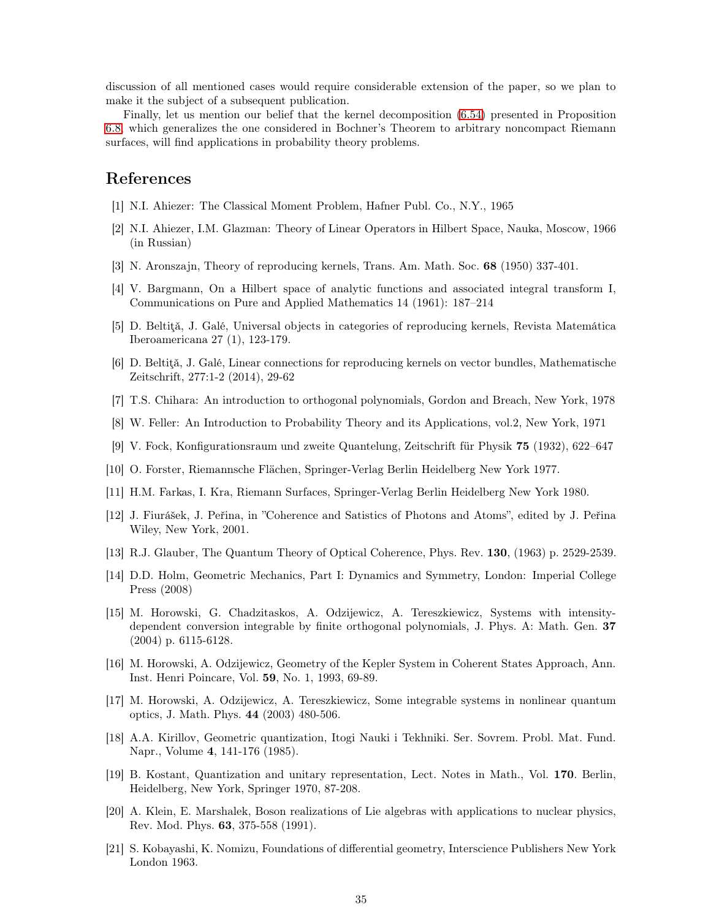discussion of all mentioned cases would require considerable extension of the paper, so we plan to make it the subject of a subsequent publication.

Finally, let us mention our belief that the kernel decomposition (6.54) presented in Proposition 6.8, which generalizes the one considered in Bochner's Theorem to arbitrary noncompact Riemann surfaces, will find applications in probability theory problems.

## References

[1] N.I. Ahiezer: The Classical Moment Problem, Hafner Publ. Co., N.Y., 1965

[2] N.I. Ahiezer, I.M. Glazman: Theory of Linear Operators in Hilbert Space, Nauka, Moscow, 1966 (in Russian)

[3] N. Aronszajn, Theory of reproducing kernels, Trans. Am. Math. Soc. **68** (1950) 337-401.

[4] V. Bargmann, On a Hilbert space of analytic functions and associated integral transform I, Communications on Pure and Applied Mathematics 14 (1961): 187–214

[5] D. Beltiţă, J. Galé, Universal objects in categories of reproducing kernels, Revista Matemática Iberoamericana 27 (1), 123-179.

[6] D. Beltiţă, J. Galé, Linear connections for reproducing kernels on vector bundles, Mathematische Zeitschrift, 277:1-2 (2014), 29-62

[7] T.S. Chihara: An introduction to orthogonal polynomials, Gordon and Breach, New York, 1978

[8] W. Feller: An Introduction to Probability Theory and its Applications, vol.2, New York, 1971

[9] V. Fock, Konfigurationsraum und zweite Quantelung, Zeitschrift für Physik **75** (1932), 622–647

[10] O. Forster, Riemannsche Flächen, Springer-Verlag Berlin Heidelberg New York 1977.

[11] H.M. Farkas, I. Kra, Riemann Surfaces, Springer-Verlag Berlin Heidelberg New York 1980.

[12] J. Fiurášek, J. Peřina, in "Coherence and Satistics of Photons and Atoms", edited by J. Peřina Wiley, New York, 2001.

[13] R.J. Glauber, The Quantum Theory of Optical Coherence, Phys. Rev. **130**, (1963) p. 2529-2539.

[14] D.D. Holm, Geometric Mechanics, Part I: Dynamics and Symmetry, London: Imperial College Press (2008)

[15] M. Horowski, G. Chadzitaskos, A. Odzijewicz, A. Tereszkiewicz, Systems with intensity-dependent conversion integrable by finite orthogonal polynomials, J. Phys. A: Math. Gen. **37** (2004) p. 6115-6128.

[16] M. Horowski, A. Odzijewicz, Geometry of the Kepler System in Coherent States Approach, Ann. Inst. Henri Poincare, Vol. **59**, No. 1, 1993, 69-89.

[17] M. Horowski, A. Odzijewicz, A. Tereszkiewicz, Some integrable systems in nonlinear quantum optics, J. Math. Phys. **44** (2003) 480-506.

[18] A.A. Kirillov, Geometric quantization, Itogi Nauki i Tekhniki. Ser. Sovrem. Probl. Mat. Fund. Napr., Volume **4**, 141-176 (1985).

[19] B. Kostant, Quantization and unitary representation, Lect. Notes in Math., Vol. **170**. Berlin, Heidelberg, New York, Springer 1970, 87-208.

[20] A. Klein, E. Marshalek, Boson realizations of Lie algebras with applications to nuclear physics, Rev. Mod. Phys. **63**, 375-558 (1991).

[21] S. Kobayashi, K. Nomizu, Foundations of differential geometry, Interscience Publishers New York London 1963.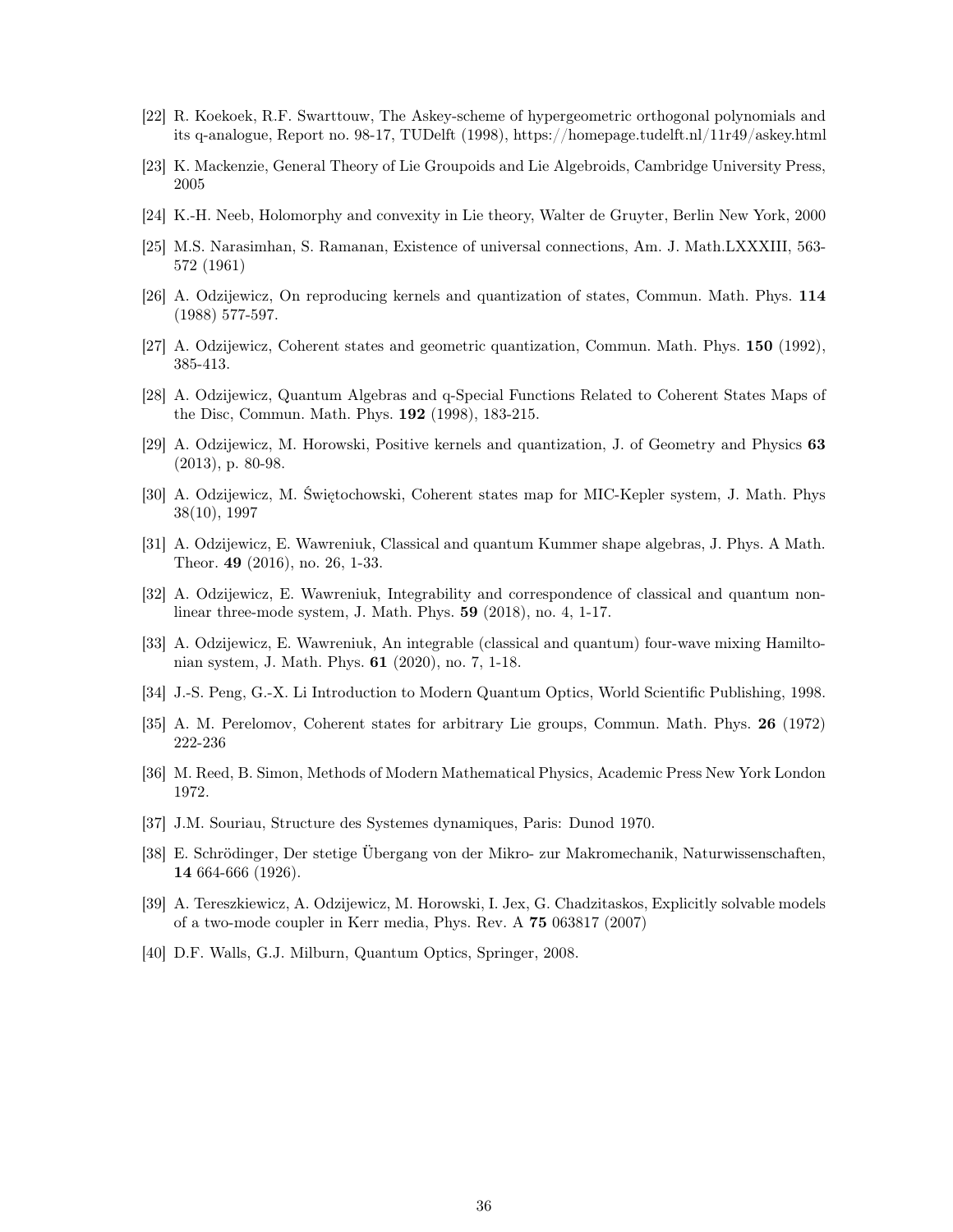[22] R. Koekoek, R.F. Swarttouw, The Askey-scheme of hypergeometric orthogonal polynomials and its q-analogue, Report no. 98-17, TUDelft (1998), https://homepage.tudelft.nl/11r49/askey.html

[23] K. Mackenzie, General Theory of Lie Groupoids and Lie Algebroids, Cambridge University Press, 2005

[24] K.-H. Neeb, Holomorphy and convexity in Lie theory, Walter de Gruyter, Berlin New York, 2000

[25] M.S. Narasimhan, S. Ramanan, Existence of universal connections, Am. J. Math.LXXXIII, 563-572 (1961)

[26] A. Odzijewicz, On reproducing kernels and quantization of states, Commun. Math. Phys. **114** (1988) 577-597.

[27] A. Odzijewicz, Coherent states and geometric quantization, Commun. Math. Phys. **150** (1992), 385-413.

[28] A. Odzijewicz, Quantum Algebras and q-Special Functions Related to Coherent States Maps of the Disc, Commun. Math. Phys. **192** (1998), 183-215.

[29] A. Odzijewicz, M. Horowski, Positive kernels and quantization, J. of Geometry and Physics **63** (2013), p. 80-98.

[30] A. Odzijewicz, M. Świętochowski, Coherent states map for MIC-Kepler system, J. Math. Phys 38(10), 1997

[31] A. Odzijewicz, E. Wawreniuk, Classical and quantum Kummer shape algebras, J. Phys. A Math. Theor. **49** (2016), no. 26, 1-33.

[32] A. Odzijewicz, E. Wawreniuk, Integrability and correspondence of classical and quantum non-linear three-mode system, J. Math. Phys. **59** (2018), no. 4, 1-17.

[33] A. Odzijewicz, E. Wawreniuk, An integrable (classical and quantum) four-wave mixing Hamiltonian system, J. Math. Phys. **61** (2020), no. 7, 1-18.

[34] J.-S. Peng, G.-X. Li Introduction to Modern Quantum Optics, World Scientific Publishing, 1998.

[35] A. M. Perelomov, Coherent states for arbitrary Lie groups, Commun. Math. Phys. **26** (1972) 222-236

[36] M. Reed, B. Simon, Methods of Modern Mathematical Physics, Academic Press New York London 1972.

[37] J.M. Souriau, Structure des Systemes dynamiques, Paris: Dunod 1970.

[38] E. Schrödinger, Der stetige Übergang von der Mikro- zur Makromechanik, Naturwissenschaften, **14** 664-666 (1926).

[39] A. Tereszkiewicz, A. Odzijewicz, M. Horowski, I. Jex, G. Chadzitaskos, Explicitly solvable models of a two-mode coupler in Kerr media, Phys. Rev. A **75** 063817 (2007)

[40] D.F. Walls, G.J. Milburn, Quantum Optics, Springer, 2008.